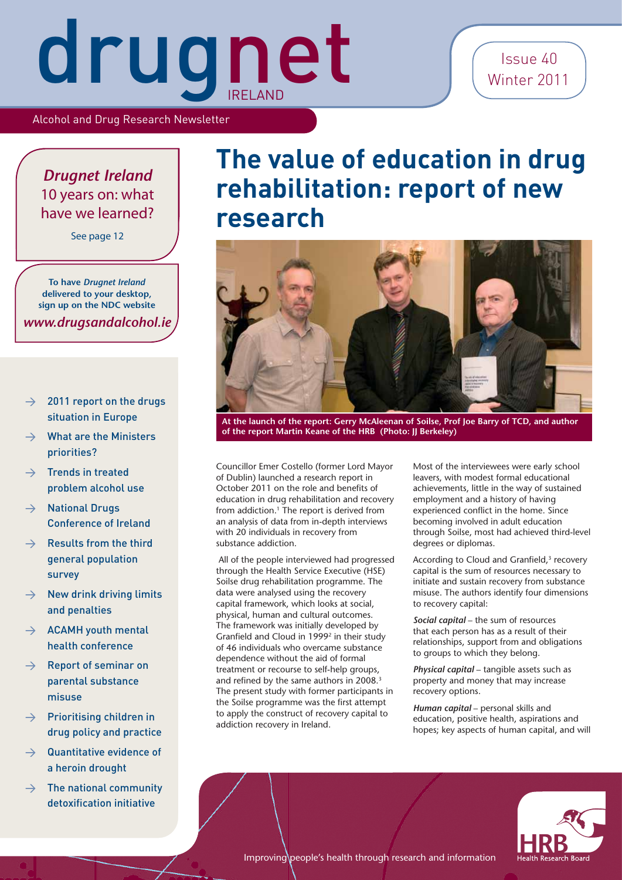# drugnet IRELAND

Alcohol and Drug Research Newsletter

Issue 40
Winter 2011

*Drugnet Ireland* 10 years on: what have we learned?

See page 12

To have *Drugnet Ireland* delivered to your desktop, sign up on the NDC website *www.drugsandalcohol.ie*

- → 2011 report on the drugs situation in Europe
- → What are the Ministers priorities?
- → Trends in treated problem alcohol use
- → National Drugs Conference of Ireland
- → Results from the third general population survey
- → New drink driving limits and penalties
- → ACAMH youth mental health conference
- → Report of seminar on parental substance misuse
- → Prioritising children in drug policy and practice
- → Quantitative evidence of a heroin drought
- → The national community detoxification initiative

# The value of education in drug rehabilitation: report of new research

At the launch of the report: Gerry McAleenan of Soilse, Prof Joe Barry of TCD, and author of the report Martin Keane of the HRB (Photo: JJ Berkeley)

Councillor Emer Costello (former Lord Mayor of Dublin) launched a research report in October 2011 on the role and benefits of education in drug rehabilitation and recovery from addiction.[1] The report is derived from an analysis of data from in-depth interviews with 20 individuals in recovery from substance addiction.

All of the people interviewed had progressed through the Health Service Executive (HSE) Soilse drug rehabilitation programme. The data were analysed using the recovery capital framework, which looks at social, physical, human and cultural outcomes. The framework was initially developed by Granfield and Cloud in 1999[2] in their study of 46 individuals who overcame substance dependence without the aid of formal treatment or recourse to self-help groups, and refined by the same authors in 2008.[3] The present study with former participants in the Soilse programme was the first attempt to apply the construct of recovery capital to addiction recovery in Ireland.

Most of the interviewees were early school leavers, with modest formal educational achievements, little in the way of sustained employment and a history of having experienced conflict in the home. Since becoming involved in adult education through Soilse, most had achieved third-level degrees or diplomas.

According to Cloud and Granfield,[3] recovery capital is the sum of resources necessary to initiate and sustain recovery from substance misuse. The authors identify four dimensions to recovery capital:

***Social capital*** – the sum of resources that each person has as a result of their relationships, support from and obligations to groups to which they belong.

***Physical capital*** – tangible assets such as property and money that may increase recovery options.

***Human capital*** – personal skills and education, positive health, aspirations and hopes; key aspects of human capital, and will

Improving people's health through research and information

HRB Health Research Board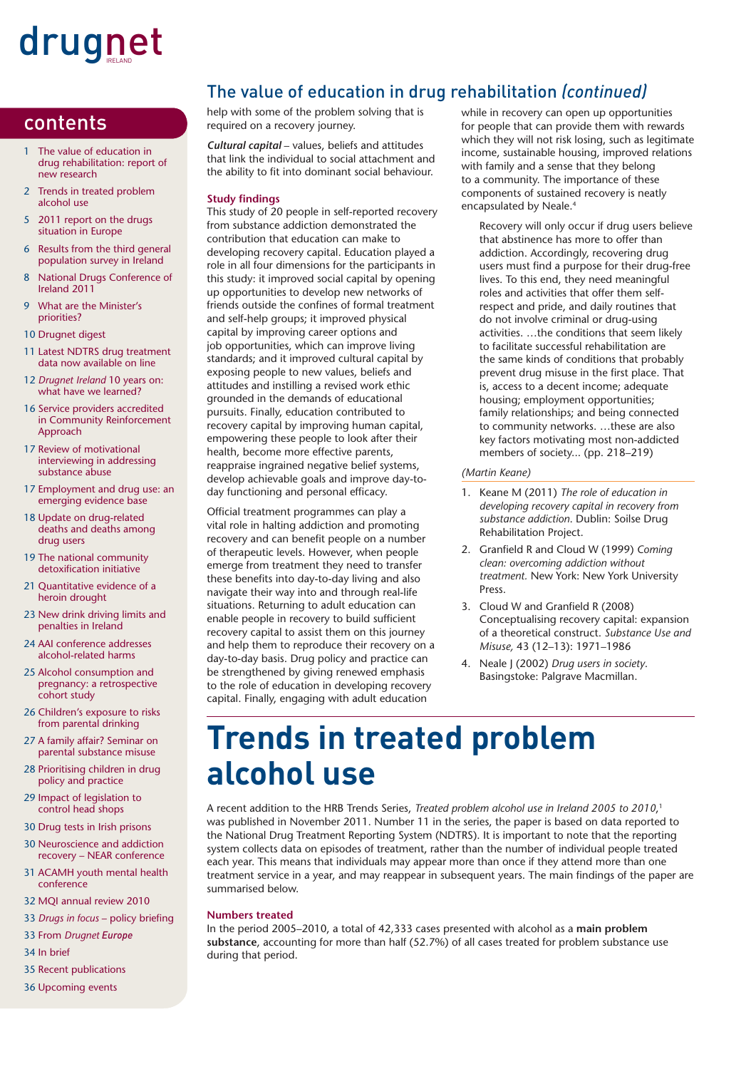## contents

1 The value of education in drug rehabilitation: report of new research

2 Trends in treated problem alcohol use

5 2011 report on the drugs situation in Europe

6 Results from the third general population survey in Ireland

8 National Drugs Conference of Ireland 2011

9 What are the Minister's priorities?

10 Drugnet digest

11 Latest NDTRS drug treatment data now available on line

12 *Drugnet Ireland* 10 years on: what have we learned?

16 Service providers accredited in Community Reinforcement Approach

17 Review of motivational interviewing in addressing substance abuse

17 Employment and drug use: an emerging evidence base

18 Update on drug-related deaths and deaths among drug users

19 The national community detoxification initiative

21 Quantitative evidence of a heroin drought

23 New drink driving limits and penalties in Ireland

24 AAI conference addresses alcohol-related harms

25 Alcohol consumption and pregnancy: a retrospective cohort study

26 Children's exposure to risks from parental drinking

27 A family affair? Seminar on parental substance misuse

28 Prioritising children in drug policy and practice

29 Impact of legislation to control head shops

30 Drug tests in Irish prisons

30 Neuroscience and addiction recovery – NEAR conference

31 ACAMH youth mental health conference

32 MQI annual review 2010

33 *Drugs in focus* – policy briefing

33 From *Drugnet Europe*

34 In brief

35 Recent publications

36 Upcoming events

## The value of education in drug rehabilitation *(continued)*

help with some of the problem solving that is required on a recovery journey.

***Cultural capital*** – values, beliefs and attitudes that link the individual to social attachment and the ability to fit into dominant social behaviour.

### Study findings

This study of 20 people in self-reported recovery from substance addiction demonstrated the contribution that education can make to developing recovery capital. Education played a role in all four dimensions for the participants in this study: it improved social capital by opening up opportunities to develop new networks of friends outside the confines of formal treatment and self-help groups; it improved physical capital by improving career options and job opportunities, which can improve living standards; and it improved cultural capital by exposing people to new values, beliefs and attitudes and instilling a revised work ethic grounded in the demands of educational pursuits. Finally, education contributed to recovery capital by improving human capital, empowering these people to look after their health, become more effective parents, reappraise ingrained negative belief systems, develop achievable goals and improve day-to-day functioning and personal efficacy.

Official treatment programmes can play a vital role in halting addiction and promoting recovery and can benefit people on a number of therapeutic levels. However, when people emerge from treatment they need to transfer these benefits into day-to-day living and also navigate their way into and through real-life situations. Returning to adult education can enable people in recovery to build sufficient recovery capital to assist them on this journey and help them to reproduce their recovery on a day-to-day basis. Drug policy and practice can be strengthened by giving renewed emphasis to the role of education in developing recovery capital. Finally, engaging with adult education while in recovery can open up opportunities for people that can provide them with rewards which they will not risk losing, such as legitimate income, sustainable housing, improved relations with family and a sense that they belong to a community. The importance of these components of sustained recovery is neatly encapsulated by Neale.[4]

> Recovery will only occur if drug users believe that abstinence has more to offer than addiction. Accordingly, recovering drug users must find a purpose for their drug-free lives. To this end, they need meaningful roles and activities that offer them self-respect and pride, and daily routines that do not involve criminal or drug-using activities. …the conditions that seem likely to facilitate successful rehabilitation are the same kinds of conditions that probably prevent drug misuse in the first place. That is, access to a decent income; adequate housing; employment opportunities; family relationships; and being connected to community networks. …these are also key factors motivating most non-addicted members of society... (pp. 218–219)

*(Martin Keane)*

1. Keane M (2011) *The role of education in developing recovery capital in recovery from substance addiction.* Dublin: Soilse Drug Rehabilitation Project.
2. Granfield R and Cloud W (1999) *Coming clean: overcoming addiction without treatment.* New York: New York University Press.
3. Cloud W and Granfield R (2008) Conceptualising recovery capital: expansion of a theoretical construct. *Substance Use and Misuse,* 43 (12–13): 1971–1986
4. Neale J (2002) *Drug users in society.* Basingstoke: Palgrave Macmillan.

# Trends in treated problem alcohol use

A recent addition to the HRB Trends Series, *Treated problem alcohol use in Ireland 2005 to 2010*,[1] was published in November 2011. Number 11 in the series, the paper is based on data reported to the National Drug Treatment Reporting System (NDTRS). It is important to note that the reporting system collects data on episodes of treatment, rather than the number of individual people treated each year. This means that individuals may appear more than once if they attend more than one treatment service in a year, and may reappear in subsequent years. The main findings of the paper are summarised below.

### Numbers treated

In the period 2005–2010, a total of 42,333 cases presented with alcohol as a **main problem substance**, accounting for more than half (52.7%) of all cases treated for problem substance use during that period.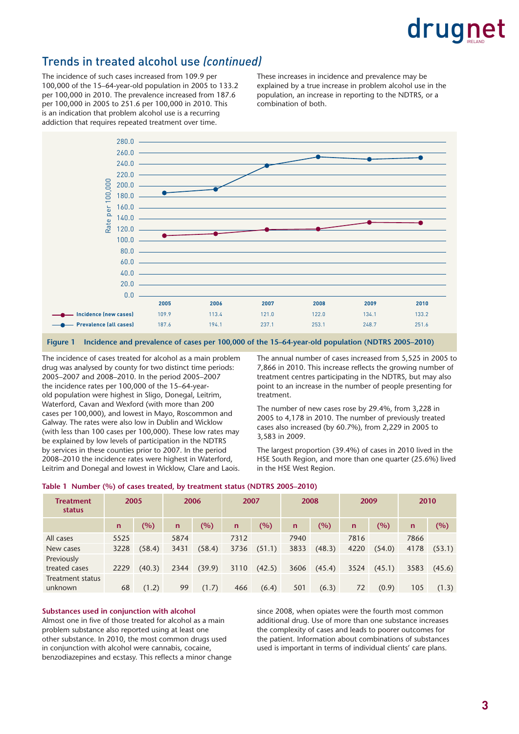## Trends in treated alcohol use *(continued)*

The incidence of such cases increased from 109.9 per 100,000 of the 15–64-year-old population in 2005 to 133.2 per 100,000 in 2010. The prevalence increased from 187.6 per 100,000 in 2005 to 251.6 per 100,000 in 2010. This is an indication that problem alcohol use is a recurring addiction that requires repeated treatment over time.

These increases in incidence and prevalence may be explained by a true increase in problem alcohol use in the population, an increase in reporting to the NDTRS, or a combination of both.

| | 2005 | 2006 | 2007 | 2008 | 2009 | 2010 |
|---|---|---|---|---|---|---|
| Incidence (new cases) | 109.9 | 113.4 | 121.0 | 122.0 | 134.1 | 133.2 |
| Prevalence (all cases) | 187.6 | 194.1 | 237.1 | 253.1 | 248.7 | 251.6 |

**Figure 1 Incidence and prevalence of cases per 100,000 of the 15–64-year-old population (NDTRS 2005–2010)**

The incidence of cases treated for alcohol as a main problem drug was analysed by county for two distinct time periods: 2005–2007 and 2008–2010. In the period 2005–2007 the incidence rates per 100,000 of the 15–64-year-old population were highest in Sligo, Donegal, Leitrim, Waterford, Cavan and Wexford (with more than 200 cases per 100,000), and lowest in Mayo, Roscommon and Galway. The rates were also low in Dublin and Wicklow (with less than 100 cases per 100,000). These low rates may be explained by low levels of participation in the NDTRS by services in these counties prior to 2007. In the period 2008–2010 the incidence rates were highest in Waterford, Leitrim and Donegal and lowest in Wicklow, Clare and Laois.

The annual number of cases increased from 5,525 in 2005 to 7,866 in 2010. This increase reflects the growing number of treatment centres participating in the NDTRS, but may also point to an increase in the number of people presenting for treatment.

The number of new cases rose by 29.4%, from 3,228 in 2005 to 4,178 in 2010. The number of previously treated cases also increased (by 60.7%), from 2,229 in 2005 to 3,583 in 2009.

The largest proportion (39.4%) of cases in 2010 lived in the HSE South Region, and more than one quarter (25.6%) lived in the HSE West Region.

**Table 1 Number (%) of cases treated, by treatment status (NDTRS 2005–2010)**

| Treatment status | 2005 | | 2006 | | 2007 | | 2008 | | 2009 | | 2010 | |
|---|---|---|---|---|---|---|---|---|---|---|---|---|
| | n | (%) | n | (%) | n | (%) | n | (%) | n | (%) | n | (%) |
| All cases | 5525 | | 5874 | | 7312 | | 7940 | | 7816 | | 7866 | |
| New cases | 3228 | (58.4) | 3431 | (58.4) | 3736 | (51.1) | 3833 | (48.3) | 4220 | (54.0) | 4178 | (53.1) |
| Previously treated cases | 2229 | (40.3) | 2344 | (39.9) | 3110 | (42.5) | 3606 | (45.4) | 3524 | (45.1) | 3583 | (45.6) |
| Treatment status unknown | 68 | (1.2) | 99 | (1.7) | 466 | (6.4) | 501 | (6.3) | 72 | (0.9) | 105 | (1.3) |

**Substances used in conjunction with alcohol**

Almost one in five of those treated for alcohol as a main problem substance also reported using at least one other substance. In 2010, the most common drugs used in conjunction with alcohol were cannabis, cocaine, benzodiazepines and ecstasy. This reflects a minor change since 2008, when opiates were the fourth most common additional drug. Use of more than one substance increases the complexity of cases and leads to poorer outcomes for the patient. Information about combinations of substances used is important in terms of individual clients' care plans.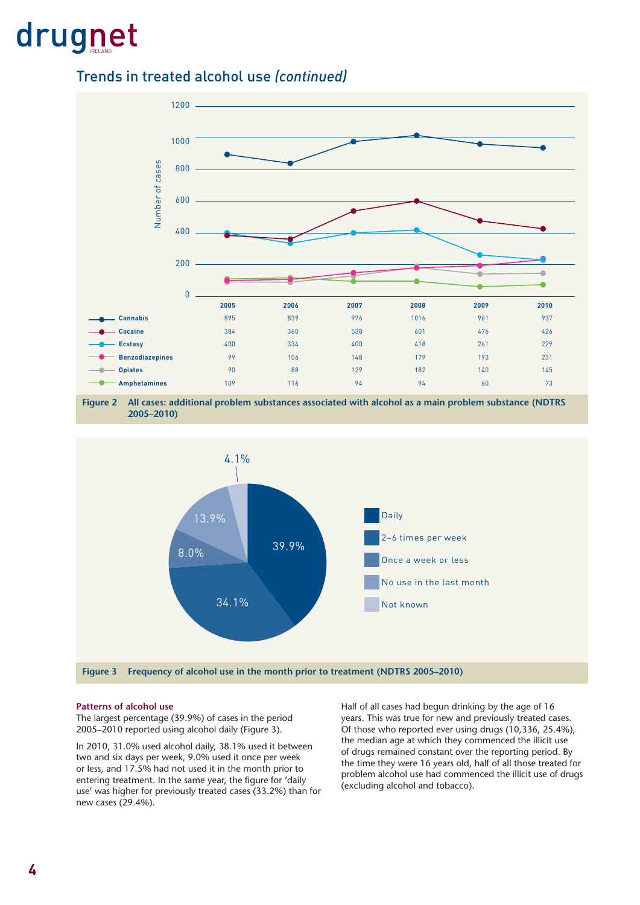## Trends in treated alcohol use *(continued)*

| | 2005 | 2006 | 2007 | 2008 | 2009 | 2010 |
|---|---|---|---|---|---|---|
| Cannabis | 895 | 839 | 976 | 1016 | 961 | 937 |
| Cocaine | 384 | 360 | 538 | 601 | 476 | 426 |
| Ecstasy | 400 | 334 | 400 | 418 | 261 | 229 |
| Benzodiazepines | 99 | 106 | 148 | 179 | 193 | 231 |
| Opiates | 90 | 88 | 129 | 182 | 140 | 145 |
| Amphetamines | 109 | 116 | 94 | 94 | 60 | 73 |

**Figure 2 All cases: additional problem substances associated with alcohol as a main problem substance (NDTRS 2005–2010)**

| Frequency | % |
|---|---|
| Daily | 39.9% |
| 2–6 times per week | 34.1% |
| Once a week or less | 8.0% |
| No use in the last month | 13.9% |
| Not known | 4.1% |

**Figure 3 Frequency of alcohol use in the month prior to treatment (NDTRS 2005–2010)**

**Patterns of alcohol use**

The largest percentage (39.9%) of cases in the period 2005–2010 reported using alcohol daily (Figure 3).

In 2010, 31.0% used alcohol daily, 38.1% used it between two and six days per week, 9.0% used it once per week or less, and 17.5% had not used it in the month prior to entering treatment. In the same year, the figure for 'daily use' was higher for previously treated cases (33.2%) than for new cases (29.4%).

Half of all cases had begun drinking by the age of 16 years. This was true for new and previously treated cases. Of those who reported ever using drugs (10,336, 25.4%), the median age at which they commenced the illicit use of drugs remained constant over the reporting period. By the time they were 16 years old, half of all those treated for problem alcohol use had commenced the illicit use of drugs (excluding alcohol and tobacco).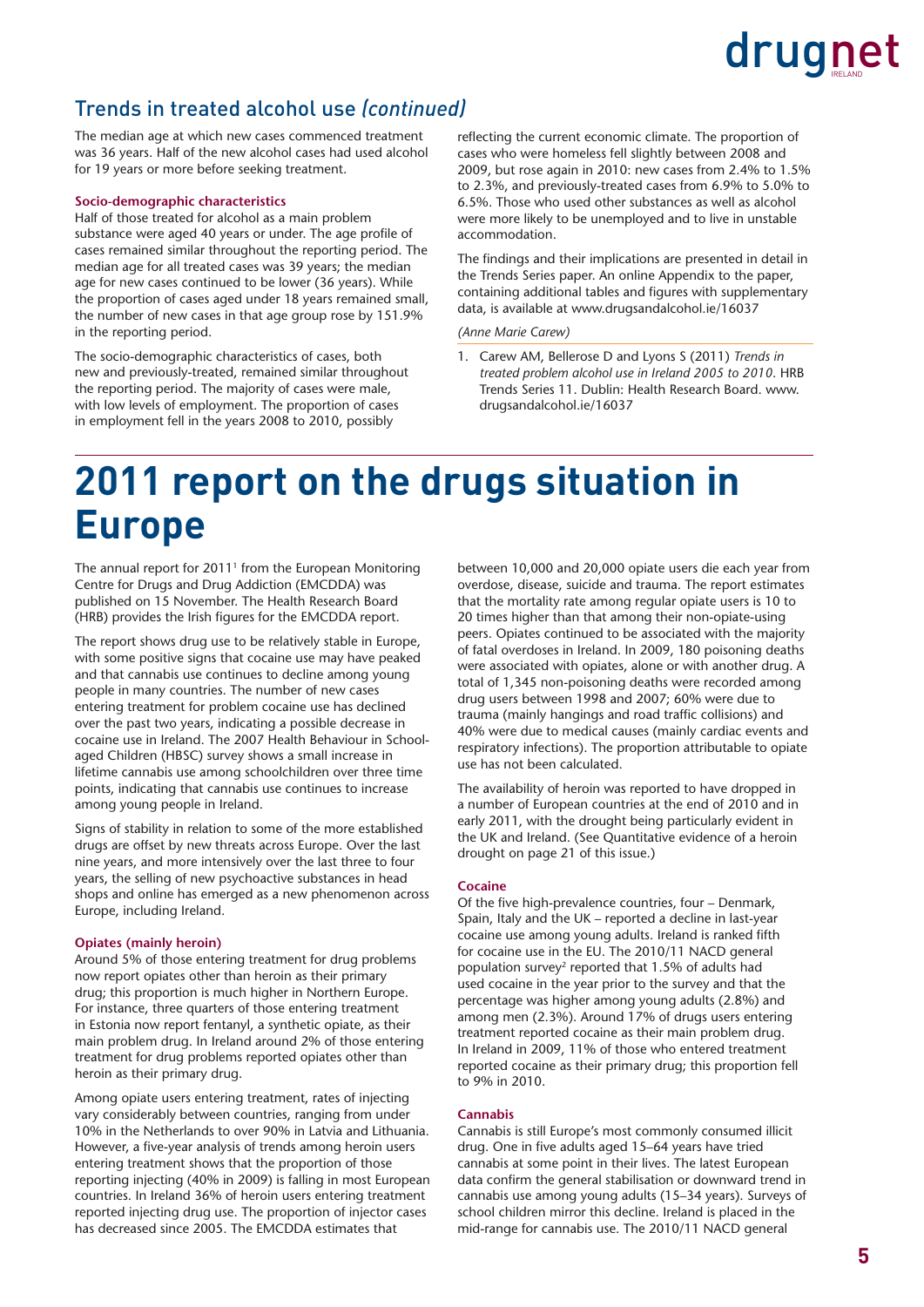## Trends in treated alcohol use *(continued)*

The median age at which new cases commenced treatment was 36 years. Half of the new alcohol cases had used alcohol for 19 years or more before seeking treatment.

**Socio-demographic characteristics**

Half of those treated for alcohol as a main problem substance were aged 40 years or under. The age profile of cases remained similar throughout the reporting period. The median age for all treated cases was 39 years; the median age for new cases continued to be lower (36 years). While the proportion of cases aged under 18 years remained small, the number of new cases in that age group rose by 151.9% in the reporting period.

The socio-demographic characteristics of cases, both new and previously-treated, remained similar throughout the reporting period. The majority of cases were male, with low levels of employment. The proportion of cases in employment fell in the years 2008 to 2010, possibly reflecting the current economic climate. The proportion of cases who were homeless fell slightly between 2008 and 2009, but rose again in 2010: new cases from 2.4% to 1.5% to 2.3%, and previously-treated cases from 6.9% to 5.0% to 6.5%. Those who used other substances as well as alcohol were more likely to be unemployed and to live in unstable accommodation.

The findings and their implications are presented in detail in the Trends Series paper. An online Appendix to the paper, containing additional tables and figures with supplementary data, is available at www.drugsandalcohol.ie/16037

*(Anne Marie Carew)*

1. Carew AM, Bellerose D and Lyons S (2011) *Trends in treated problem alcohol use in Ireland 2005 to 2010*. HRB Trends Series 11. Dublin: Health Research Board. www.drugsandalcohol.ie/16037

# 2011 report on the drugs situation in Europe

The annual report for 2011[1] from the European Monitoring Centre for Drugs and Drug Addiction (EMCDDA) was published on 15 November. The Health Research Board (HRB) provides the Irish figures for the EMCDDA report.

The report shows drug use to be relatively stable in Europe, with some positive signs that cocaine use may have peaked and that cannabis use continues to decline among young people in many countries. The number of new cases entering treatment for problem cocaine use has declined over the past two years, indicating a possible decrease in cocaine use in Ireland. The 2007 Health Behaviour in School-aged Children (HBSC) survey shows a small increase in lifetime cannabis use among schoolchildren over three time points, indicating that cannabis use continues to increase among young people in Ireland.

Signs of stability in relation to some of the more established drugs are offset by new threats across Europe. Over the last nine years, and more intensively over the last three to four years, the selling of new psychoactive substances in head shops and online has emerged as a new phenomenon across Europe, including Ireland.

**Opiates (mainly heroin)**

Around 5% of those entering treatment for drug problems now report opiates other than heroin as their primary drug; this proportion is much higher in Northern Europe. For instance, three quarters of those entering treatment in Estonia now report fentanyl, a synthetic opiate, as their main problem drug. In Ireland around 2% of those entering treatment for drug problems reported opiates other than heroin as their primary drug.

Among opiate users entering treatment, rates of injecting vary considerably between countries, ranging from under 10% in the Netherlands to over 90% in Latvia and Lithuania. However, a five-year analysis of trends among heroin users entering treatment shows that the proportion of those reporting injecting (40% in 2009) is falling in most European countries. In Ireland 36% of heroin users entering treatment reported injecting drug use. The proportion of injector cases has decreased since 2005. The EMCDDA estimates that between 10,000 and 20,000 opiate users die each year from overdose, disease, suicide and trauma. The report estimates that the mortality rate among regular opiate users is 10 to 20 times higher than that among their non-opiate-using peers. Opiates continued to be associated with the majority of fatal overdoses in Ireland. In 2009, 180 poisoning deaths were associated with opiates, alone or with another drug. A total of 1,345 non-poisoning deaths were recorded among drug users between 1998 and 2007; 60% were due to trauma (mainly hangings and road traffic collisions) and 40% were due to medical causes (mainly cardiac events and respiratory infections). The proportion attributable to opiate use has not been calculated.

The availability of heroin was reported to have dropped in a number of European countries at the end of 2010 and in early 2011, with the drought being particularly evident in the UK and Ireland. (See Quantitative evidence of a heroin drought on page 21 of this issue.)

**Cocaine**

Of the five high-prevalence countries, four – Denmark, Spain, Italy and the UK – reported a decline in last-year cocaine use among young adults. Ireland is ranked fifth for cocaine use in the EU. The 2010/11 NACD general population survey[2] reported that 1.5% of adults had used cocaine in the year prior to the survey and that the percentage was higher among young adults (2.8%) and among men (2.3%). Around 17% of drugs users entering treatment reported cocaine as their main problem drug. In Ireland in 2009, 11% of those who entered treatment reported cocaine as their primary drug; this proportion fell to 9% in 2010.

**Cannabis**

Cannabis is still Europe's most commonly consumed illicit drug. One in five adults aged 15–64 years have tried cannabis at some point in their lives. The latest European data confirm the general stabilisation or downward trend in cannabis use among young adults (15–34 years). Surveys of school children mirror this decline. Ireland is placed in the mid-range for cannabis use. The 2010/11 NACD general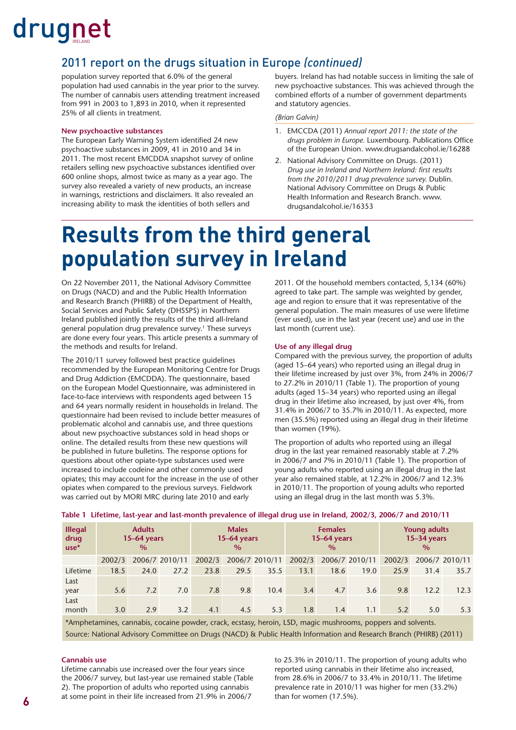## 2011 report on the drugs situation in Europe *(continued)*

population survey reported that 6.0% of the general population had used cannabis in the year prior to the survey. The number of cannabis users attending treatment increased from 991 in 2003 to 1,893 in 2010, when it represented 25% of all clients in treatment.

**New psychoactive substances**

The European Early Warning System identified 24 new psychoactive substances in 2009, 41 in 2010 and 34 in 2011. The most recent EMCDDA snapshot survey of online retailers selling new psychoactive substances identified over 600 online shops, almost twice as many as a year ago. The survey also revealed a variety of new products, an increase in warnings, restrictions and disclaimers. It also revealed an increasing ability to mask the identities of both sellers and buyers. Ireland has had notable success in limiting the sale of new psychoactive substances. This was achieved through the combined efforts of a number of government departments and statutory agencies.

*(Brian Galvin)*

1. EMCCDA (2011) *Annual report 2011: the state of the drugs problem in Europe.* Luxembourg. Publications Office of the European Union. www.drugsandalcohol.ie/16288
2. National Advisory Committee on Drugs. (2011) *Drug use in Ireland and Northern Ireland: first results from the 2010/2011 drug prevalence survey.* Dublin. National Advisory Committee on Drugs & Public Health Information and Research Branch. www.drugsandalcohol.ie/16353

# Results from the third general population survey in Ireland

On 22 November 2011, the National Advisory Committee on Drugs (NACD) and and the Public Health Information and Research Branch (PHIRB) of the Department of Health, Social Services and Public Safety (DHSSPS) in Northern Ireland published jointly the results of the third all-Ireland general population drug prevalence survey.[1] These surveys are done every four years. This article presents a summary of the methods and results for Ireland.

The 2010/11 survey followed best practice guidelines recommended by the European Monitoring Centre for Drugs and Drug Addiction (EMCDDA). The questionnaire, based on the European Model Questionnaire, was administered in face-to-face interviews with respondents aged between 15 and 64 years normally resident in households in Ireland. The questionnaire had been revised to include better measures of problematic alcohol and cannabis use, and three questions about new psychoactive substances sold in head shops or online. The detailed results from these new questions will be published in future bulletins. The response options for questions about other opiate-type substances used were increased to include codeine and other commonly used opiates; this may account for the increase in the use of other opiates when compared to the previous surveys. Fieldwork was carried out by MORI MRC during late 2010 and early 2011. Of the household members contacted, 5,134 (60%) agreed to take part. The sample was weighted by gender, age and region to ensure that it was representative of the general population. The main measures of use were lifetime (ever used), use in the last year (recent use) and use in the last month (current use).

**Use of any illegal drug**

Compared with the previous survey, the proportion of adults (aged 15–64 years) who reported using an illegal drug in their lifetime increased by just over 3%, from 24% in 2006/7 to 27.2% in 2010/11 (Table 1). The proportion of young adults (aged 15–34 years) who reported using an illegal drug in their lifetime also increased, by just over 4%, from 31.4% in 2006/7 to 35.7% in 2010/11. As expected, more men (35.5%) reported using an illegal drug in their lifetime than women (19%).

The proportion of adults who reported using an illegal drug in the last year remained reasonably stable at 7.2% in 2006/7 and 7% in 2010/11 (Table 1). The proportion of young adults who reported using an illegal drug in the last year also remained stable, at 12.2% in 2006/7 and 12.3% in 2010/11. The proportion of young adults who reported using an illegal drug in the last month was 5.3%.

**Table 1 Lifetime, last-year and last-month prevalence of illegal drug use in Ireland, 2002/3, 2006/7 and 2010/11**

| Illegal drug use* | Adults 15–64 years % | | | Males 15–64 years % | | | Females 15–64 years % | | | Young adults 15–34 years % | | |
|---|---|---|---|---|---|---|---|---|---|---|---|---|
| | 2002/3 | 2006/7 | 2010/11 | 2002/3 | 2006/7 | 2010/11 | 2002/3 | 2006/7 | 2010/11 | 2002/3 | 2006/7 | 2010/11 |
| Lifetime | 18.5 | 24.0 | 27.2 | 23.8 | 29.5 | 35.5 | 13.1 | 18.6 | 19.0 | 25.9 | 31.4 | 35.7 |
| Last year | 5.6 | 7.2 | 7.0 | 7.8 | 9.8 | 10.4 | 3.4 | 4.7 | 3.6 | 9.8 | 12.2 | 12.3 |
| Last month | 3.0 | 2.9 | 3.2 | 4.1 | 4.5 | 5.3 | 1.8 | 1.4 | 1.1 | 5.2 | 5.0 | 5.3 |

*Amphetamines, cannabis, cocaine powder, crack, ecstasy, heroin, LSD, magic mushrooms, poppers and solvents.

Source: National Advisory Committee on Drugs (NACD) & Public Health Information and Research Branch (PHIRB) (2011)

**Cannabis use**

Lifetime cannabis use increased over the four years since the 2006/7 survey, but last-year use remained stable (Table 2). The proportion of adults who reported using cannabis at some point in their life increased from 21.9% in 2006/7 to 25.3% in 2010/11. The proportion of young adults who reported using cannabis in their lifetime also increased, from 28.6% in 2006/7 to 33.4% in 2010/11. The lifetime prevalence rate in 2010/11 was higher for men (33.2%) than for women (17.5%).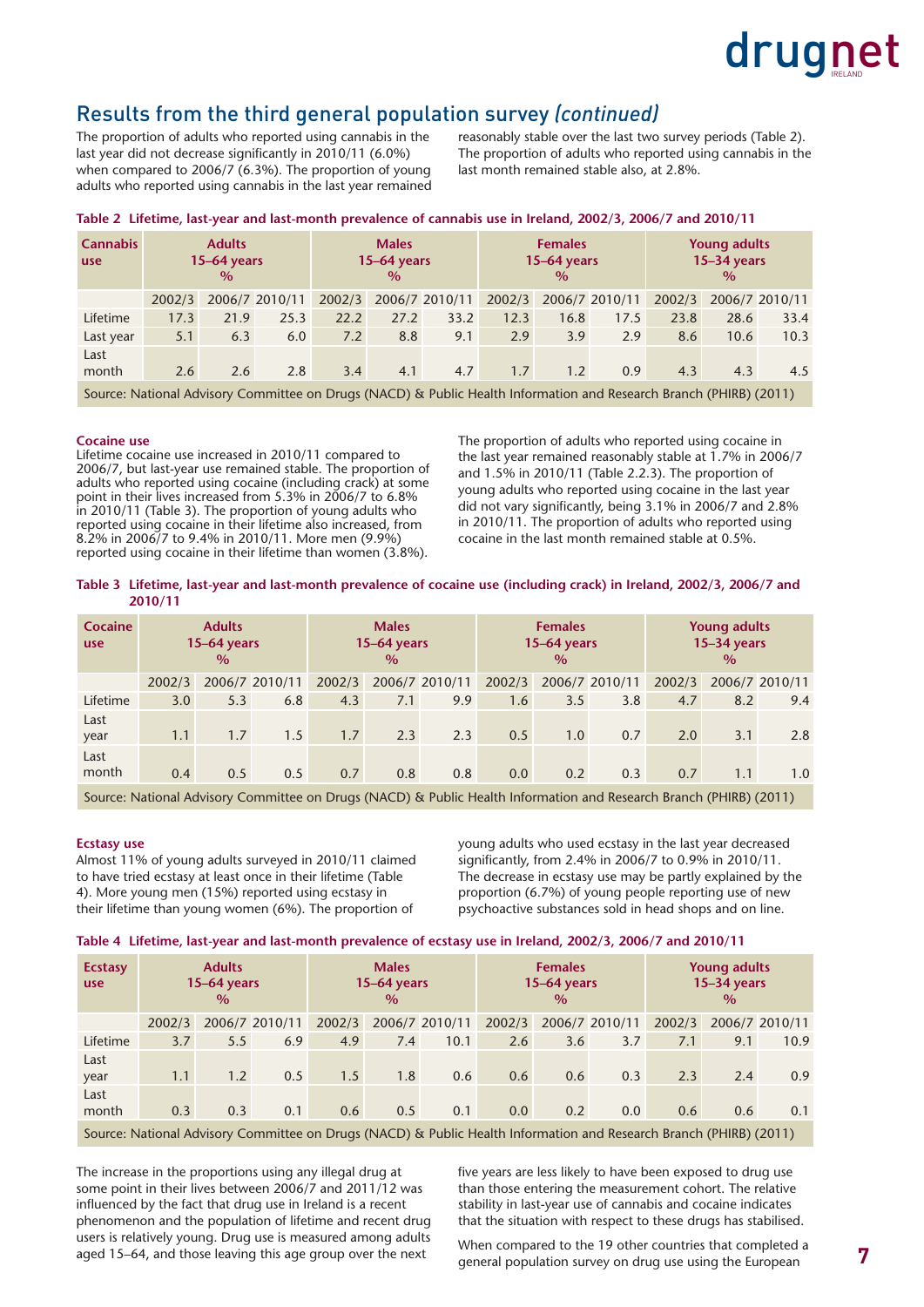## Results from the third general population survey *(continued)*

The proportion of adults who reported using cannabis in the last year did not decrease significantly in 2010/11 (6.0%) when compared to 2006/7 (6.3%). The proportion of young adults who reported using cannabis in the last year remained reasonably stable over the last two survey periods (Table 2). The proportion of adults who reported using cannabis in the last month remained stable also, at 2.8%.

**Table 2 Lifetime, last-year and last-month prevalence of cannabis use in Ireland, 2002/3, 2006/7 and 2010/11**

| Cannabis use | Adults 15–64 years % | | | Males 15–64 years % | | | Females 15–64 years % | | | Young adults 15–34 years % | | |
|---|---|---|---|---|---|---|---|---|---|---|---|---|
| | 2002/3 | 2006/7 | 2010/11 | 2002/3 | 2006/7 | 2010/11 | 2002/3 | 2006/7 | 2010/11 | 2002/3 | 2006/7 | 2010/11 |
| Lifetime | 17.3 | 21.9 | 25.3 | 22.2 | 27.2 | 33.2 | 12.3 | 16.8 | 17.5 | 23.8 | 28.6 | 33.4 |
| Last year | 5.1 | 6.3 | 6.0 | 7.2 | 8.8 | 9.1 | 2.9 | 3.9 | 2.9 | 8.6 | 10.6 | 10.3 |
| Last month | 2.6 | 2.6 | 2.8 | 3.4 | 4.1 | 4.7 | 1.7 | 1.2 | 0.9 | 4.3 | 4.3 | 4.5 |

Source: National Advisory Committee on Drugs (NACD) & Public Health Information and Research Branch (PHIRB) (2011)

#### Cocaine use

Lifetime cocaine use increased in 2010/11 compared to 2006/7, but last-year use remained stable. The proportion of adults who reported using cocaine (including crack) at some point in their lives increased from 5.3% in 2006/7 to 6.8% in 2010/11 (Table 3). The proportion of young adults who reported using cocaine in their lifetime also increased, from 8.2% in 2006/7 to 9.4% in 2010/11. More men (9.9%) reported using cocaine in their lifetime than women (3.8%).

The proportion of adults who reported using cocaine in the last year remained reasonably stable at 1.7% in 2006/7 and 1.5% in 2010/11 (Table 2.2.3). The proportion of young adults who reported using cocaine in the last year did not vary significantly, being 3.1% in 2006/7 and 2.8% in 2010/11. The proportion of adults who reported using cocaine in the last month remained stable at 0.5%.

**Table 3 Lifetime, last-year and last-month prevalence of cocaine use (including crack) in Ireland, 2002/3, 2006/7 and 2010/11**

| Cocaine use | Adults 15–64 years % | | | Males 15–64 years % | | | Females 15–64 years % | | | Young adults 15–34 years % | | |
|---|---|---|---|---|---|---|---|---|---|---|---|---|
| | 2002/3 | 2006/7 | 2010/11 | 2002/3 | 2006/7 | 2010/11 | 2002/3 | 2006/7 | 2010/11 | 2002/3 | 2006/7 | 2010/11 |
| Lifetime | 3.0 | 5.3 | 6.8 | 4.3 | 7.1 | 9.9 | 1.6 | 3.5 | 3.8 | 4.7 | 8.2 | 9.4 |
| Last year | 1.1 | 1.7 | 1.5 | 1.7 | 2.3 | 2.3 | 0.5 | 1.0 | 0.7 | 2.0 | 3.1 | 2.8 |
| Last month | 0.4 | 0.5 | 0.5 | 0.7 | 0.8 | 0.8 | 0.0 | 0.2 | 0.3 | 0.7 | 1.1 | 1.0 |

Source: National Advisory Committee on Drugs (NACD) & Public Health Information and Research Branch (PHIRB) (2011)

#### Ecstasy use

Almost 11% of young adults surveyed in 2010/11 claimed to have tried ecstasy at least once in their lifetime (Table 4). More young men (15%) reported using ecstasy in their lifetime than young women (6%). The proportion of young adults who used ecstasy in the last year decreased significantly, from 2.4% in 2006/7 to 0.9% in 2010/11. The decrease in ecstasy use may be partly explained by the proportion (6.7%) of young people reporting use of new psychoactive substances sold in head shops and on line.

**Table 4 Lifetime, last-year and last-month prevalence of ecstasy use in Ireland, 2002/3, 2006/7 and 2010/11**

| Ecstasy use | Adults 15–64 years % | | | Males 15–64 years % | | | Females 15–64 years % | | | Young adults 15–34 years % | | |
|---|---|---|---|---|---|---|---|---|---|---|---|---|
| | 2002/3 | 2006/7 | 2010/11 | 2002/3 | 2006/7 | 2010/11 | 2002/3 | 2006/7 | 2010/11 | 2002/3 | 2006/7 | 2010/11 |
| Lifetime | 3.7 | 5.5 | 6.9 | 4.9 | 7.4 | 10.1 | 2.6 | 3.6 | 3.7 | 7.1 | 9.1 | 10.9 |
| Last year | 1.1 | 1.2 | 0.5 | 1.5 | 1.8 | 0.6 | 0.6 | 0.6 | 0.3 | 2.3 | 2.4 | 0.9 |
| Last month | 0.3 | 0.3 | 0.1 | 0.6 | 0.5 | 0.1 | 0.0 | 0.2 | 0.0 | 0.6 | 0.6 | 0.1 |

Source: National Advisory Committee on Drugs (NACD) & Public Health Information and Research Branch (PHIRB) (2011)

The increase in the proportions using any illegal drug at some point in their lives between 2006/7 and 2011/12 was influenced by the fact that drug use in Ireland is a recent phenomenon and the population of lifetime and recent drug users is relatively young. Drug use is measured among adults aged 15–64, and those leaving this age group over the next five years are less likely to have been exposed to drug use than those entering the measurement cohort. The relative stability in last-year use of cannabis and cocaine indicates that the situation with respect to these drugs has stabilised.

When compared to the 19 other countries that completed a general population survey on drug use using the European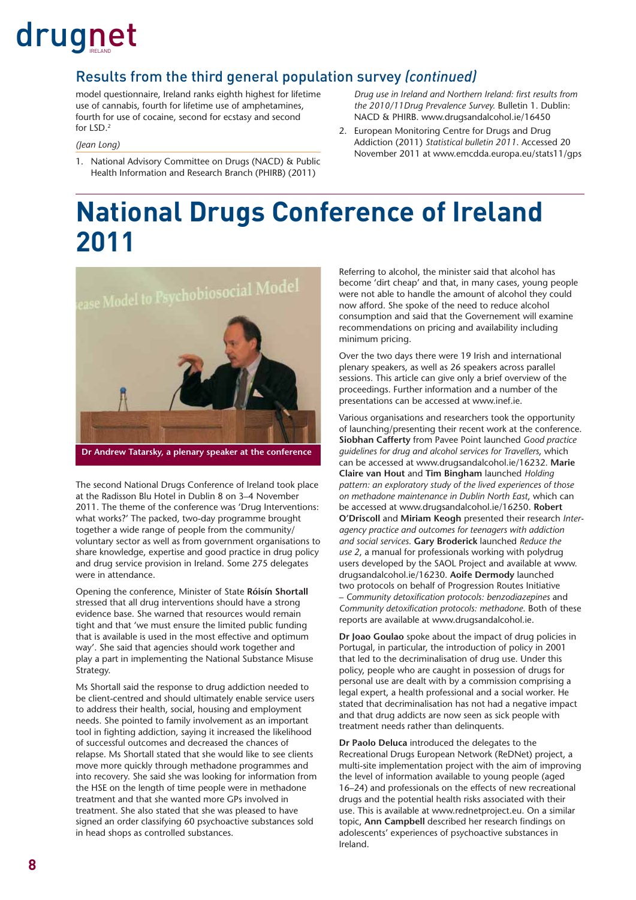## Results from the third general population survey *(continued)*

model questionnaire, Ireland ranks eighth highest for lifetime use of cannabis, fourth for lifetime use of amphetamines, fourth for use of cocaine, second for ecstasy and second for LSD.[2]

*(Jean Long)*

1. National Advisory Committee on Drugs (NACD) & Public Health Information and Research Branch (PHIRB) (2011) *Drug use in Ireland and Northern Ireland: first results from the 2010/11Drug Prevalence Survey.* Bulletin 1. Dublin: NACD & PHIRB. www.drugsandalcohol.ie/16450
2. European Monitoring Centre for Drugs and Drug Addiction (2011) *Statistical bulletin 2011*. Accessed 20 November 2011 at www.emcdda.europa.eu/stats11/gps

# National Drugs Conference of Ireland 2011

Dr Andrew Tatarsky, a plenary speaker at the conference

The second National Drugs Conference of Ireland took place at the Radisson Blu Hotel in Dublin 8 on 3–4 November 2011. The theme of the conference was 'Drug Interventions: what works?' The packed, two-day programme brought together a wide range of people from the community/voluntary sector as well as from government organisations to share knowledge, expertise and good practice in drug policy and drug service provision in Ireland. Some 275 delegates were in attendance.

Opening the conference, Minister of State **Róisín Shortall** stressed that all drug interventions should have a strong evidence base. She warned that resources would remain tight and that 'we must ensure the limited public funding that is available is used in the most effective and optimum way'. She said that agencies should work together and play a part in implementing the National Substance Misuse Strategy.

Ms Shortall said the response to drug addiction needed to be client-centred and should ultimately enable service users to address their health, social, housing and employment needs. She pointed to family involvement as an important tool in fighting addiction, saying it increased the likelihood of successful outcomes and decreased the chances of relapse. Ms Shortall stated that she would like to see clients move more quickly through methadone programmes and into recovery. She said she was looking for information from the HSE on the length of time people were in methadone treatment and that she wanted more GPs involved in treatment. She also stated that she was pleased to have signed an order classifying 60 psychoactive substances sold in head shops as controlled substances.

Referring to alcohol, the minister said that alcohol has become 'dirt cheap' and that, in many cases, young people were not able to handle the amount of alcohol they could now afford. She spoke of the need to reduce alcohol consumption and said that the Governement will examine recommendations on pricing and availability including minimum pricing.

Over the two days there were 19 Irish and international plenary speakers, as well as 26 speakers across parallel sessions. This article can give only a brief overview of the proceedings. Further information and a number of the presentations can be accessed at www.inef.ie.

Various organisations and researchers took the opportunity of launching/presenting their recent work at the conference. **Siobhan Cafferty** from Pavee Point launched *Good practice guidelines for drug and alcohol services for Travellers*, which can be accessed at www.drugsandalcohol.ie/16232. **Marie Claire van Hout** and **Tim Bingham** launched *Holding pattern: an exploratory study of the lived experiences of those on methadone maintenance in Dublin North East*, which can be accessed at www.drugsandalcohol.ie/16250. **Robert O'Driscoll** and **Miriam Keogh** presented their research *Inter-agency practice and outcomes for teenagers with addiction and social services.* **Gary Broderick** launched *Reduce the use 2*, a manual for professionals working with polydrug users developed by the SAOL Project and available at www.drugsandalcohol.ie/16230. **Aoife Dermody** launched two protocols on behalf of Progression Routes Initiative – *Community detoxification protocols: benzodiazepines* and *Community detoxification protocols: methadone*. Both of these reports are available at www.drugsandalcohol.ie.

**Dr Joao Goulao** spoke about the impact of drug policies in Portugal, in particular, the introduction of policy in 2001 that led to the decriminalisation of drug use. Under this policy, people who are caught in possession of drugs for personal use are dealt with by a commission comprising a legal expert, a health professional and a social worker. He stated that decriminalisation has not had a negative impact and that drug addicts are now seen as sick people with treatment needs rather than delinquents.

**Dr Paolo Deluca** introduced the delegates to the Recreational Drugs European Network (ReDNet) project, a multi-site implementation project with the aim of improving the level of information available to young people (aged 16–24) and professionals on the effects of new recreational drugs and the potential health risks associated with their use. This is available at www.rednetproject.eu. On a similar topic, **Ann Campbell** described her research findings on adolescents' experiences of psychoactive substances in Ireland.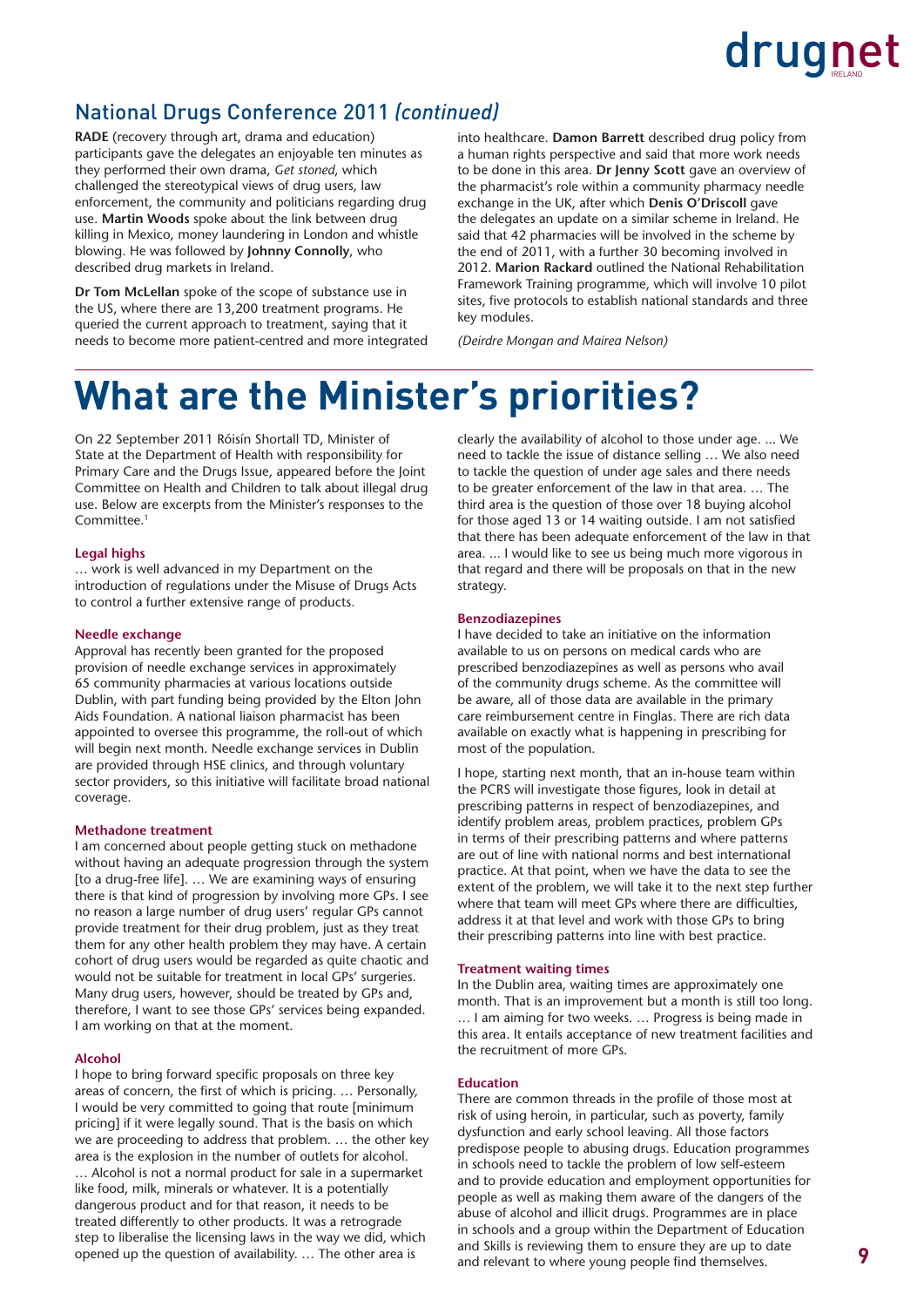## National Drugs Conference 2011 *(continued)*

**RADE** (recovery through art, drama and education) participants gave the delegates an enjoyable ten minutes as they performed their own drama, *Get stoned*, which challenged the stereotypical views of drug users, law enforcement, the community and politicians regarding drug use. **Martin Woods** spoke about the link between drug killing in Mexico, money laundering in London and whistle blowing. He was followed by **Johnny Connolly**, who described drug markets in Ireland.

**Dr Tom McLellan** spoke of the scope of substance use in the US, where there are 13,200 treatment programs. He queried the current approach to treatment, saying that it needs to become more patient-centred and more integrated into healthcare. **Damon Barrett** described drug policy from a human rights perspective and said that more work needs to be done in this area. **Dr Jenny Scott** gave an overview of the pharmacist's role within a community pharmacy needle exchange in the UK, after which **Denis O'Driscoll** gave the delegates an update on a similar scheme in Ireland. He said that 42 pharmacies will be involved in the scheme by the end of 2011, with a further 30 becoming involved in 2012. **Marion Rackard** outlined the National Rehabilitation Framework Training programme, which will involve 10 pilot sites, five protocols to establish national standards and three key modules.

*(Deirdre Mongan and Mairea Nelson)*

# What are the Minister's priorities?

On 22 September 2011 Róisín Shortall TD, Minister of State at the Department of Health with responsibility for Primary Care and the Drugs Issue, appeared before the Joint Committee on Health and Children to talk about illegal drug use. Below are excerpts from the Minister's responses to the Committee.[1]

### Legal highs

… work is well advanced in my Department on the introduction of regulations under the Misuse of Drugs Acts to control a further extensive range of products.

### Needle exchange

Approval has recently been granted for the proposed provision of needle exchange services in approximately 65 community pharmacies at various locations outside Dublin, with part funding being provided by the Elton John Aids Foundation. A national liaison pharmacist has been appointed to oversee this programme, the roll-out of which will begin next month. Needle exchange services in Dublin are provided through HSE clinics, and through voluntary sector providers, so this initiative will facilitate broad national coverage.

### Methadone treatment

I am concerned about people getting stuck on methadone without having an adequate progression through the system [to a drug-free life]. … We are examining ways of ensuring there is that kind of progression by involving more GPs. I see no reason a large number of drug users' regular GPs cannot provide treatment for their drug problem, just as they treat them for any other health problem they may have. A certain cohort of drug users would be regarded as quite chaotic and would not be suitable for treatment in local GPs' surgeries. Many drug users, however, should be treated by GPs and, therefore, I want to see those GPs' services being expanded. I am working on that at the moment.

### Alcohol

I hope to bring forward specific proposals on three key areas of concern, the first of which is pricing. … Personally, I would be very committed to going that route [minimum pricing] if it were legally sound. That is the basis on which we are proceeding to address that problem. … the other key area is the explosion in the number of outlets for alcohol. … Alcohol is not a normal product for sale in a supermarket like food, milk, minerals or whatever. It is a potentially dangerous product and for that reason, it needs to be treated differently to other products. It was a retrograde step to liberalise the licensing laws in the way we did, which opened up the question of availability. … The other area is clearly the availability of alcohol to those under age. ... We need to tackle the issue of distance selling … We also need to tackle the question of under age sales and there needs to be greater enforcement of the law in that area. … The third area is the question of those over 18 buying alcohol for those aged 13 or 14 waiting outside. I am not satisfied that there has been adequate enforcement of the law in that area. ... I would like to see us being much more vigorous in that regard and there will be proposals on that in the new strategy.

### Benzodiazepines

I have decided to take an initiative on the information available to us on persons on medical cards who are prescribed benzodiazepines as well as persons who avail of the community drugs scheme. As the committee will be aware, all of those data are available in the primary care reimbursement centre in Finglas. There are rich data available on exactly what is happening in prescribing for most of the population.

I hope, starting next month, that an in-house team within the PCRS will investigate those figures, look in detail at prescribing patterns in respect of benzodiazepines, and identify problem areas, problem practices, problem GPs in terms of their prescribing patterns and where patterns are out of line with national norms and best international practice. At that point, when we have the data to see the extent of the problem, we will take it to the next step further where that team will meet GPs where there are difficulties, address it at that level and work with those GPs to bring their prescribing patterns into line with best practice.

### Treatment waiting times

In the Dublin area, waiting times are approximately one month. That is an improvement but a month is still too long. … I am aiming for two weeks. … Progress is being made in this area. It entails acceptance of new treatment facilities and the recruitment of more GPs.

### Education

There are common threads in the profile of those most at risk of using heroin, in particular, such as poverty, family dysfunction and early school leaving. All those factors predispose people to abusing drugs. Education programmes in schools need to tackle the problem of low self-esteem and to provide education and employment opportunities for people as well as making them aware of the dangers of the abuse of alcohol and illicit drugs. Programmes are in place in schools and a group within the Department of Education and Skills is reviewing them to ensure they are up to date and relevant to where young people find themselves.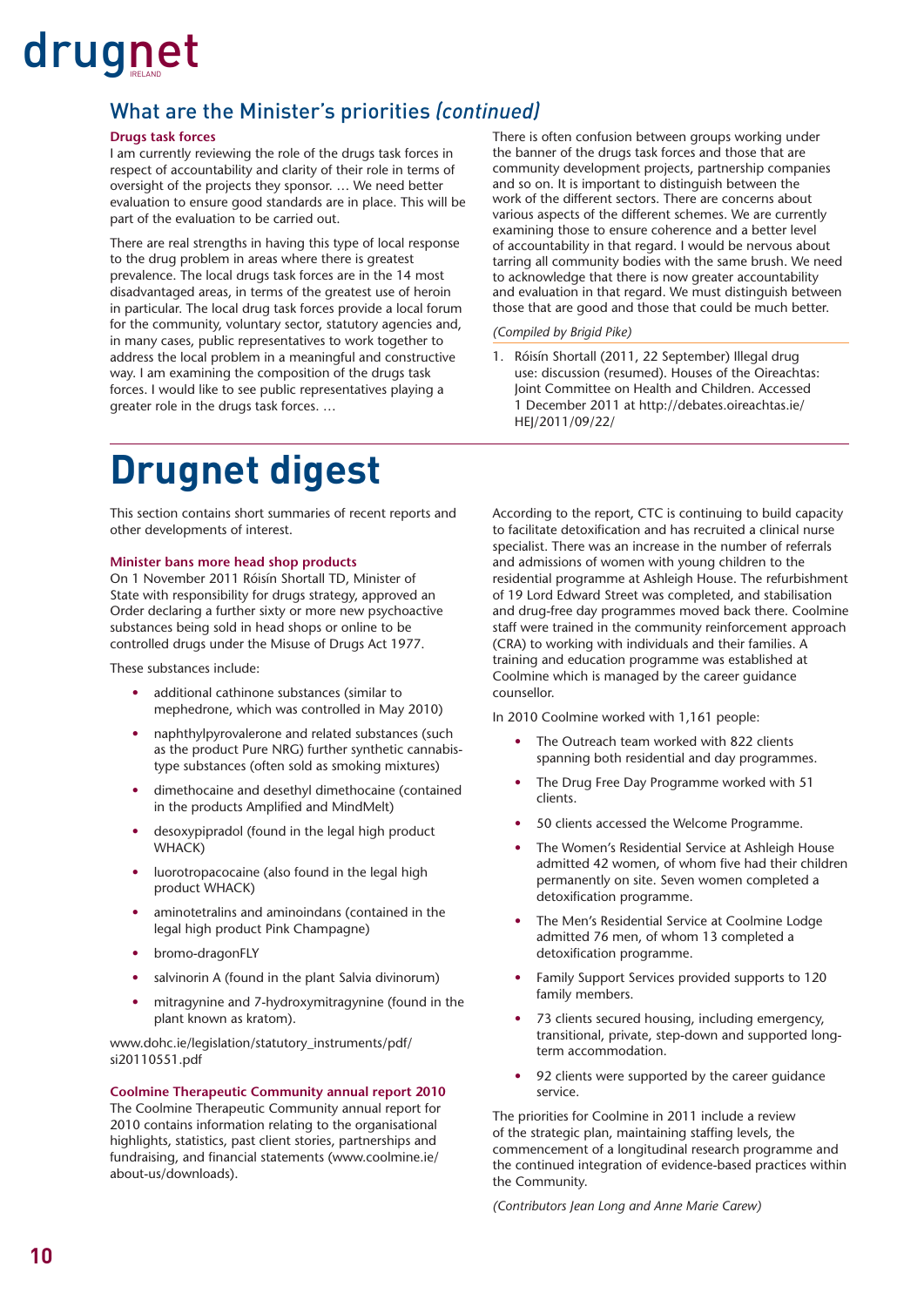## What are the Minister's priorities *(continued)*

**Drugs task forces**

I am currently reviewing the role of the drugs task forces in respect of accountability and clarity of their role in terms of oversight of the projects they sponsor. … We need better evaluation to ensure good standards are in place. This will be part of the evaluation to be carried out.

There are real strengths in having this type of local response to the drug problem in areas where there is greatest prevalence. The local drugs task forces are in the 14 most disadvantaged areas, in terms of the greatest use of heroin in particular. The local drug task forces provide a local forum for the community, voluntary sector, statutory agencies and, in many cases, public representatives to work together to address the local problem in a meaningful and constructive way. I am examining the composition of the drugs task forces. I would like to see public representatives playing a greater role in the drugs task forces. …

There is often confusion between groups working under the banner of the drugs task forces and those that are community development projects, partnership companies and so on. It is important to distinguish between the work of the different sectors. There are concerns about various aspects of the different schemes. We are currently examining those to ensure coherence and a better level of accountability in that regard. I would be nervous about tarring all community bodies with the same brush. We need to acknowledge that there is now greater accountability and evaluation in that regard. We must distinguish between those that are good and those that could be much better.

*(Compiled by Brigid Pike)*

1. Róisín Shortall (2011, 22 September) Illegal drug use: discussion (resumed). Houses of the Oireachtas: Joint Committee on Health and Children. Accessed 1 December 2011 at http://debates.oireachtas.ie/HEJ/2011/09/22/

# Drugnet digest

This section contains short summaries of recent reports and other developments of interest.

**Minister bans more head shop products**

On 1 November 2011 Róisín Shortall TD, Minister of State with responsibility for drugs strategy, approved an Order declaring a further sixty or more new psychoactive substances being sold in head shops or online to be controlled drugs under the Misuse of Drugs Act 1977.

These substances include:

- additional cathinone substances (similar to mephedrone, which was controlled in May 2010)
- naphthylpyrovalerone and related substances (such as the product Pure NRG) further synthetic cannabis-type substances (often sold as smoking mixtures)
- dimethocaine and desethyl dimethocaine (contained in the products Amplified and MindMelt)
- desoxypipradol (found in the legal high product WHACK)
- luorotropacocaine (also found in the legal high product WHACK)
- aminotetralins and aminoindans (contained in the legal high product Pink Champagne)
- bromo-dragonFLY
- salvinorin A (found in the plant Salvia divinorum)
- mitragynine and 7-hydroxymitragynine (found in the plant known as kratom).

www.dohc.ie/legislation/statutory_instruments/pdf/si20110551.pdf

**Coolmine Therapeutic Community annual report 2010**

The Coolmine Therapeutic Community annual report for 2010 contains information relating to the organisational highlights, statistics, past client stories, partnerships and fundraising, and financial statements (www.coolmine.ie/about-us/downloads).

According to the report, CTC is continuing to build capacity to facilitate detoxification and has recruited a clinical nurse specialist. There was an increase in the number of referrals and admissions of women with young children to the residential programme at Ashleigh House. The refurbishment of 19 Lord Edward Street was completed, and stabilisation and drug-free day programmes moved back there. Coolmine staff were trained in the community reinforcement approach (CRA) to working with individuals and their families. A training and education programme was established at Coolmine which is managed by the career guidance counsellor.

In 2010 Coolmine worked with 1,161 people:

- The Outreach team worked with 822 clients spanning both residential and day programmes.
- The Drug Free Day Programme worked with 51 clients.
- 50 clients accessed the Welcome Programme.
- The Women's Residential Service at Ashleigh House admitted 42 women, of whom five had their children permanently on site. Seven women completed a detoxification programme.
- The Men's Residential Service at Coolmine Lodge admitted 76 men, of whom 13 completed a detoxification programme.
- Family Support Services provided supports to 120 family members.
- 73 clients secured housing, including emergency, transitional, private, step-down and supported long-term accommodation.
- 92 clients were supported by the career guidance service.

The priorities for Coolmine in 2011 include a review of the strategic plan, maintaining staffing levels, the commencement of a longitudinal research programme and the continued integration of evidence-based practices within the Community.

*(Contributors Jean Long and Anne Marie Carew)*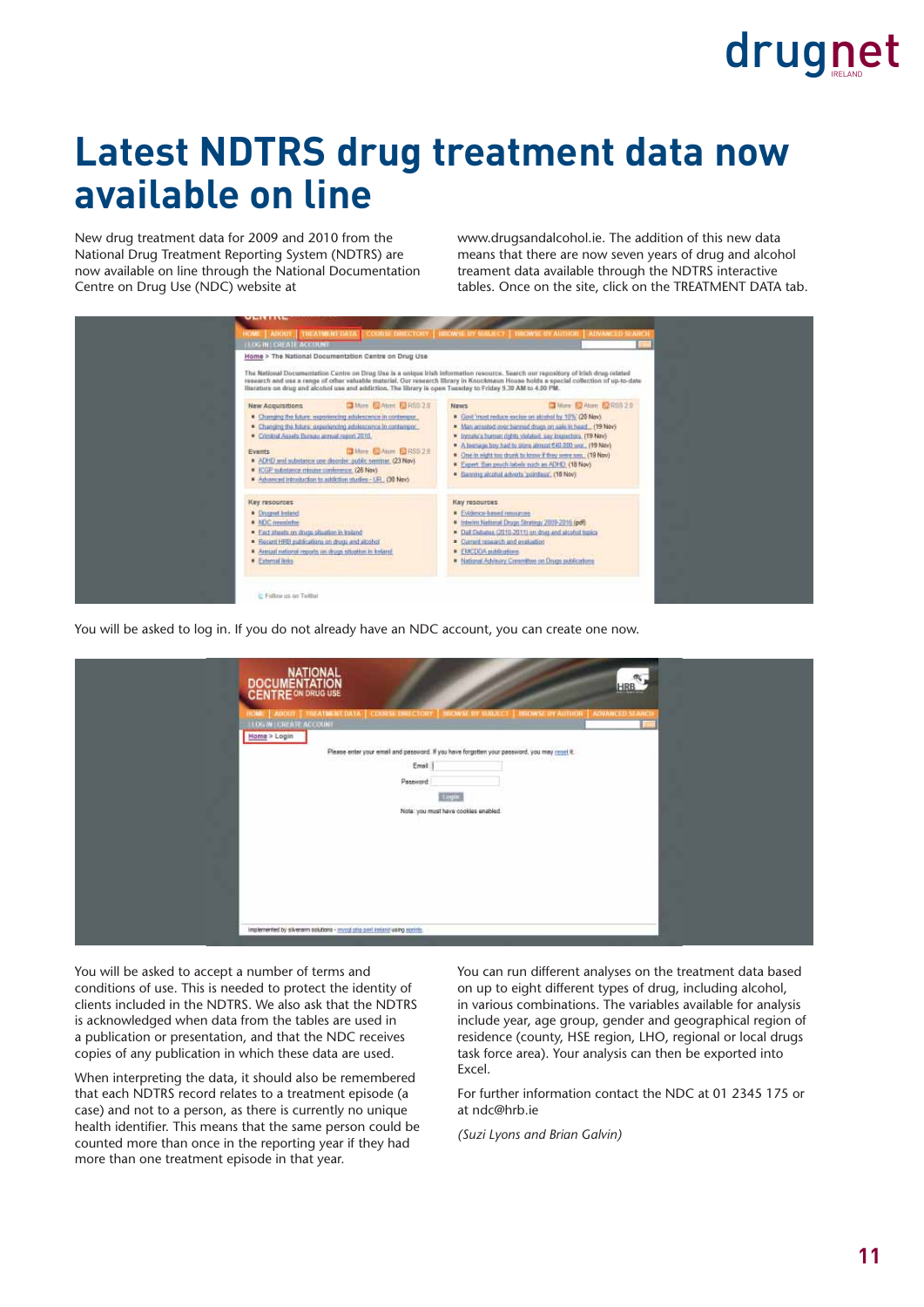# Latest NDTRS drug treatment data now available on line

New drug treatment data for 2009 and 2010 from the National Drug Treatment Reporting System (NDTRS) are now available on line through the National Documentation Centre on Drug Use (NDC) website at www.drugsandalcohol.ie. The addition of this new data means that there are now seven years of drug and alcohol treament data available through the NDTRS interactive tables. Once on the site, click on the TREATMENT DATA tab.

You will be asked to log in. If you do not already have an NDC account, you can create one now.

You will be asked to accept a number of terms and conditions of use. This is needed to protect the identity of clients included in the NDTRS. We also ask that the NDTRS is acknowledged when data from the tables are used in a publication or presentation, and that the NDC receives copies of any publication in which these data are used.

When interpreting the data, it should also be remembered that each NDTRS record relates to a treatment episode (a case) and not to a person, as there is currently no unique health identifier. This means that the same person could be counted more than once in the reporting year if they had more than one treatment episode in that year.

You can run different analyses on the treatment data based on up to eight different types of drug, including alcohol, in various combinations. The variables available for analysis include year, age group, gender and geographical region of residence (county, HSE region, LHO, regional or local drugs task force area). Your analysis can then be exported into Excel.

For further information contact the NDC at 01 2345 175 or at ndc@hrb.ie

*(Suzi Lyons and Brian Galvin)*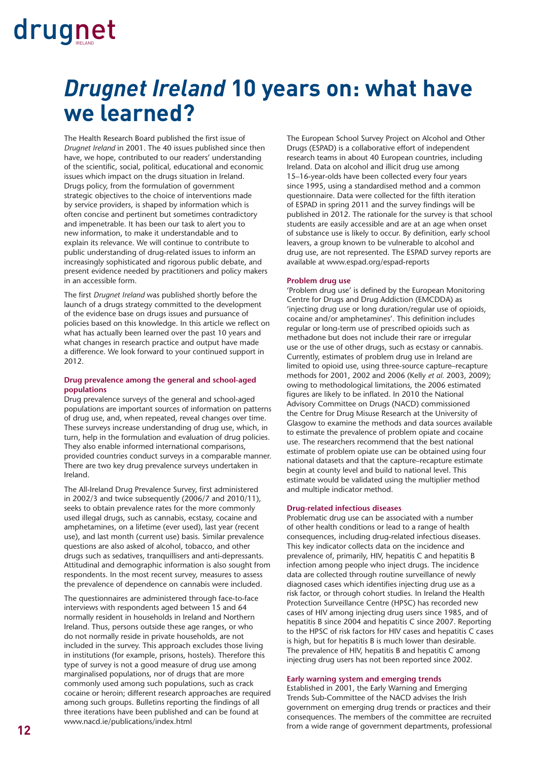# *Drugnet Ireland* 10 years on: what have we learned?

The Health Research Board published the first issue of *Drugnet Ireland* in 2001. The 40 issues published since then have, we hope, contributed to our readers' understanding of the scientific, social, political, educational and economic issues which impact on the drugs situation in Ireland. Drugs policy, from the formulation of government strategic objectives to the choice of interventions made by service providers, is shaped by information which is often concise and pertinent but sometimes contradictory and impenetrable. It has been our task to alert you to new information, to make it understandable and to explain its relevance. We will continue to contribute to public understanding of drug-related issues to inform an increasingly sophisticated and rigorous public debate, and present evidence needed by practitioners and policy makers in an accessible form.

The first *Drugnet Ireland* was published shortly before the launch of a drugs strategy committed to the development of the evidence base on drugs issues and pursuance of policies based on this knowledge. In this article we reflect on what has actually been learned over the past 10 years and what changes in research practice and output have made a difference. We look forward to your continued support in 2012.

### Drug prevalence among the general and school-aged populations

Drug prevalence surveys of the general and school-aged populations are important sources of information on patterns of drug use, and, when repeated, reveal changes over time. These surveys increase understanding of drug use, which, in turn, help in the formulation and evaluation of drug policies. They also enable informed international comparisons, provided countries conduct surveys in a comparable manner. There are two key drug prevalence surveys undertaken in Ireland.

The All-Ireland Drug Prevalence Survey, first administered in 2002/3 and twice subsequently (2006/7 and 2010/11), seeks to obtain prevalence rates for the more commonly used illegal drugs, such as cannabis, ecstasy, cocaine and amphetamines, on a lifetime (ever used), last year (recent use), and last month (current use) basis. Similar prevalence questions are also asked of alcohol, tobacco, and other drugs such as sedatives, tranquillisers and anti-depressants. Attitudinal and demographic information is also sought from respondents. In the most recent survey, measures to assess the prevalence of dependence on cannabis were included.

The questionnaires are administered through face-to-face interviews with respondents aged between 15 and 64 normally resident in households in Ireland and Northern Ireland. Thus, persons outside these age ranges, or who do not normally reside in private households, are not included in the survey. This approach excludes those living in institutions (for example, prisons, hostels). Therefore this type of survey is not a good measure of drug use among marginalised populations, nor of drugs that are more commonly used among such populations, such as crack cocaine or heroin; different research approaches are required among such groups. Bulletins reporting the findings of all three iterations have been published and can be found at www.nacd.ie/publications/index.html

The European School Survey Project on Alcohol and Other Drugs (ESPAD) is a collaborative effort of independent research teams in about 40 European countries, including Ireland. Data on alcohol and illicit drug use among 15–16-year-olds have been collected every four years since 1995, using a standardised method and a common questionnaire. Data were collected for the fifth iteration of ESPAD in spring 2011 and the survey findings will be published in 2012. The rationale for the survey is that school students are easily accessible and are at an age when onset of substance use is likely to occur. By definition, early school leavers, a group known to be vulnerable to alcohol and drug use, are not represented. The ESPAD survey reports are available at www.espad.org/espad-reports

### Problem drug use

'Problem drug use' is defined by the European Monitoring Centre for Drugs and Drug Addiction (EMCDDA) as 'injecting drug use or long duration/regular use of opioids, cocaine and/or amphetamines'. This definition includes regular or long-term use of prescribed opioids such as methadone but does not include their rare or irregular use or the use of other drugs, such as ecstasy or cannabis. Currently, estimates of problem drug use in Ireland are limited to opioid use, using three-source capture–recapture methods for 2001, 2002 and 2006 (Kelly *et al.* 2003, 2009); owing to methodological limitations, the 2006 estimated figures are likely to be inflated. In 2010 the National Advisory Committee on Drugs (NACD) commissioned the Centre for Drug Misuse Research at the University of Glasgow to examine the methods and data sources available to estimate the prevalence of problem opiate and cocaine use. The researchers recommend that the best national estimate of problem opiate use can be obtained using four national datasets and that the capture–recapture estimate begin at county level and build to national level. This estimate would be validated using the multiplier method and multiple indicator method.

### Drug-related infectious diseases

Problematic drug use can be associated with a number of other health conditions or lead to a range of health consequences, including drug-related infectious diseases. This key indicator collects data on the incidence and prevalence of, primarily, HIV, hepatitis C and hepatitis B infection among people who inject drugs. The incidence data are collected through routine surveillance of newly diagnosed cases which identifies injecting drug use as a risk factor, or through cohort studies. In Ireland the Health Protection Surveillance Centre (HPSC) has recorded new cases of HIV among injecting drug users since 1985, and of hepatitis B since 2004 and hepatitis C since 2007. Reporting to the HPSC of risk factors for HIV cases and hepatitis C cases is high, but for hepatitis B is much lower than desirable. The prevalence of HIV, hepatitis B and hepatitis C among injecting drug users has not been reported since 2002.

### Early warning system and emerging trends

Established in 2001, the Early Warning and Emerging Trends Sub-Committee of the NACD advises the Irish government on emerging drug trends or practices and their consequences. The members of the committee are recruited from a wide range of government departments, professional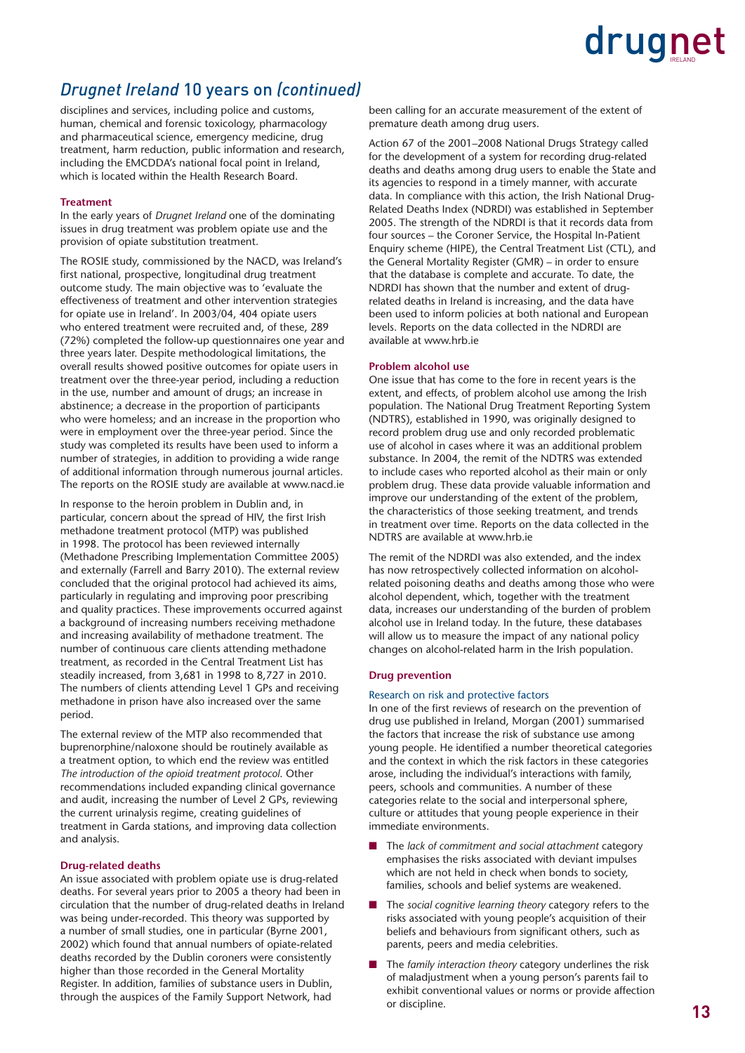## *Drugnet Ireland* 10 years on *(continued)*

disciplines and services, including police and customs, human, chemical and forensic toxicology, pharmacology and pharmaceutical science, emergency medicine, drug treatment, harm reduction, public information and research, including the EMCDDA's national focal point in Ireland, which is located within the Health Research Board.

### Treatment

In the early years of *Drugnet Ireland* one of the dominating issues in drug treatment was problem opiate use and the provision of opiate substitution treatment.

The ROSIE study, commissioned by the NACD, was Ireland's first national, prospective, longitudinal drug treatment outcome study. The main objective was to 'evaluate the effectiveness of treatment and other intervention strategies for opiate use in Ireland'. In 2003/04, 404 opiate users who entered treatment were recruited and, of these, 289 (72%) completed the follow-up questionnaires one year and three years later. Despite methodological limitations, the overall results showed positive outcomes for opiate users in treatment over the three-year period, including a reduction in the use, number and amount of drugs; an increase in abstinence; a decrease in the proportion of participants who were homeless; and an increase in the proportion who were in employment over the three-year period. Since the study was completed its results have been used to inform a number of strategies, in addition to providing a wide range of additional information through numerous journal articles. The reports on the ROSIE study are available at www.nacd.ie

In response to the heroin problem in Dublin and, in particular, concern about the spread of HIV, the first Irish methadone treatment protocol (MTP) was published in 1998. The protocol has been reviewed internally (Methadone Prescribing Implementation Committee 2005) and externally (Farrell and Barry 2010). The external review concluded that the original protocol had achieved its aims, particularly in regulating and improving poor prescribing and quality practices. These improvements occurred against a background of increasing numbers receiving methadone and increasing availability of methadone treatment. The number of continuous care clients attending methadone treatment, as recorded in the Central Treatment List has steadily increased, from 3,681 in 1998 to 8,727 in 2010. The numbers of clients attending Level 1 GPs and receiving methadone in prison have also increased over the same period.

The external review of the MTP also recommended that buprenorphine/naloxone should be routinely available as a treatment option, to which end the review was entitled *The introduction of the opioid treatment protocol.* Other recommendations included expanding clinical governance and audit, increasing the number of Level 2 GPs, reviewing the current urinalysis regime, creating guidelines of treatment in Garda stations, and improving data collection and analysis.

### Drug-related deaths

An issue associated with problem opiate use is drug-related deaths. For several years prior to 2005 a theory had been in circulation that the number of drug-related deaths in Ireland was being under-recorded. This theory was supported by a number of small studies, one in particular (Byrne 2001, 2002) which found that annual numbers of opiate-related deaths recorded by the Dublin coroners were consistently higher than those recorded in the General Mortality Register. In addition, families of substance users in Dublin, through the auspices of the Family Support Network, had been calling for an accurate measurement of the extent of premature death among drug users.

Action 67 of the 2001–2008 National Drugs Strategy called for the development of a system for recording drug-related deaths and deaths among drug users to enable the State and its agencies to respond in a timely manner, with accurate data. In compliance with this action, the Irish National Drug-Related Deaths Index (NDRDI) was established in September 2005. The strength of the NDRDI is that it records data from four sources – the Coroner Service, the Hospital In-Patient Enquiry scheme (HIPE), the Central Treatment List (CTL), and the General Mortality Register (GMR) – in order to ensure that the database is complete and accurate. To date, the NDRDI has shown that the number and extent of drug-related deaths in Ireland is increasing, and the data have been used to inform policies at both national and European levels. Reports on the data collected in the NDRDI are available at www.hrb.ie

### Problem alcohol use

One issue that has come to the fore in recent years is the extent, and effects, of problem alcohol use among the Irish population. The National Drug Treatment Reporting System (NDTRS), established in 1990, was originally designed to record problem drug use and only recorded problematic use of alcohol in cases where it was an additional problem substance. In 2004, the remit of the NDTRS was extended to include cases who reported alcohol as their main or only problem drug. These data provide valuable information and improve our understanding of the extent of the problem, the characteristics of those seeking treatment, and trends in treatment over time. Reports on the data collected in the NDTRS are available at www.hrb.ie

The remit of the NDRDI was also extended, and the index has now retrospectively collected information on alcohol-related poisoning deaths and deaths among those who were alcohol dependent, which, together with the treatment data, increases our understanding of the burden of problem alcohol use in Ireland today. In the future, these databases will allow us to measure the impact of any national policy changes on alcohol-related harm in the Irish population.

### Drug prevention

#### Research on risk and protective factors

In one of the first reviews of research on the prevention of drug use published in Ireland, Morgan (2001) summarised the factors that increase the risk of substance use among young people. He identified a number theoretical categories and the context in which the risk factors in these categories arose, including the individual's interactions with family, peers, schools and communities. A number of these categories relate to the social and interpersonal sphere, culture or attitudes that young people experience in their immediate environments.

- The *lack of commitment and social attachment* category emphasises the risks associated with deviant impulses which are not held in check when bonds to society, families, schools and belief systems are weakened.
- The *social cognitive learning theory* category refers to the risks associated with young people's acquisition of their beliefs and behaviours from significant others, such as parents, peers and media celebrities.
- The *family interaction theory* category underlines the risk of maladjustment when a young person's parents fail to exhibit conventional values or norms or provide affection or discipline.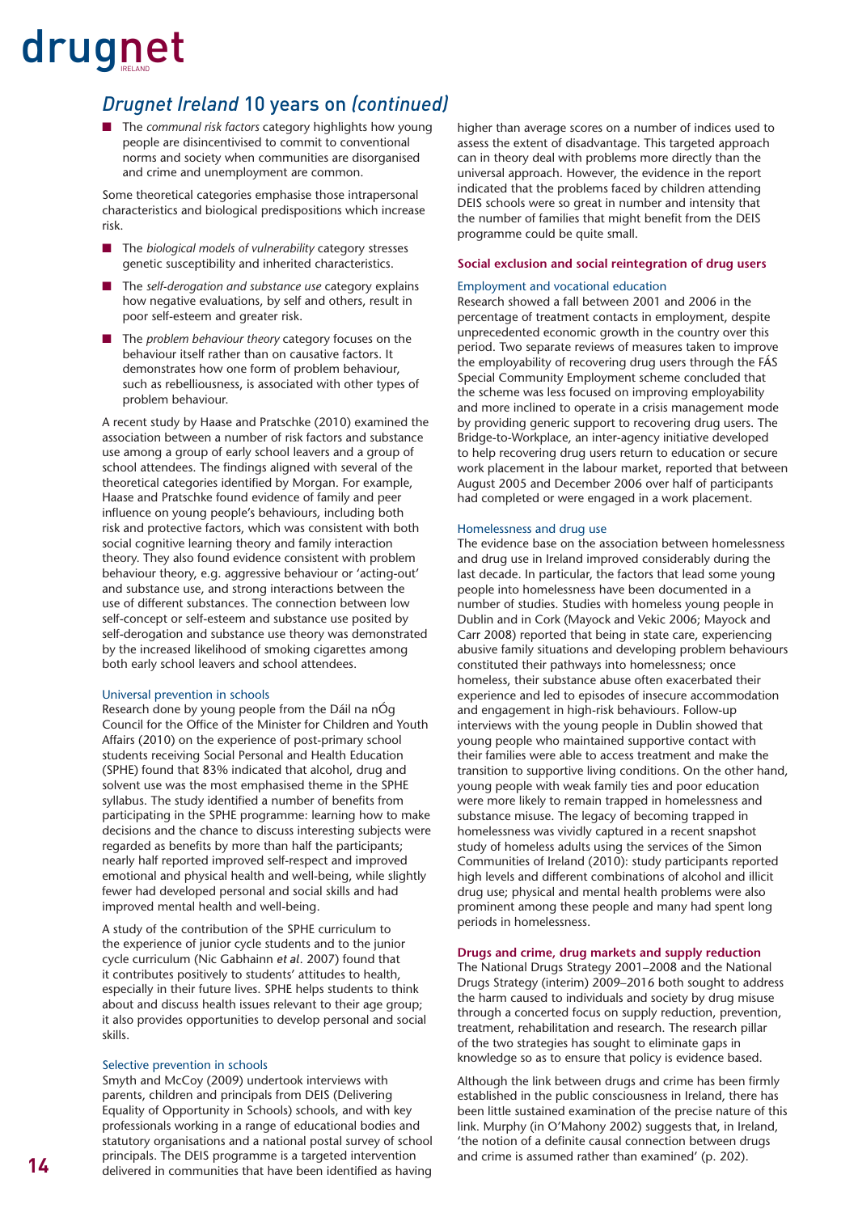## *Drugnet Ireland* 10 years on *(continued)*

- The *communal risk factors* category highlights how young people are disincentivised to commit to conventional norms and society when communities are disorganised and crime and unemployment are common.

Some theoretical categories emphasise those intrapersonal characteristics and biological predispositions which increase risk.

- The *biological models of vulnerability* category stresses genetic susceptibility and inherited characteristics.
- The *self-derogation and substance use* category explains how negative evaluations, by self and others, result in poor self-esteem and greater risk.
- The *problem behaviour theory* category focuses on the behaviour itself rather than on causative factors. It demonstrates how one form of problem behaviour, such as rebelliousness, is associated with other types of problem behaviour.

A recent study by Haase and Pratschke (2010) examined the association between a number of risk factors and substance use among a group of early school leavers and a group of school attendees. The findings aligned with several of the theoretical categories identified by Morgan. For example, Haase and Pratschke found evidence of family and peer influence on young people's behaviours, including both risk and protective factors, which was consistent with both social cognitive learning theory and family interaction theory. They also found evidence consistent with problem behaviour theory, e.g. aggressive behaviour or 'acting-out' and substance use, and strong interactions between the use of different substances. The connection between low self-concept or self-esteem and substance use posited by self-derogation and substance use theory was demonstrated by the increased likelihood of smoking cigarettes among both early school leavers and school attendees.

### Universal prevention in schools

Research done by young people from the Dáil na nÓg Council for the Office of the Minister for Children and Youth Affairs (2010) on the experience of post-primary school students receiving Social Personal and Health Education (SPHE) found that 83% indicated that alcohol, drug and solvent use was the most emphasised theme in the SPHE syllabus. The study identified a number of benefits from participating in the SPHE programme: learning how to make decisions and the chance to discuss interesting subjects were regarded as benefits by more than half the participants; nearly half reported improved self-respect and improved emotional and physical health and well-being, while slightly fewer had developed personal and social skills and had improved mental health and well-being.

A study of the contribution of the SPHE curriculum to the experience of junior cycle students and to the junior cycle curriculum (Nic Gabhainn *et al*. 2007) found that it contributes positively to students' attitudes to health, especially in their future lives. SPHE helps students to think about and discuss health issues relevant to their age group; it also provides opportunities to develop personal and social skills.

### Selective prevention in schools

Smyth and McCoy (2009) undertook interviews with parents, children and principals from DEIS (Delivering Equality of Opportunity in Schools) schools, and with key professionals working in a range of educational bodies and statutory organisations and a national postal survey of school principals. The DEIS programme is a targeted intervention delivered in communities that have been identified as having higher than average scores on a number of indices used to assess the extent of disadvantage. This targeted approach can in theory deal with problems more directly than the universal approach. However, the evidence in the report indicated that the problems faced by children attending DEIS schools were so great in number and intensity that the number of families that might benefit from the DEIS programme could be quite small.

## Social exclusion and social reintegration of drug users

### Employment and vocational education

Research showed a fall between 2001 and 2006 in the percentage of treatment contacts in employment, despite unprecedented economic growth in the country over this period. Two separate reviews of measures taken to improve the employability of recovering drug users through the FÁS Special Community Employment scheme concluded that the scheme was less focused on improving employability and more inclined to operate in a crisis management mode by providing generic support to recovering drug users. The Bridge-to-Workplace, an inter-agency initiative developed to help recovering drug users return to education or secure work placement in the labour market, reported that between August 2005 and December 2006 over half of participants had completed or were engaged in a work placement.

### Homelessness and drug use

The evidence base on the association between homelessness and drug use in Ireland improved considerably during the last decade. In particular, the factors that lead some young people into homelessness have been documented in a number of studies. Studies with homeless young people in Dublin and in Cork (Mayock and Vekic 2006; Mayock and Carr 2008) reported that being in state care, experiencing abusive family situations and developing problem behaviours constituted their pathways into homelessness; once homeless, their substance abuse often exacerbated their experience and led to episodes of insecure accommodation and engagement in high-risk behaviours. Follow-up interviews with the young people in Dublin showed that young people who maintained supportive contact with their families were able to access treatment and make the transition to supportive living conditions. On the other hand, young people with weak family ties and poor education were more likely to remain trapped in homelessness and substance misuse. The legacy of becoming trapped in homelessness was vividly captured in a recent snapshot study of homeless adults using the services of the Simon Communities of Ireland (2010): study participants reported high levels and different combinations of alcohol and illicit drug use; physical and mental health problems were also prominent among these people and many had spent long periods in homelessness.

## Drugs and crime, drug markets and supply reduction

The National Drugs Strategy 2001–2008 and the National Drugs Strategy (interim) 2009–2016 both sought to address the harm caused to individuals and society by drug misuse through a concerted focus on supply reduction, prevention, treatment, rehabilitation and research. The research pillar of the two strategies has sought to eliminate gaps in knowledge so as to ensure that policy is evidence based.

Although the link between drugs and crime has been firmly established in the public consciousness in Ireland, there has been little sustained examination of the precise nature of this link. Murphy (in O'Mahony 2002) suggests that, in Ireland, 'the notion of a definite causal connection between drugs and crime is assumed rather than examined' (p. 202).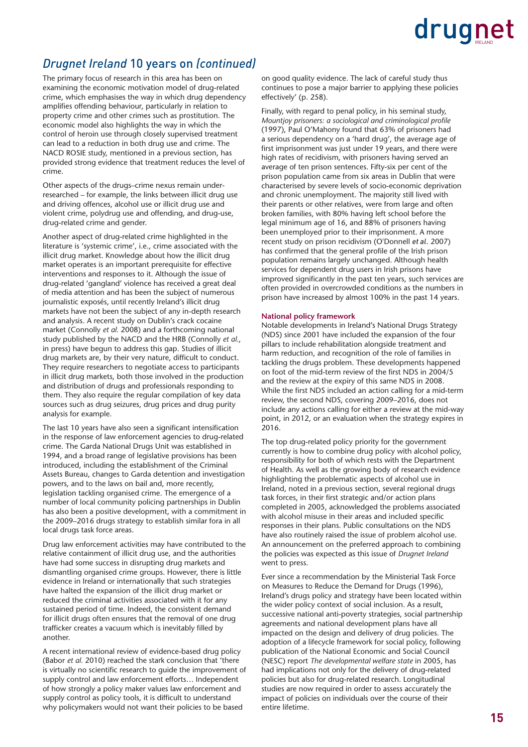## *Drugnet Ireland* 10 years on *(continued)*

The primary focus of research in this area has been on examining the economic motivation model of drug-related crime, which emphasises the way in which drug dependency amplifies offending behaviour, particularly in relation to property crime and other crimes such as prostitution. The economic model also highlights the way in which the control of heroin use through closely supervised treatment can lead to a reduction in both drug use and crime. The NACD ROSIE study, mentioned in a previous section, has provided strong evidence that treatment reduces the level of crime.

Other aspects of the drugs–crime nexus remain under-researched – for example, the links between illicit drug use and driving offences, alcohol use or illicit drug use and violent crime, polydrug use and offending, and drug-use, drug-related crime and gender.

Another aspect of drug-related crime highlighted in the literature is 'systemic crime', i.e., crime associated with the illicit drug market. Knowledge about how the illicit drug market operates is an important prerequisite for effective interventions and responses to it. Although the issue of drug-related 'gangland' violence has received a great deal of media attention and has been the subject of numerous journalistic exposés, until recently Ireland's illicit drug markets have not been the subject of any in-depth research and analysis. A recent study on Dublin's crack cocaine market (Connolly *et al.* 2008) and a forthcoming national study published by the NACD and the HRB (Connolly *et al.*, in press) have begun to address this gap. Studies of illicit drug markets are, by their very nature, difficult to conduct. They require researchers to negotiate access to participants in illicit drug markets, both those involved in the production and distribution of drugs and professionals responding to them. They also require the regular compilation of key data sources such as drug seizures, drug prices and drug purity analysis for example.

The last 10 years have also seen a significant intensification in the response of law enforcement agencies to drug-related crime. The Garda National Drugs Unit was established in 1994, and a broad range of legislative provisions has been introduced, including the establishment of the Criminal Assets Bureau, changes to Garda detention and investigation powers, and to the laws on bail and, more recently, legislation tackling organised crime. The emergence of a number of local community policing partnerships in Dublin has also been a positive development, with a commitment in the 2009–2016 drugs strategy to establish similar fora in all local drugs task force areas.

Drug law enforcement activities may have contributed to the relative containment of illicit drug use, and the authorities have had some success in disrupting drug markets and dismantling organised crime groups. However, there is little evidence in Ireland or internationally that such strategies have halted the expansion of the illicit drug market or reduced the criminal activities associated with it for any sustained period of time. Indeed, the consistent demand for illicit drugs often ensures that the removal of one drug trafficker creates a vacuum which is inevitably filled by another.

A recent international review of evidence-based drug policy (Babor *et al.* 2010) reached the stark conclusion that 'there is virtually no scientific research to guide the improvement of supply control and law enforcement efforts… Independent of how strongly a policy maker values law enforcement and supply control as policy tools, it is difficult to understand why policymakers would not want their policies to be based on good quality evidence. The lack of careful study thus continues to pose a major barrier to applying these policies effectively' (p. 258).

Finally, with regard to penal policy, in his seminal study, *Mountjoy prisoners: a sociological and criminological profile* (1997), Paul O'Mahony found that 63% of prisoners had a serious dependency on a 'hard drug', the average age of first imprisonment was just under 19 years, and there were high rates of recidivism, with prisoners having served an average of ten prison sentences. Fifty-six per cent of the prison population came from six areas in Dublin that were characterised by severe levels of socio-economic deprivation and chronic unemployment. The majority still lived with their parents or other relatives, were from large and often broken families, with 80% having left school before the legal minimum age of 16, and 88% of prisoners having been unemployed prior to their imprisonment. A more recent study on prison recidivism (O'Donnell *et al*. 2007) has confirmed that the general profile of the Irish prison population remains largely unchanged. Although health services for dependent drug users in Irish prisons have improved significantly in the past ten years, such services are often provided in overcrowded conditions as the numbers in prison have increased by almost 100% in the past 14 years.

**National policy framework**

Notable developments in Ireland's National Drugs Strategy (NDS) since 2001 have included the expansion of the four pillars to include rehabilitation alongside treatment and harm reduction, and recognition of the role of families in tackling the drugs problem. These developments happened on foot of the mid-term review of the first NDS in 2004/5 and the review at the expiry of this same NDS in 2008. While the first NDS included an action calling for a mid-term review, the second NDS, covering 2009–2016, does not include any actions calling for either a review at the mid-way point, in 2012, or an evaluation when the strategy expires in 2016.

The top drug-related policy priority for the government currently is how to combine drug policy with alcohol policy, responsibility for both of which rests with the Department of Health. As well as the growing body of research evidence highlighting the problematic aspects of alcohol use in Ireland, noted in a previous section, several regional drugs task forces, in their first strategic and/or action plans completed in 2005, acknowledged the problems associated with alcohol misuse in their areas and included specific responses in their plans. Public consultations on the NDS have also routinely raised the issue of problem alcohol use. An announcement on the preferred approach to combining the policies was expected as this issue of *Drugnet Ireland* went to press.

Ever since a recommendation by the Ministerial Task Force on Measures to Reduce the Demand for Drugs (1996), Ireland's drugs policy and strategy have been located within the wider policy context of social inclusion. As a result, successive national anti-poverty strategies, social partnership agreements and national development plans have all impacted on the design and delivery of drug policies. The adoption of a lifecycle framework for social policy, following publication of the National Economic and Social Council (NESC) report *The developmental welfare state* in 2005, has had implications not only for the delivery of drug-related policies but also for drug-related research. Longitudinal studies are now required in order to assess accurately the impact of policies on individuals over the course of their entire lifetime.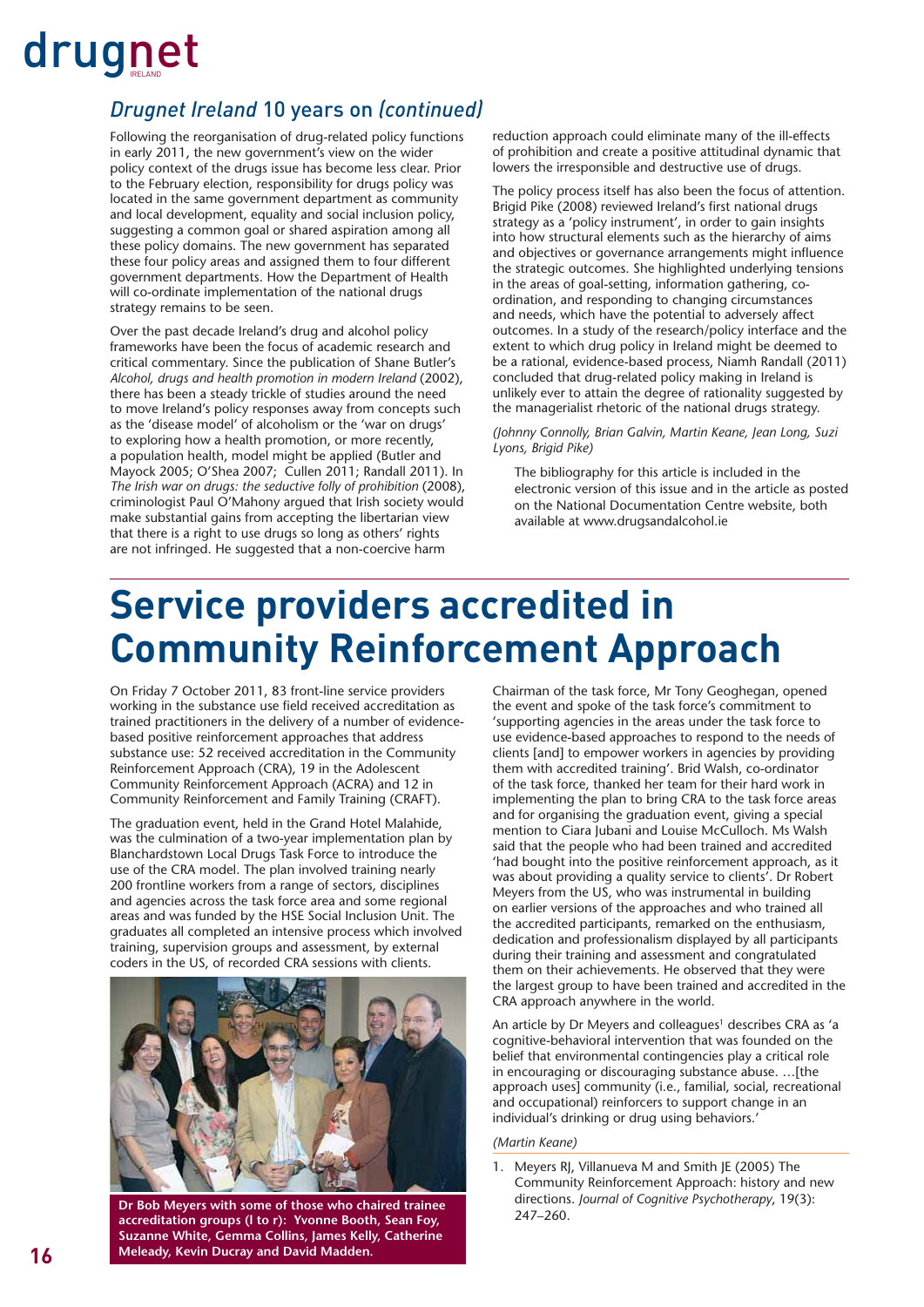## *Drugnet Ireland* 10 years on *(continued)*

Following the reorganisation of drug-related policy functions in early 2011, the new government's view on the wider policy context of the drugs issue has become less clear. Prior to the February election, responsibility for drugs policy was located in the same government department as community and local development, equality and social inclusion policy, suggesting a common goal or shared aspiration among all these policy domains. The new government has separated these four policy areas and assigned them to four different government departments. How the Department of Health will co-ordinate implementation of the national drugs strategy remains to be seen.

Over the past decade Ireland's drug and alcohol policy frameworks have been the focus of academic research and critical commentary. Since the publication of Shane Butler's *Alcohol, drugs and health promotion in modern Ireland* (2002), there has been a steady trickle of studies around the need to move Ireland's policy responses away from concepts such as the 'disease model' of alcoholism or the 'war on drugs' to exploring how a health promotion, or more recently, a population health, model might be applied (Butler and Mayock 2005; O'Shea 2007; Cullen 2011; Randall 2011). In *The Irish war on drugs: the seductive folly of prohibition* (2008), criminologist Paul O'Mahony argued that Irish society would make substantial gains from accepting the libertarian view that there is a right to use drugs so long as others' rights are not infringed. He suggested that a non-coercive harm reduction approach could eliminate many of the ill-effects of prohibition and create a positive attitudinal dynamic that lowers the irresponsible and destructive use of drugs.

The policy process itself has also been the focus of attention. Brigid Pike (2008) reviewed Ireland's first national drugs strategy as a 'policy instrument', in order to gain insights into how structural elements such as the hierarchy of aims and objectives or governance arrangements might influence the strategic outcomes. She highlighted underlying tensions in the areas of goal-setting, information gathering, co-ordination, and responding to changing circumstances and needs, which have the potential to adversely affect outcomes. In a study of the research/policy interface and the extent to which drug policy in Ireland might be deemed to be a rational, evidence-based process, Niamh Randall (2011) concluded that drug-related policy making in Ireland is unlikely ever to attain the degree of rationality suggested by the managerialist rhetoric of the national drugs strategy.

*(Johnny Connolly, Brian Galvin, Martin Keane, Jean Long, Suzi Lyons, Brigid Pike)*

The bibliography for this article is included in the electronic version of this issue and in the article as posted on the National Documentation Centre website, both available at www.drugsandalcohol.ie

# Service providers accredited in Community Reinforcement Approach

On Friday 7 October 2011, 83 front-line service providers working in the substance use field received accreditation as trained practitioners in the delivery of a number of evidence-based positive reinforcement approaches that address substance use: 52 received accreditation in the Community Reinforcement Approach (CRA), 19 in the Adolescent Community Reinforcement Approach (ACRA) and 12 in Community Reinforcement and Family Training (CRAFT).

The graduation event, held in the Grand Hotel Malahide, was the culmination of a two-year implementation plan by Blanchardstown Local Drugs Task Force to introduce the use of the CRA model. The plan involved training nearly 200 frontline workers from a range of sectors, disciplines and agencies across the task force area and some regional areas and was funded by the HSE Social Inclusion Unit. The graduates all completed an intensive process which involved training, supervision groups and assessment, by external coders in the US, of recorded CRA sessions with clients.

**Dr Bob Meyers with some of those who chaired trainee accreditation groups (l to r): Yvonne Booth, Sean Foy, Suzanne White, Gemma Collins, James Kelly, Catherine Meleady, Kevin Ducray and David Madden.**

Chairman of the task force, Mr Tony Geoghegan, opened the event and spoke of the task force's commitment to 'supporting agencies in the areas under the task force to use evidence-based approaches to respond to the needs of clients [and] to empower workers in agencies by providing them with accredited training'. Brid Walsh, co-ordinator of the task force, thanked her team for their hard work in implementing the plan to bring CRA to the task force areas and for organising the graduation event, giving a special mention to Ciara Jubani and Louise McCulloch. Ms Walsh said that the people who had been trained and accredited 'had bought into the positive reinforcement approach, as it was about providing a quality service to clients'. Dr Robert Meyers from the US, who was instrumental in building on earlier versions of the approaches and who trained all the accredited participants, remarked on the enthusiasm, dedication and professionalism displayed by all participants during their training and assessment and congratulated them on their achievements. He observed that they were the largest group to have been trained and accredited in the CRA approach anywhere in the world.

An article by Dr Meyers and colleagues[1] describes CRA as 'a cognitive-behavioral intervention that was founded on the belief that environmental contingencies play a critical role in encouraging or discouraging substance abuse. …[the approach uses] community (i.e., familial, social, recreational and occupational) reinforcers to support change in an individual's drinking or drug using behaviors.'

*(Martin Keane)*

1. Meyers RJ, Villanueva M and Smith JE (2005) The Community Reinforcement Approach: history and new directions. *Journal of Cognitive Psychotherapy*, 19(3): 247–260.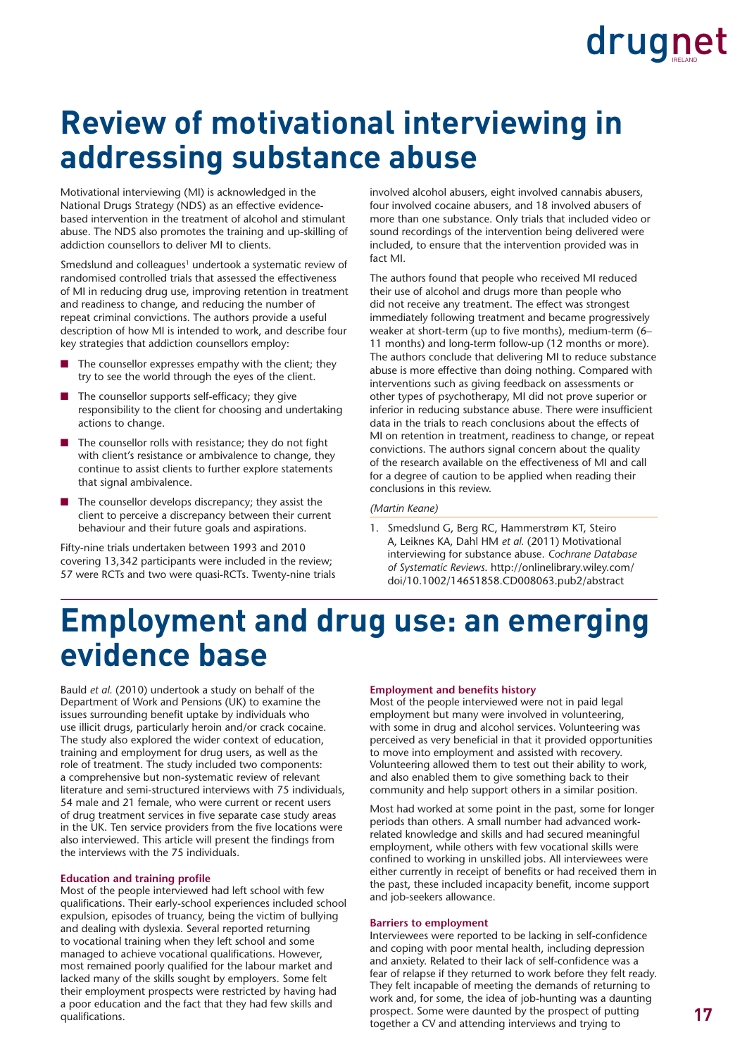# Review of motivational interviewing in addressing substance abuse

Motivational interviewing (MI) is acknowledged in the National Drugs Strategy (NDS) as an effective evidence-based intervention in the treatment of alcohol and stimulant abuse. The NDS also promotes the training and up-skilling of addiction counsellors to deliver MI to clients.

Smedslund and colleagues[1] undertook a systematic review of randomised controlled trials that assessed the effectiveness of MI in reducing drug use, improving retention in treatment and readiness to change, and reducing the number of repeat criminal convictions. The authors provide a useful description of how MI is intended to work, and describe four key strategies that addiction counsellors employ:

- The counsellor expresses empathy with the client; they try to see the world through the eyes of the client.
- The counsellor supports self-efficacy; they give responsibility to the client for choosing and undertaking actions to change.
- The counsellor rolls with resistance; they do not fight with client's resistance or ambivalence to change, they continue to assist clients to further explore statements that signal ambivalence.
- The counsellor develops discrepancy; they assist the client to perceive a discrepancy between their current behaviour and their future goals and aspirations.

Fifty-nine trials undertaken between 1993 and 2010 covering 13,342 participants were included in the review; 57 were RCTs and two were quasi-RCTs. Twenty-nine trials involved alcohol abusers, eight involved cannabis abusers, four involved cocaine abusers, and 18 involved abusers of more than one substance. Only trials that included video or sound recordings of the intervention being delivered were included, to ensure that the intervention provided was in fact MI.

The authors found that people who received MI reduced their use of alcohol and drugs more than people who did not receive any treatment. The effect was strongest immediately following treatment and became progressively weaker at short-term (up to five months), medium-term (6–11 months) and long-term follow-up (12 months or more). The authors conclude that delivering MI to reduce substance abuse is more effective than doing nothing. Compared with interventions such as giving feedback on assessments or other types of psychotherapy, MI did not prove superior or inferior in reducing substance abuse. There were insufficient data in the trials to reach conclusions about the effects of MI on retention in treatment, readiness to change, or repeat convictions. The authors signal concern about the quality of the research available on the effectiveness of MI and call for a degree of caution to be applied when reading their conclusions in this review.

*(Martin Keane)*

1. Smedslund G, Berg RC, Hammerstrøm KT, Steiro A, Leiknes KA, Dahl HM *et al.* (2011) Motivational interviewing for substance abuse. *Cochrane Database of Systematic Reviews*. http://onlinelibrary.wiley.com/doi/10.1002/14651858.CD008063.pub2/abstract

# Employment and drug use: an emerging evidence base

Bauld *et al.* (2010) undertook a study on behalf of the Department of Work and Pensions (UK) to examine the issues surrounding benefit uptake by individuals who use illicit drugs, particularly heroin and/or crack cocaine. The study also explored the wider context of education, training and employment for drug users, as well as the role of treatment. The study included two components: a comprehensive but non-systematic review of relevant literature and semi-structured interviews with 75 individuals, 54 male and 21 female, who were current or recent users of drug treatment services in five separate case study areas in the UK. Ten service providers from the five locations were also interviewed. This article will present the findings from the interviews with the 75 individuals.

### Education and training profile

Most of the people interviewed had left school with few qualifications. Their early-school experiences included school expulsion, episodes of truancy, being the victim of bullying and dealing with dyslexia. Several reported returning to vocational training when they left school and some managed to achieve vocational qualifications. However, most remained poorly qualified for the labour market and lacked many of the skills sought by employers. Some felt their employment prospects were restricted by having had a poor education and the fact that they had few skills and qualifications.

### Employment and benefits history

Most of the people interviewed were not in paid legal employment but many were involved in volunteering, with some in drug and alcohol services. Volunteering was perceived as very beneficial in that it provided opportunities to move into employment and assisted with recovery. Volunteering allowed them to test out their ability to work, and also enabled them to give something back to their community and help support others in a similar position.

Most had worked at some point in the past, some for longer periods than others. A small number had advanced work-related knowledge and skills and had secured meaningful employment, while others with few vocational skills were confined to working in unskilled jobs. All interviewees were either currently in receipt of benefits or had received them in the past, these included incapacity benefit, income support and job-seekers allowance.

### Barriers to employment

Interviewees were reported to be lacking in self-confidence and coping with poor mental health, including depression and anxiety. Related to their lack of self-confidence was a fear of relapse if they returned to work before they felt ready. They felt incapable of meeting the demands of returning to work and, for some, the idea of job-hunting was a daunting prospect. Some were daunted by the prospect of putting together a CV and attending interviews and trying to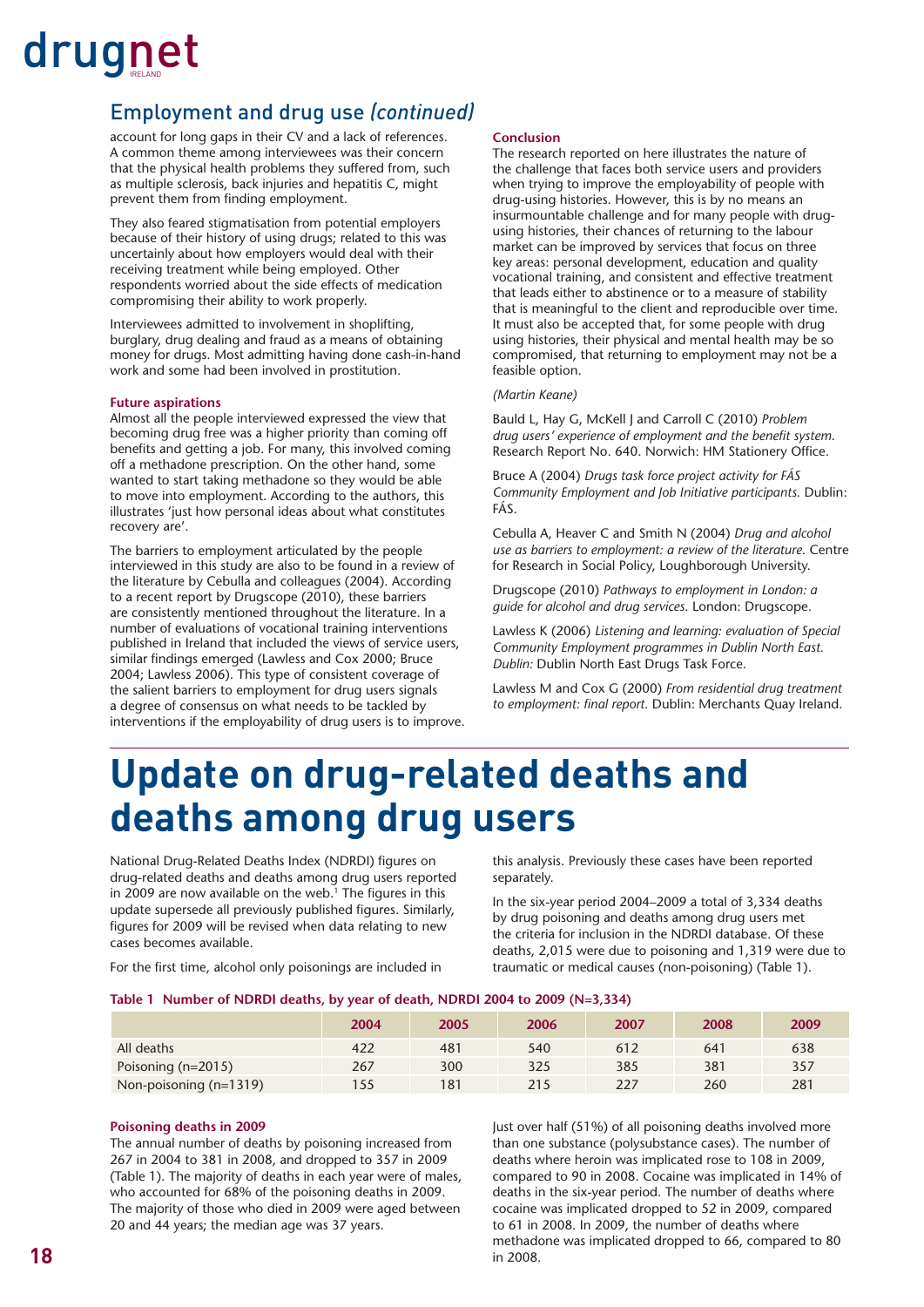## Employment and drug use *(continued)*

account for long gaps in their CV and a lack of references. A common theme among interviewees was their concern that the physical health problems they suffered from, such as multiple sclerosis, back injuries and hepatitis C, might prevent them from finding employment.

They also feared stigmatisation from potential employers because of their history of using drugs; related to this was uncertainly about how employers would deal with their receiving treatment while being employed. Other respondents worried about the side effects of medication compromising their ability to work properly.

Interviewees admitted to involvement in shoplifting, burglary, drug dealing and fraud as a means of obtaining money for drugs. Most admitting having done cash-in-hand work and some had been involved in prostitution.

#### Future aspirations

Almost all the people interviewed expressed the view that becoming drug free was a higher priority than coming off benefits and getting a job. For many, this involved coming off a methadone prescription. On the other hand, some wanted to start taking methadone so they would be able to move into employment. According to the authors, this illustrates 'just how personal ideas about what constitutes recovery are'.

The barriers to employment articulated by the people interviewed in this study are also to be found in a review of the literature by Cebulla and colleagues (2004). According to a recent report by Drugscope (2010), these barriers are consistently mentioned throughout the literature. In a number of evaluations of vocational training interventions published in Ireland that included the views of service users, similar findings emerged (Lawless and Cox 2000; Bruce 2004; Lawless 2006). This type of consistent coverage of the salient barriers to employment for drug users signals a degree of consensus on what needs to be tackled by interventions if the employability of drug users is to improve.

#### Conclusion

The research reported on here illustrates the nature of the challenge that faces both service users and providers when trying to improve the employability of people with drug-using histories. However, this is by no means an insurmountable challenge and for many people with drug-using histories, their chances of returning to the labour market can be improved by services that focus on three key areas: personal development, education and quality vocational training, and consistent and effective treatment that leads either to abstinence or to a measure of stability that is meaningful to the client and reproducible over time. It must also be accepted that, for some people with drug using histories, their physical and mental health may be so compromised, that returning to employment may not be a feasible option.

*(Martin Keane)*

Bauld L, Hay G, McKell J and Carroll C (2010) *Problem drug users' experience of employment and the benefit system.* Research Report No. 640. Norwich: HM Stationery Office.

Bruce A (2004) *Drugs task force project activity for FÁS Community Employment and Job Initiative participants.* Dublin: FÁS.

Cebulla A, Heaver C and Smith N (2004) *Drug and alcohol use as barriers to employment: a review of the literature.* Centre for Research in Social Policy, Loughborough University.

Drugscope (2010) *Pathways to employment in London: a guide for alcohol and drug services.* London: Drugscope.

Lawless K (2006) *Listening and learning: evaluation of Special Community Employment programmes in Dublin North East. Dublin:* Dublin North East Drugs Task Force.

Lawless M and Cox G (2000) *From residential drug treatment to employment: final report.* Dublin: Merchants Quay Ireland.

# Update on drug-related deaths and deaths among drug users

National Drug-Related Deaths Index (NDRDI) figures on drug-related deaths and deaths among drug users reported in 2009 are now available on the web.[1] The figures in this update supersede all previously published figures. Similarly, figures for 2009 will be revised when data relating to new cases becomes available.

For the first time, alcohol only poisonings are included in this analysis. Previously these cases have been reported separately.

In the six-year period 2004–2009 a total of 3,334 deaths by drug poisoning and deaths among drug users met the criteria for inclusion in the NDRDI database. Of these deaths, 2,015 were due to poisoning and 1,319 were due to traumatic or medical causes (non-poisoning) (Table 1).

**Table 1 Number of NDRDI deaths, by year of death, NDRDI 2004 to 2009 (N=3,334)**

| | 2004 | 2005 | 2006 | 2007 | 2008 | 2009 |
|---|---|---|---|---|---|---|
| All deaths | 422 | 481 | 540 | 612 | 641 | 638 |
| Poisoning (n=2015) | 267 | 300 | 325 | 385 | 381 | 357 |
| Non-poisoning (n=1319) | 155 | 181 | 215 | 227 | 260 | 281 |

#### Poisoning deaths in 2009

The annual number of deaths by poisoning increased from 267 in 2004 to 381 in 2008, and dropped to 357 in 2009 (Table 1). The majority of deaths in each year were of males, who accounted for 68% of the poisoning deaths in 2009. The majority of those who died in 2009 were aged between 20 and 44 years; the median age was 37 years.

Just over half (51%) of all poisoning deaths involved more than one substance (polysubstance cases). The number of deaths where heroin was implicated rose to 108 in 2009, compared to 90 in 2008. Cocaine was implicated in 14% of deaths in the six-year period. The number of deaths where cocaine was implicated dropped to 52 in 2009, compared to 61 in 2008. In 2009, the number of deaths where methadone was implicated dropped to 66, compared to 80 in 2008.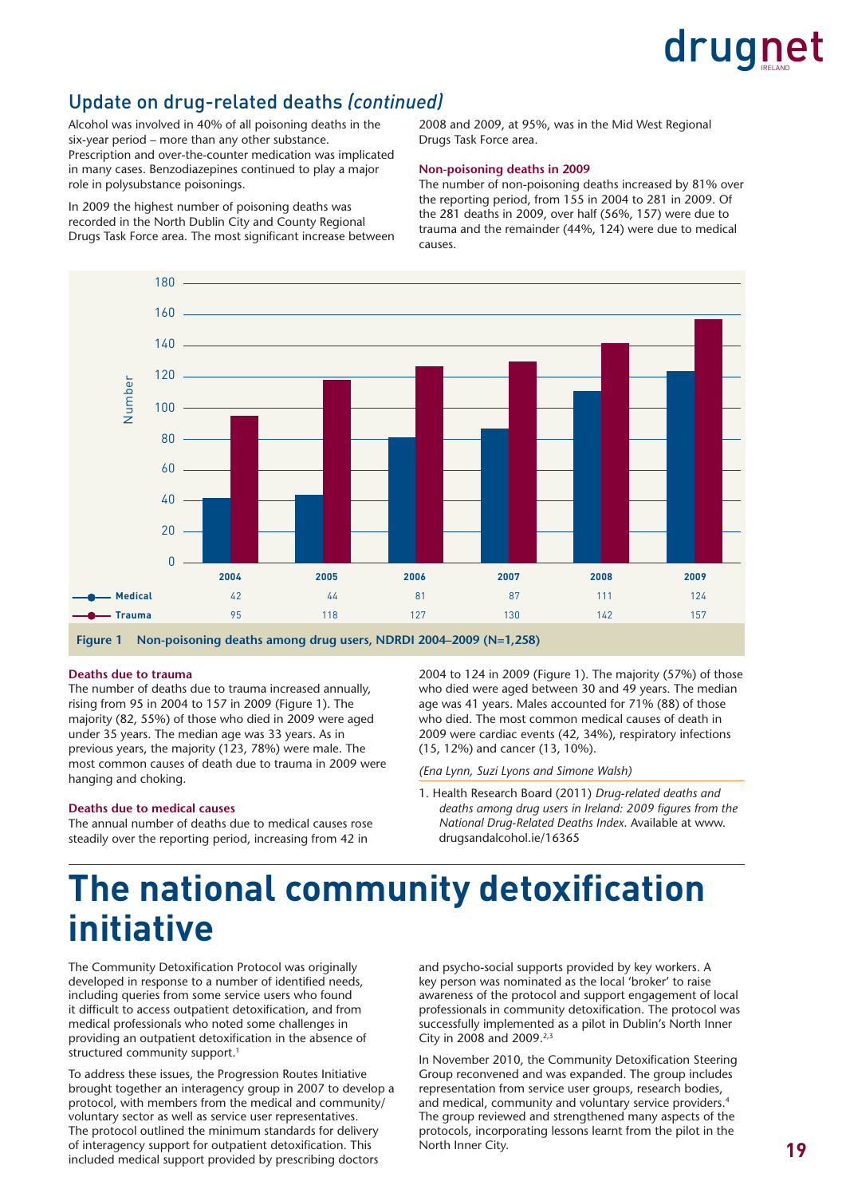## Update on drug-related deaths *(continued)*

Alcohol was involved in 40% of all poisoning deaths in the six-year period – more than any other substance. Prescription and over-the-counter medication was implicated in many cases. Benzodiazepines continued to play a major role in polysubstance poisonings.

In 2009 the highest number of poisoning deaths was recorded in the North Dublin City and County Regional Drugs Task Force area. The most significant increase between 2008 and 2009, at 95%, was in the Mid West Regional Drugs Task Force area.

**Non-poisoning deaths in 2009**

The number of non-poisoning deaths increased by 81% over the reporting period, from 155 in 2004 to 281 in 2009. Of the 281 deaths in 2009, over half (56%, 157) were due to trauma and the remainder (44%, 124) were due to medical causes.

| | 2004 | 2005 | 2006 | 2007 | 2008 | 2009 |
|---|---|---|---|---|---|---|
| Medical | 42 | 44 | 81 | 87 | 111 | 124 |
| Trauma | 95 | 118 | 127 | 130 | 142 | 157 |

**Figure 1 Non-poisoning deaths among drug users, NDRDI 2004–2009 (N=1,258)**

**Deaths due to trauma**

The number of deaths due to trauma increased annually, rising from 95 in 2004 to 157 in 2009 (Figure 1). The majority (82, 55%) of those who died in 2009 were aged under 35 years. The median age was 33 years. As in previous years, the majority (123, 78%) were male. The most common causes of death due to trauma in 2009 were hanging and choking.

**Deaths due to medical causes**

The annual number of deaths due to medical causes rose steadily over the reporting period, increasing from 42 in 2004 to 124 in 2009 (Figure 1). The majority (57%) of those who died were aged between 30 and 49 years. The median age was 41 years. Males accounted for 71% (88) of those who died. The most common medical causes of death in 2009 were cardiac events (42, 34%), respiratory infections (15, 12%) and cancer (13, 10%).

*(Ena Lynn, Suzi Lyons and Simone Walsh)*

1. Health Research Board (2011) *Drug-related deaths and deaths among drug users in Ireland: 2009 figures from the National Drug-Related Deaths Index.* Available at www.drugsandalcohol.ie/16365

# The national community detoxification initiative

The Community Detoxification Protocol was originally developed in response to a number of identified needs, including queries from some service users who found it difficult to access outpatient detoxification, and from medical professionals who noted some challenges in providing an outpatient detoxification in the absence of structured community support.[1]

To address these issues, the Progression Routes Initiative brought together an interagency group in 2007 to develop a protocol, with members from the medical and community/voluntary sector as well as service user representatives. The protocol outlined the minimum standards for delivery of interagency support for outpatient detoxification. This included medical support provided by prescribing doctors and psycho-social supports provided by key workers. A key person was nominated as the local 'broker' to raise awareness of the protocol and support engagement of local professionals in community detoxification. The protocol was successfully implemented as a pilot in Dublin's North Inner City in 2008 and 2009.[2,3]

In November 2010, the Community Detoxification Steering Group reconvened and was expanded. The group includes representation from service user groups, research bodies, and medical, community and voluntary service providers.[4] The group reviewed and strengthened many aspects of the protocols, incorporating lessons learnt from the pilot in the North Inner City.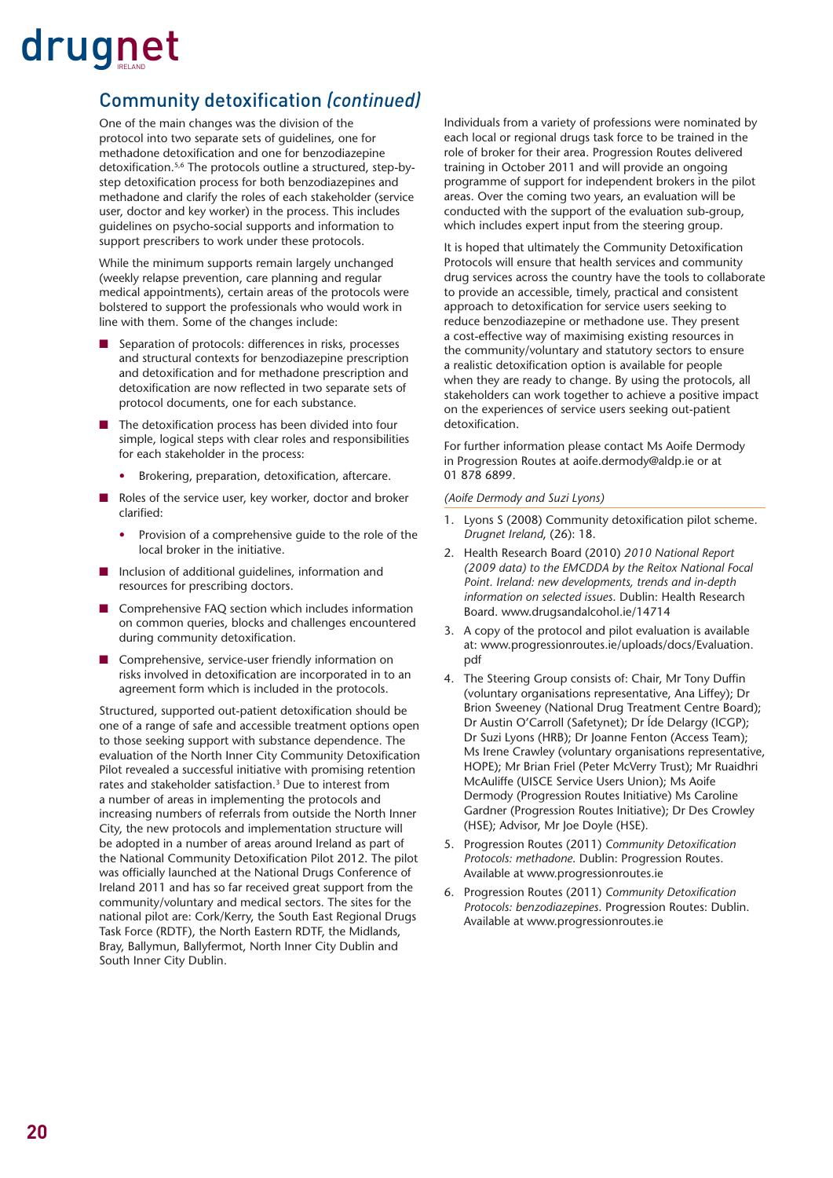## Community detoxification *(continued)*

One of the main changes was the division of the protocol into two separate sets of guidelines, one for methadone detoxification and one for benzodiazepine detoxification.[5,6] The protocols outline a structured, step-by-step detoxification process for both benzodiazepines and methadone and clarify the roles of each stakeholder (service user, doctor and key worker) in the process. This includes guidelines on psycho-social supports and information to support prescribers to work under these protocols.

While the minimum supports remain largely unchanged (weekly relapse prevention, care planning and regular medical appointments), certain areas of the protocols were bolstered to support the professionals who would work in line with them. Some of the changes include:

- Separation of protocols: differences in risks, processes and structural contexts for benzodiazepine prescription and detoxification and for methadone prescription and detoxification are now reflected in two separate sets of protocol documents, one for each substance.
- The detoxification process has been divided into four simple, logical steps with clear roles and responsibilities for each stakeholder in the process:
  - Brokering, preparation, detoxification, aftercare.
- Roles of the service user, key worker, doctor and broker clarified:
  - Provision of a comprehensive guide to the role of the local broker in the initiative.
- Inclusion of additional guidelines, information and resources for prescribing doctors.
- Comprehensive FAQ section which includes information on common queries, blocks and challenges encountered during community detoxification.
- Comprehensive, service-user friendly information on risks involved in detoxification are incorporated in to an agreement form which is included in the protocols.

Structured, supported out-patient detoxification should be one of a range of safe and accessible treatment options open to those seeking support with substance dependence. The evaluation of the North Inner City Community Detoxification Pilot revealed a successful initiative with promising retention rates and stakeholder satisfaction.[3] Due to interest from a number of areas in implementing the protocols and increasing numbers of referrals from outside the North Inner City, the new protocols and implementation structure will be adopted in a number of areas around Ireland as part of the National Community Detoxification Pilot 2012. The pilot was officially launched at the National Drugs Conference of Ireland 2011 and has so far received great support from the community/voluntary and medical sectors. The sites for the national pilot are: Cork/Kerry, the South East Regional Drugs Task Force (RDTF), the North Eastern RDTF, the Midlands, Bray, Ballymun, Ballyfermot, North Inner City Dublin and South Inner City Dublin.

Individuals from a variety of professions were nominated by each local or regional drugs task force to be trained in the role of broker for their area. Progression Routes delivered training in October 2011 and will provide an ongoing programme of support for independent brokers in the pilot areas. Over the coming two years, an evaluation will be conducted with the support of the evaluation sub-group, which includes expert input from the steering group.

It is hoped that ultimately the Community Detoxification Protocols will ensure that health services and community drug services across the country have the tools to collaborate to provide an accessible, timely, practical and consistent approach to detoxification for service users seeking to reduce benzodiazepine or methadone use. They present a cost-effective way of maximising existing resources in the community/voluntary and statutory sectors to ensure a realistic detoxification option is available for people when they are ready to change. By using the protocols, all stakeholders can work together to achieve a positive impact on the experiences of service users seeking out-patient detoxification.

For further information please contact Ms Aoife Dermody in Progression Routes at aoife.dermody@aldp.ie or at 01 878 6899.

*(Aoife Dermody and Suzi Lyons)*

1. Lyons S (2008) Community detoxification pilot scheme. *Drugnet Ireland*, (26): 18.
2. Health Research Board (2010) *2010 National Report (2009 data) to the EMCDDA by the Reitox National Focal Point. Ireland: new developments, trends and in-depth information on selected issues.* Dublin: Health Research Board. www.drugsandalcohol.ie/14714
3. A copy of the protocol and pilot evaluation is available at: www.progressionroutes.ie/uploads/docs/Evaluation.pdf
4. The Steering Group consists of: Chair, Mr Tony Duffin (voluntary organisations representative, Ana Liffey); Dr Brion Sweeney (National Drug Treatment Centre Board); Dr Austin O'Carroll (Safetynet); Dr Íde Delargy (ICGP); Dr Suzi Lyons (HRB); Dr Joanne Fenton (Access Team); Ms Irene Crawley (voluntary organisations representative, HOPE); Mr Brian Friel (Peter McVerry Trust); Mr Ruaidhri McAuliffe (UISCE Service Users Union); Ms Aoife Dermody (Progression Routes Initiative) Ms Caroline Gardner (Progression Routes Initiative); Dr Des Crowley (HSE); Advisor, Mr Joe Doyle (HSE).
5. Progression Routes (2011) *Community Detoxification Protocols: methadone*. Dublin: Progression Routes. Available at www.progressionroutes.ie
6. Progression Routes (2011) *Community Detoxification Protocols: benzodiazepines*. Progression Routes: Dublin. Available at www.progressionroutes.ie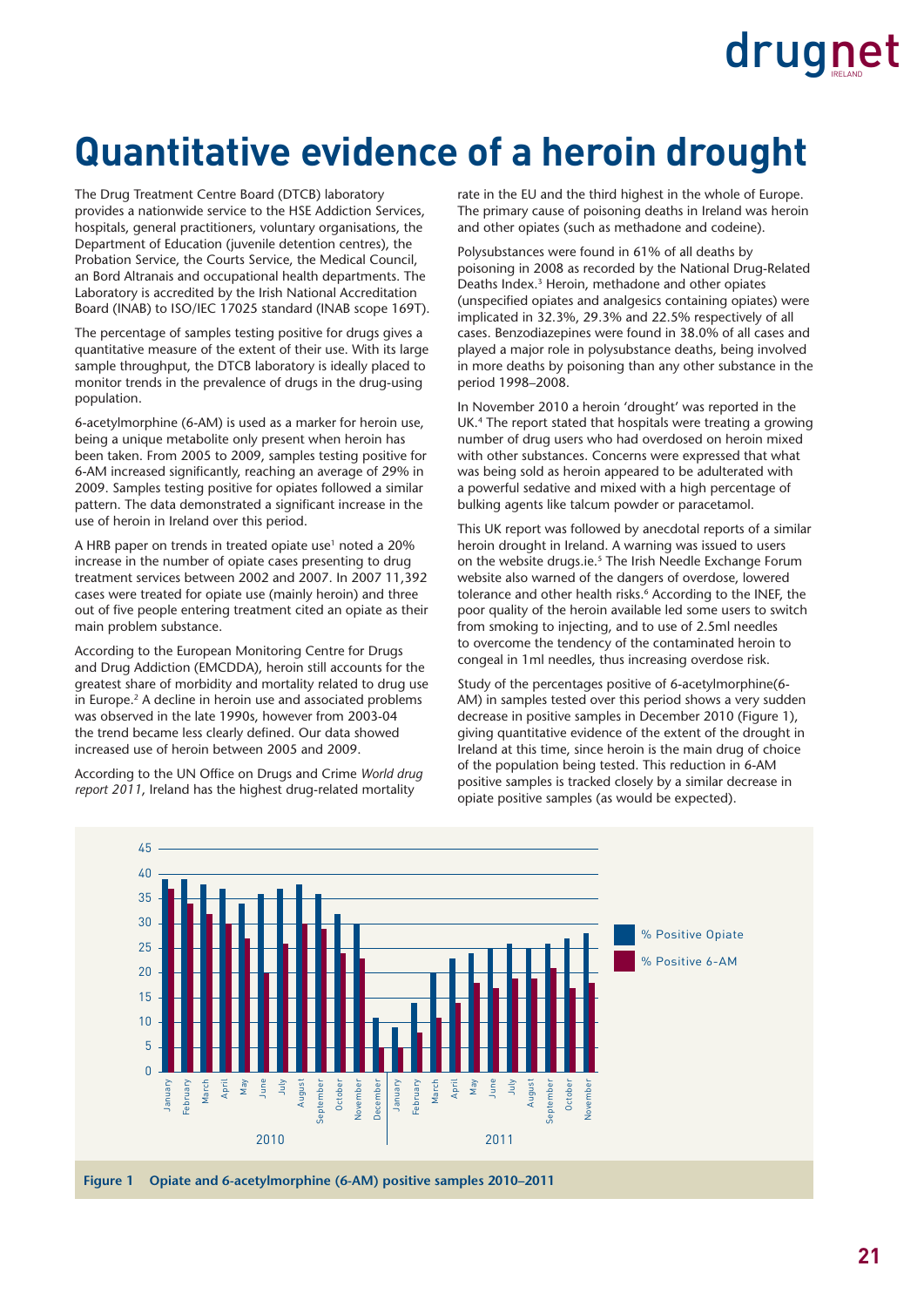# Quantitative evidence of a heroin drought

The Drug Treatment Centre Board (DTCB) laboratory provides a nationwide service to the HSE Addiction Services, hospitals, general practitioners, voluntary organisations, the Department of Education (juvenile detention centres), the Probation Service, the Courts Service, the Medical Council, an Bord Altranais and occupational health departments. The Laboratory is accredited by the Irish National Accreditation Board (INAB) to ISO/IEC 17025 standard (INAB scope 169T).

The percentage of samples testing positive for drugs gives a quantitative measure of the extent of their use. With its large sample throughput, the DTCB laboratory is ideally placed to monitor trends in the prevalence of drugs in the drug-using population.

6-acetylmorphine (6-AM) is used as a marker for heroin use, being a unique metabolite only present when heroin has been taken. From 2005 to 2009, samples testing positive for 6-AM increased significantly, reaching an average of 29% in 2009. Samples testing positive for opiates followed a similar pattern. The data demonstrated a significant increase in the use of heroin in Ireland over this period.

A HRB paper on trends in treated opiate use[1] noted a 20% increase in the number of opiate cases presenting to drug treatment services between 2002 and 2007. In 2007 11,392 cases were treated for opiate use (mainly heroin) and three out of five people entering treatment cited an opiate as their main problem substance.

According to the European Monitoring Centre for Drugs and Drug Addiction (EMCDDA), heroin still accounts for the greatest share of morbidity and mortality related to drug use in Europe.[2] A decline in heroin use and associated problems was observed in the late 1990s, however from 2003-04 the trend became less clearly defined. Our data showed increased use of heroin between 2005 and 2009.

According to the UN Office on Drugs and Crime *World drug report 2011*, Ireland has the highest drug-related mortality rate in the EU and the third highest in the whole of Europe. The primary cause of poisoning deaths in Ireland was heroin and other opiates (such as methadone and codeine).

Polysubstances were found in 61% of all deaths by poisoning in 2008 as recorded by the National Drug-Related Deaths Index.[3] Heroin, methadone and other opiates (unspecified opiates and analgesics containing opiates) were implicated in 32.3%, 29.3% and 22.5% respectively of all cases. Benzodiazepines were found in 38.0% of all cases and played a major role in polysubstance deaths, being involved in more deaths by poisoning than any other substance in the period 1998–2008.

In November 2010 a heroin 'drought' was reported in the UK.[4] The report stated that hospitals were treating a growing number of drug users who had overdosed on heroin mixed with other substances. Concerns were expressed that what was being sold as heroin appeared to be adulterated with a powerful sedative and mixed with a high percentage of bulking agents like talcum powder or paracetamol.

This UK report was followed by anecdotal reports of a similar heroin drought in Ireland. A warning was issued to users on the website drugs.ie.[5] The Irish Needle Exchange Forum website also warned of the dangers of overdose, lowered tolerance and other health risks.[6] According to the INEF, the poor quality of the heroin available led some users to switch from smoking to injecting, and to use of 2.5ml needles to overcome the tendency of the contaminated heroin to congeal in 1ml needles, thus increasing overdose risk.

Study of the percentages positive of 6-acetylmorphine(6-AM) in samples tested over this period shows a very sudden decrease in positive samples in December 2010 (Figure 1), giving quantitative evidence of the extent of the drought in Ireland at this time, since heroin is the main drug of choice of the population being tested. This reduction in 6-AM positive samples is tracked closely by a similar decrease in opiate positive samples (as would be expected).

**Figure 1 Opiate and 6-acetylmorphine (6-AM) positive samples 2010–2011**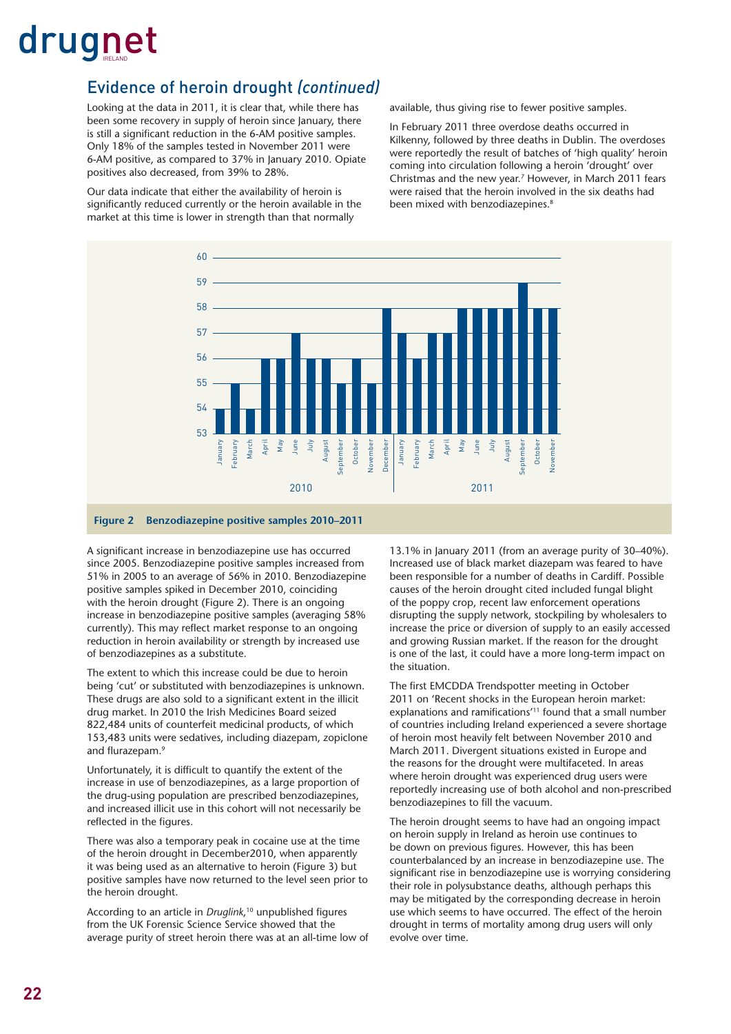## Evidence of heroin drought *(continued)*

Looking at the data in 2011, it is clear that, while there has been some recovery in supply of heroin since January, there is still a significant reduction in the 6-AM positive samples. Only 18% of the samples tested in November 2011 were 6-AM positive, as compared to 37% in January 2010. Opiate positives also decreased, from 39% to 28%.

Our data indicate that either the availability of heroin is significantly reduced currently or the heroin available in the market at this time is lower in strength than that normally available, thus giving rise to fewer positive samples.

In February 2011 three overdose deaths occurred in Kilkenny, followed by three deaths in Dublin. The overdoses were reportedly the result of batches of 'high quality' heroin coming into circulation following a heroin 'drought' over Christmas and the new year.[7] However, in March 2011 fears were raised that the heroin involved in the six deaths had been mixed with benzodiazepines.[8]

**Figure 2 Benzodiazepine positive samples 2010–2011**

A significant increase in benzodiazepine use has occurred since 2005. Benzodiazepine positive samples increased from 51% in 2005 to an average of 56% in 2010. Benzodiazepine positive samples spiked in December 2010, coinciding with the heroin drought (Figure 2). There is an ongoing increase in benzodiazepine positive samples (averaging 58% currently). This may reflect market response to an ongoing reduction in heroin availability or strength by increased use of benzodiazepines as a substitute.

The extent to which this increase could be due to heroin being 'cut' or substituted with benzodiazepines is unknown. These drugs are also sold to a significant extent in the illicit drug market. In 2010 the Irish Medicines Board seized 822,484 units of counterfeit medicinal products, of which 153,483 units were sedatives, including diazepam, zopiclone and flurazepam.[9]

Unfortunately, it is difficult to quantify the extent of the increase in use of benzodiazepines, as a large proportion of the drug-using population are prescribed benzodiazepines, and increased illicit use in this cohort will not necessarily be reflected in the figures.

There was also a temporary peak in cocaine use at the time of the heroin drought in December2010, when apparently it was being used as an alternative to heroin (Figure 3) but positive samples have now returned to the level seen prior to the heroin drought.

According to an article in *Druglink*,[10] unpublished figures from the UK Forensic Science Service showed that the average purity of street heroin there was at an all-time low of 13.1% in January 2011 (from an average purity of 30–40%). Increased use of black market diazepam was feared to have been responsible for a number of deaths in Cardiff. Possible causes of the heroin drought cited included fungal blight of the poppy crop, recent law enforcement operations disrupting the supply network, stockpiling by wholesalers to increase the price or diversion of supply to an easily accessed and growing Russian market. If the reason for the drought is one of the last, it could have a more long-term impact on the situation.

The first EMCDDA Trendspotter meeting in October 2011 on 'Recent shocks in the European heroin market: explanations and ramifications'[11] found that a small number of countries including Ireland experienced a severe shortage of heroin most heavily felt between November 2010 and March 2011. Divergent situations existed in Europe and the reasons for the drought were multifaceted. In areas where heroin drought was experienced drug users were reportedly increasing use of both alcohol and non-prescribed benzodiazepines to fill the vacuum.

The heroin drought seems to have had an ongoing impact on heroin supply in Ireland as heroin use continues to be down on previous figures. However, this has been counterbalanced by an increase in benzodiazepine use. The significant rise in benzodiazepine use is worrying considering their role in polysubstance deaths, although perhaps this may be mitigated by the corresponding decrease in heroin use which seems to have occurred. The effect of the heroin drought in terms of mortality among drug users will only evolve over time.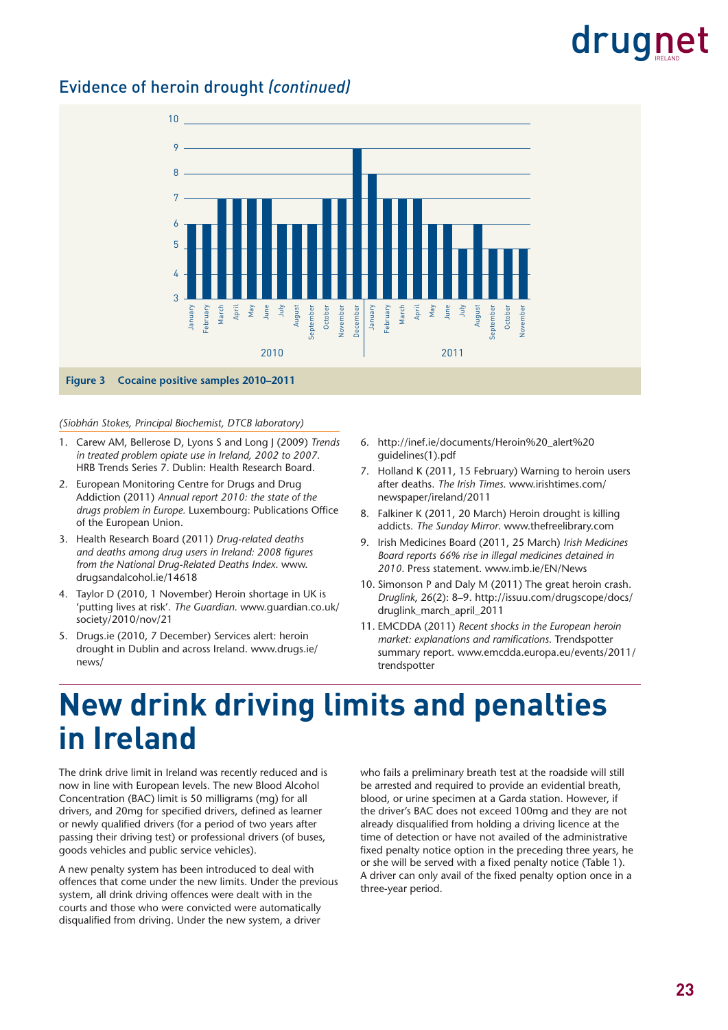## Evidence of heroin drought *(continued)*

| 2010 | | 2011 | |
|---|---|---|---|
| Month | Cocaine positive samples | Month | Cocaine positive samples |
| January | 6 | January | 8 |
| February | 6 | February | 7 |
| March | 7 | March | 7 |
| April | 7 | April | 7 |
| May | 7 | May | 6 |
| June | 7 | June | 6 |
| July | 6 | July | 5 |
| August | 6 | August | 6 |
| September | 6 | September | 5 |
| October | 7 | October | 5 |
| November | 7 | November | 5 |
| December | 9 | | |

**Figure 3 Cocaine positive samples 2010–2011**

*(Siobhán Stokes, Principal Biochemist, DTCB laboratory)*

1. Carew AM, Bellerose D, Lyons S and Long J (2009) *Trends in treated problem opiate use in Ireland, 2002 to 2007.* HRB Trends Series 7. Dublin: Health Research Board.
2. European Monitoring Centre for Drugs and Drug Addiction (2011) *Annual report 2010: the state of the drugs problem in Europe.* Luxembourg: Publications Office of the European Union.
3. Health Research Board (2011) *Drug-related deaths and deaths among drug users in Ireland: 2008 figures from the National Drug-Related Deaths Index.* www.drugsandalcohol.ie/14618
4. Taylor D (2010, 1 November) Heroin shortage in UK is 'putting lives at risk'. *The Guardian.* www.guardian.co.uk/society/2010/nov/21
5. Drugs.ie (2010, 7 December) Services alert: heroin drought in Dublin and across Ireland. www.drugs.ie/news/
6. http://inef.ie/documents/Heroin%20_alert%20guidelines(1).pdf
7. Holland K (2011, 15 February) Warning to heroin users after deaths. *The Irish Times.* www.irishtimes.com/newspaper/ireland/2011
8. Falkiner K (2011, 20 March) Heroin drought is killing addicts. *The Sunday Mirror.* www.thefreelibrary.com
9. Irish Medicines Board (2011, 25 March) *Irish Medicines Board reports 66% rise in illegal medicines detained in 2010.* Press statement. www.imb.ie/EN/News
10. Simonson P and Daly M (2011) The great heroin crash. *Druglink*, 26(2): 8–9. http://issuu.com/drugscope/docs/druglink_march_april_2011
11. EMCDDA (2011) *Recent shocks in the European heroin market: explanations and ramifications.* Trendspotter summary report. www.emcdda.europa.eu/events/2011/trendspotter

# New drink driving limits and penalties in Ireland

The drink drive limit in Ireland was recently reduced and is now in line with European levels. The new Blood Alcohol Concentration (BAC) limit is 50 milligrams (mg) for all drivers, and 20mg for specified drivers, defined as learner or newly qualified drivers (for a period of two years after passing their driving test) or professional drivers (of buses, goods vehicles and public service vehicles).

A new penalty system has been introduced to deal with offences that come under the new limits. Under the previous system, all drink driving offences were dealt with in the courts and those who were convicted were automatically disqualified from driving. Under the new system, a driver who fails a preliminary breath test at the roadside will still be arrested and required to provide an evidential breath, blood, or urine specimen at a Garda station. However, if the driver's BAC does not exceed 100mg and they are not already disqualified from holding a driving licence at the time of detection or have not availed of the administrative fixed penalty notice option in the preceding three years, he or she will be served with a fixed penalty notice (Table 1). A driver can only avail of the fixed penalty option once in a three-year period.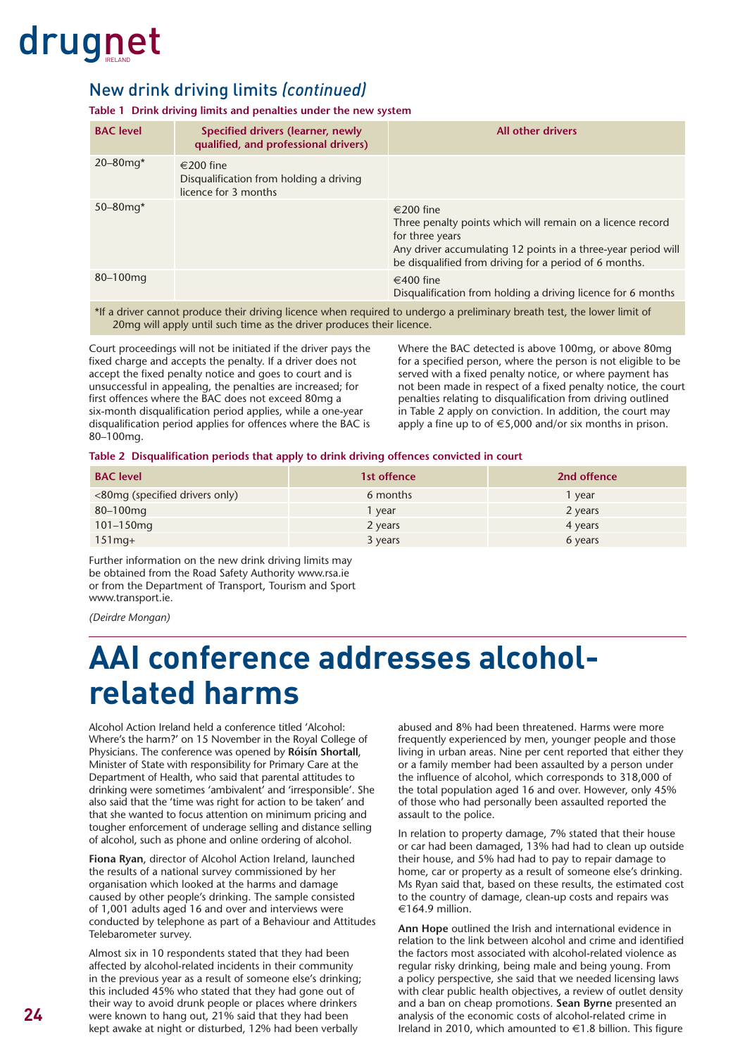## New drink driving limits *(continued)*

**Table 1 Drink driving limits and penalties under the new system**

| BAC level | Specified drivers (learner, newly qualified, and professional drivers) | All other drivers |
|---|---|---|
| 20–80mg* | €200 fine<br>Disqualification from holding a driving licence for 3 months | |
| 50–80mg* | | €200 fine<br>Three penalty points which will remain on a licence record for three years<br>Any driver accumulating 12 points in a three-year period will be disqualified from driving for a period of 6 months. |
| 80–100mg | | €400 fine<br>Disqualification from holding a driving licence for 6 months |

*If a driver cannot produce their driving licence when required to undergo a preliminary breath test, the lower limit of 20mg will apply until such time as the driver produces their licence.

Court proceedings will not be initiated if the driver pays the fixed charge and accepts the penalty. If a driver does not accept the fixed penalty notice and goes to court and is unsuccessful in appealing, the penalties are increased; for first offences where the BAC does not exceed 80mg a six-month disqualification period applies, while a one-year disqualification period applies for offences where the BAC is 80–100mg.

Where the BAC detected is above 100mg, or above 80mg for a specified person, where the person is not eligible to be served with a fixed penalty notice, or where payment has not been made in respect of a fixed penalty notice, the court penalties relating to disqualification from driving outlined in Table 2 apply on conviction. In addition, the court may apply a fine up to of €5,000 and/or six months in prison.

**Table 2 Disqualification periods that apply to drink driving offences convicted in court**

| BAC level | 1st offence | 2nd offence |
|---|---|---|
| <80mg (specified drivers only) | 6 months | 1 year |
| 80–100mg | 1 year | 2 years |
| 101–150mg | 2 years | 4 years |
| 151mg+ | 3 years | 6 years |

Further information on the new drink driving limits may be obtained from the Road Safety Authority www.rsa.ie or from the Department of Transport, Tourism and Sport www.transport.ie.

*(Deirdre Mongan)*

# AAI conference addresses alcohol-related harms

Alcohol Action Ireland held a conference titled 'Alcohol: Where's the harm?' on 15 November in the Royal College of Physicians. The conference was opened by **Róisín Shortall**, Minister of State with responsibility for Primary Care at the Department of Health, who said that parental attitudes to drinking were sometimes 'ambivalent' and 'irresponsible'. She also said that the 'time was right for action to be taken' and that she wanted to focus attention on minimum pricing and tougher enforcement of underage selling and distance selling of alcohol, such as phone and online ordering of alcohol.

**Fiona Ryan**, director of Alcohol Action Ireland, launched the results of a national survey commissioned by her organisation which looked at the harms and damage caused by other people's drinking. The sample consisted of 1,001 adults aged 16 and over and interviews were conducted by telephone as part of a Behaviour and Attitudes Telebarometer survey.

Almost six in 10 respondents stated that they had been affected by alcohol-related incidents in their community in the previous year as a result of someone else's drinking; this included 45% who stated that they had gone out of their way to avoid drunk people or places where drinkers were known to hang out, 21% said that they had been kept awake at night or disturbed, 12% had been verbally abused and 8% had been threatened. Harms were more frequently experienced by men, younger people and those living in urban areas. Nine per cent reported that either they or a family member had been assaulted by a person under the influence of alcohol, which corresponds to 318,000 of the total population aged 16 and over. However, only 45% of those who had personally been assaulted reported the assault to the police.

In relation to property damage, 7% stated that their house or car had been damaged, 13% had had to clean up outside their house, and 5% had had to pay to repair damage to home, car or property as a result of someone else's drinking. Ms Ryan said that, based on these results, the estimated cost to the country of damage, clean-up costs and repairs was €164.9 million.

**Ann Hope** outlined the Irish and international evidence in relation to the link between alcohol and crime and identified the factors most associated with alcohol-related violence as regular risky drinking, being male and being young. From a policy perspective, she said that we needed licensing laws with clear public health objectives, a review of outlet density and a ban on cheap promotions. **Sean Byrne** presented an analysis of the economic costs of alcohol-related crime in Ireland in 2010, which amounted to €1.8 billion. This figure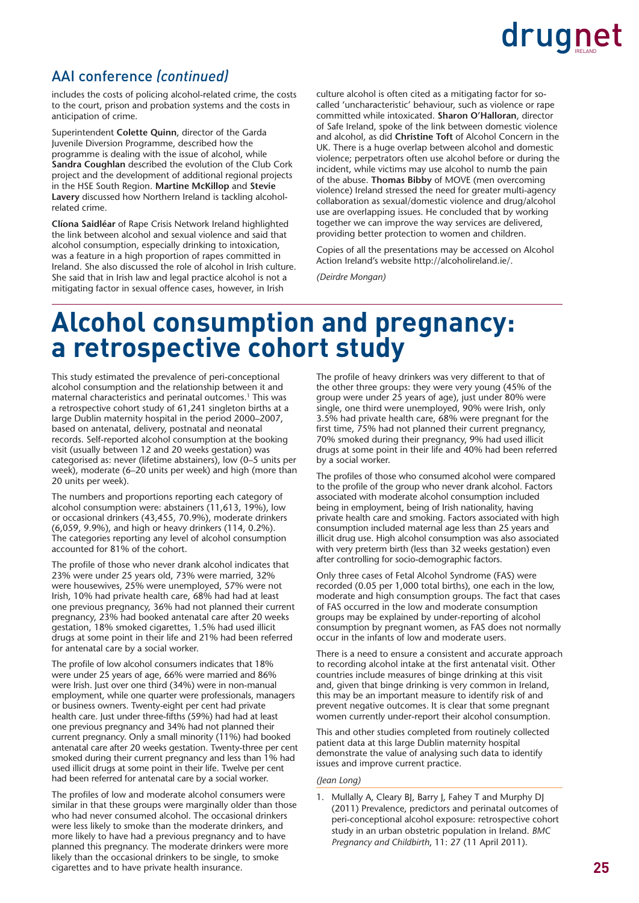## AAI conference *(continued)*

includes the costs of policing alcohol-related crime, the costs to the court, prison and probation systems and the costs in anticipation of crime.

Superintendent **Colette Quinn**, director of the Garda Juvenile Diversion Programme, described how the programme is dealing with the issue of alcohol, while **Sandra Coughlan** described the evolution of the Club Cork project and the development of additional regional projects in the HSE South Region. **Martine McKillop** and **Stevie Lavery** discussed how Northern Ireland is tackling alcohol-related crime.

**Clíona Saidléar** of Rape Crisis Network Ireland highlighted the link between alcohol and sexual violence and said that alcohol consumption, especially drinking to intoxication, was a feature in a high proportion of rapes committed in Ireland. She also discussed the role of alcohol in Irish culture. She said that in Irish law and legal practice alcohol is not a mitigating factor in sexual offence cases, however, in Irish culture alcohol is often cited as a mitigating factor for so-called 'uncharacteristic' behaviour, such as violence or rape committed while intoxicated. **Sharon O'Halloran**, director of Safe Ireland, spoke of the link between domestic violence and alcohol, as did **Christine Toft** of Alcohol Concern in the UK. There is a huge overlap between alcohol and domestic violence; perpetrators often use alcohol before or during the incident, while victims may use alcohol to numb the pain of the abuse. **Thomas Bibby** of MOVE (men overcoming violence) Ireland stressed the need for greater multi-agency collaboration as sexual/domestic violence and drug/alcohol use are overlapping issues. He concluded that by working together we can improve the way services are delivered, providing better protection to women and children.

Copies of all the presentations may be accessed on Alcohol Action Ireland's website http://alcoholireland.ie/.

*(Deirdre Mongan)*

# Alcohol consumption and pregnancy: a retrospective cohort study

This study estimated the prevalence of peri-conceptional alcohol consumption and the relationship between it and maternal characteristics and perinatal outcomes.[1] This was a retrospective cohort study of 61,241 singleton births at a large Dublin maternity hospital in the period 2000–2007, based on antenatal, delivery, postnatal and neonatal records. Self-reported alcohol consumption at the booking visit (usually between 12 and 20 weeks gestation) was categorised as: never (lifetime abstainers), low (0–5 units per week), moderate (6–20 units per week) and high (more than 20 units per week).

The numbers and proportions reporting each category of alcohol consumption were: abstainers (11,613, 19%), low or occasional drinkers (43,455, 70.9%), moderate drinkers (6,059, 9.9%), and high or heavy drinkers (114, 0.2%). The categories reporting any level of alcohol consumption accounted for 81% of the cohort.

The profile of those who never drank alcohol indicates that 23% were under 25 years old, 73% were married, 32% were housewives, 25% were unemployed, 57% were not Irish, 10% had private health care, 68% had had at least one previous pregnancy, 36% had not planned their current pregnancy, 23% had booked antenatal care after 20 weeks gestation, 18% smoked cigarettes, 1.5% had used illicit drugs at some point in their life and 21% had been referred for antenatal care by a social worker.

The profile of low alcohol consumers indicates that 18% were under 25 years of age, 66% were married and 86% were Irish. Just over one third (34%) were in non-manual employment, while one quarter were professionals, managers or business owners. Twenty-eight per cent had private health care. Just under three-fifths (59%) had had at least one previous pregnancy and 34% had not planned their current pregnancy. Only a small minority (11%) had booked antenatal care after 20 weeks gestation. Twenty-three per cent smoked during their current pregnancy and less than 1% had used illicit drugs at some point in their life. Twelve per cent had been referred for antenatal care by a social worker.

The profiles of low and moderate alcohol consumers were similar in that these groups were marginally older than those who had never consumed alcohol. The occasional drinkers were less likely to smoke than the moderate drinkers, and more likely to have had a previous pregnancy and to have planned this pregnancy. The moderate drinkers were more likely than the occasional drinkers to be single, to smoke cigarettes and to have private health insurance.

The profile of heavy drinkers was very different to that of the other three groups: they were very young (45% of the group were under 25 years of age), just under 80% were single, one third were unemployed, 90% were Irish, only 3.5% had private health care, 68% were pregnant for the first time, 75% had not planned their current pregnancy, 70% smoked during their pregnancy, 9% had used illicit drugs at some point in their life and 40% had been referred by a social worker.

The profiles of those who consumed alcohol were compared to the profile of the group who never drank alcohol. Factors associated with moderate alcohol consumption included being in employment, being of Irish nationality, having private health care and smoking. Factors associated with high consumption included maternal age less than 25 years and illicit drug use. High alcohol consumption was also associated with very preterm birth (less than 32 weeks gestation) even after controlling for socio-demographic factors.

Only three cases of Fetal Alcohol Syndrome (FAS) were recorded (0.05 per 1,000 total births), one each in the low, moderate and high consumption groups. The fact that cases of FAS occurred in the low and moderate consumption groups may be explained by under-reporting of alcohol consumption by pregnant women, as FAS does not normally occur in the infants of low and moderate users.

There is a need to ensure a consistent and accurate approach to recording alcohol intake at the first antenatal visit. Other countries include measures of binge drinking at this visit and, given that binge drinking is very common in Ireland, this may be an important measure to identify risk of and prevent negative outcomes. It is clear that some pregnant women currently under-report their alcohol consumption.

This and other studies completed from routinely collected patient data at this large Dublin maternity hospital demonstrate the value of analysing such data to identify issues and improve current practice.

*(Jean Long)*

1. Mullally A, Cleary BJ, Barry J, Fahey T and Murphy DJ (2011) Prevalence, predictors and perinatal outcomes of peri-conceptional alcohol exposure: retrospective cohort study in an urban obstetric population in Ireland. *BMC Pregnancy and Childbirth*, 11: 27 (11 April 2011).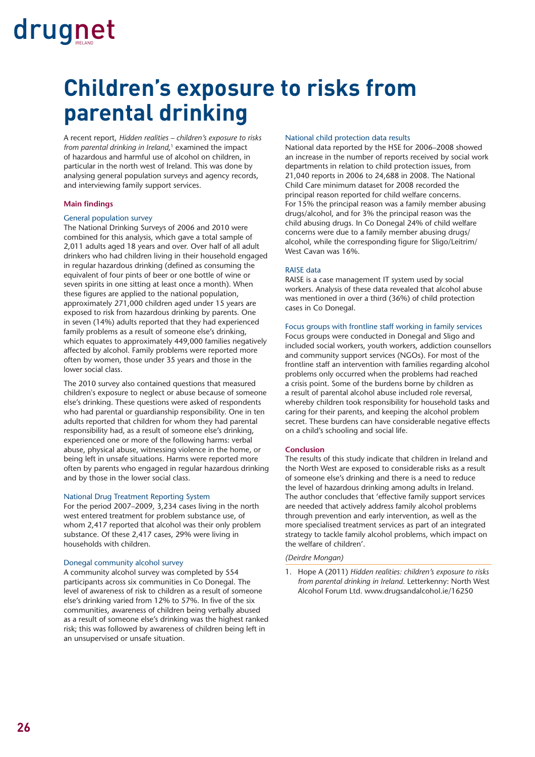# Children's exposure to risks from parental drinking

A recent report, *Hidden realities – children's exposure to risks from parental drinking in Ireland*,[1] examined the impact of hazardous and harmful use of alcohol on children, in particular in the north west of Ireland. This was done by analysing general population surveys and agency records, and interviewing family support services.

**Main findings**

### General population survey

The National Drinking Surveys of 2006 and 2010 were combined for this analysis, which gave a total sample of 2,011 adults aged 18 years and over. Over half of all adult drinkers who had children living in their household engaged in regular hazardous drinking (defined as consuming the equivalent of four pints of beer or one bottle of wine or seven spirits in one sitting at least once a month). When these figures are applied to the national population, approximately 271,000 children aged under 15 years are exposed to risk from hazardous drinking by parents. One in seven (14%) adults reported that they had experienced family problems as a result of someone else's drinking, which equates to approximately 449,000 families negatively affected by alcohol. Family problems were reported more often by women, those under 35 years and those in the lower social class.

The 2010 survey also contained questions that measured children's exposure to neglect or abuse because of someone else's drinking. These questions were asked of respondents who had parental or guardianship responsibility. One in ten adults reported that children for whom they had parental responsibility had, as a result of someone else's drinking, experienced one or more of the following harms: verbal abuse, physical abuse, witnessing violence in the home, or being left in unsafe situations. Harms were reported more often by parents who engaged in regular hazardous drinking and by those in the lower social class.

### National Drug Treatment Reporting System

For the period 2007–2009, 3,234 cases living in the north west entered treatment for problem substance use, of whom 2,417 reported that alcohol was their only problem substance. Of these 2,417 cases, 29% were living in households with children.

### Donegal community alcohol survey

A community alcohol survey was completed by 554 participants across six communities in Co Donegal. The level of awareness of risk to children as a result of someone else's drinking varied from 12% to 57%. In five of the six communities, awareness of children being verbally abused as a result of someone else's drinking was the highest ranked risk; this was followed by awareness of children being left in an unsupervised or unsafe situation.

### National child protection data results

National data reported by the HSE for 2006–2008 showed an increase in the number of reports received by social work departments in relation to child protection issues, from 21,040 reports in 2006 to 24,688 in 2008. The National Child Care minimum dataset for 2008 recorded the principal reason reported for child welfare concerns. For 15% the principal reason was a family member abusing drugs/alcohol, and for 3% the principal reason was the child abusing drugs. In Co Donegal 24% of child welfare concerns were due to a family member abusing drugs/alcohol, while the corresponding figure for Sligo/Leitrim/West Cavan was 16%.

### RAISE data

RAISE is a case management IT system used by social workers. Analysis of these data revealed that alcohol abuse was mentioned in over a third (36%) of child protection cases in Co Donegal.

### Focus groups with frontline staff working in family services

Focus groups were conducted in Donegal and Sligo and included social workers, youth workers, addiction counsellors and community support services (NGOs). For most of the frontline staff an intervention with families regarding alcohol problems only occurred when the problems had reached a crisis point. Some of the burdens borne by children as a result of parental alcohol abuse included role reversal, whereby children took responsibility for household tasks and caring for their parents, and keeping the alcohol problem secret. These burdens can have considerable negative effects on a child's schooling and social life.

**Conclusion**

The results of this study indicate that children in Ireland and the North West are exposed to considerable risks as a result of someone else's drinking and there is a need to reduce the level of hazardous drinking among adults in Ireland. The author concludes that 'effective family support services are needed that actively address family alcohol problems through prevention and early intervention, as well as the more specialised treatment services as part of an integrated strategy to tackle family alcohol problems, which impact on the welfare of children'.

*(Deirdre Mongan)*

1. Hope A (2011) *Hidden realities: children's exposure to risks from parental drinking in Ireland*. Letterkenny: North West Alcohol Forum Ltd. www.drugsandalcohol.ie/16250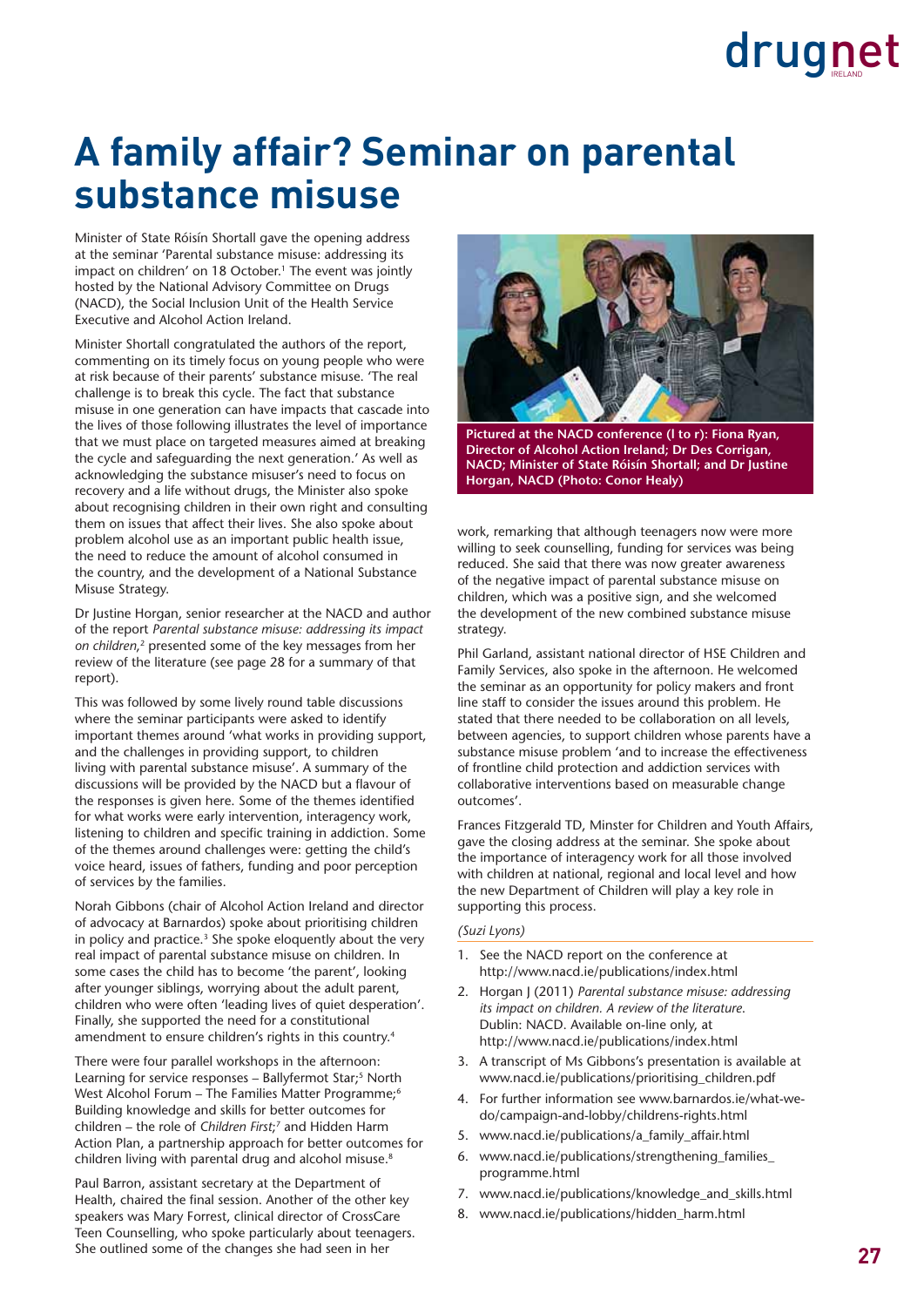# A family affair? Seminar on parental substance misuse

Minister of State Róisín Shortall gave the opening address at the seminar 'Parental substance misuse: addressing its impact on children' on 18 October.[1] The event was jointly hosted by the National Advisory Committee on Drugs (NACD), the Social Inclusion Unit of the Health Service Executive and Alcohol Action Ireland.

Minister Shortall congratulated the authors of the report, commenting on its timely focus on young people who were at risk because of their parents' substance misuse. 'The real challenge is to break this cycle. The fact that substance misuse in one generation can have impacts that cascade into the lives of those following illustrates the level of importance that we must place on targeted measures aimed at breaking the cycle and safeguarding the next generation.' As well as acknowledging the substance misuser's need to focus on recovery and a life without drugs, the Minister also spoke about recognising children in their own right and consulting them on issues that affect their lives. She also spoke about problem alcohol use as an important public health issue, the need to reduce the amount of alcohol consumed in the country, and the development of a National Substance Misuse Strategy.

Dr Justine Horgan, senior researcher at the NACD and author of the report *Parental substance misuse: addressing its impact on children*,[2] presented some of the key messages from her review of the literature (see page 28 for a summary of that report).

This was followed by some lively round table discussions where the seminar participants were asked to identify important themes around 'what works in providing support, and the challenges in providing support, to children living with parental substance misuse'. A summary of the discussions will be provided by the NACD but a flavour of the responses is given here. Some of the themes identified for what works were early intervention, interagency work, listening to children and specific training in addiction. Some of the themes around challenges were: getting the child's voice heard, issues of fathers, funding and poor perception of services by the families.

Norah Gibbons (chair of Alcohol Action Ireland and director of advocacy at Barnardos) spoke about prioritising children in policy and practice.[3] She spoke eloquently about the very real impact of parental substance misuse on children. In some cases the child has to become 'the parent', looking after younger siblings, worrying about the adult parent, children who were often 'leading lives of quiet desperation'. Finally, she supported the need for a constitutional amendment to ensure children's rights in this country.[4]

There were four parallel workshops in the afternoon: Learning for service responses – Ballyfermot Star;[5] North West Alcohol Forum – The Families Matter Programme;[6] Building knowledge and skills for better outcomes for children – the role of *Children First*;[7] and Hidden Harm Action Plan, a partnership approach for better outcomes for children living with parental drug and alcohol misuse.[8]

Paul Barron, assistant secretary at the Department of Health, chaired the final session. Another of the other key speakers was Mary Forrest, clinical director of CrossCare Teen Counselling, who spoke particularly about teenagers. She outlined some of the changes she had seen in her work, remarking that although teenagers now were more willing to seek counselling, funding for services was being reduced. She said that there was now greater awareness of the negative impact of parental substance misuse on children, which was a positive sign, and she welcomed the development of the new combined substance misuse strategy.

**Pictured at the NACD conference (l to r): Fiona Ryan, Director of Alcohol Action Ireland; Dr Des Corrigan, NACD; Minister of State Róisín Shortall; and Dr Justine Horgan, NACD (Photo: Conor Healy)**

Phil Garland, assistant national director of HSE Children and Family Services, also spoke in the afternoon. He welcomed the seminar as an opportunity for policy makers and front line staff to consider the issues around this problem. He stated that there needed to be collaboration on all levels, between agencies, to support children whose parents have a substance misuse problem 'and to increase the effectiveness of frontline child protection and addiction services with collaborative interventions based on measurable change outcomes'.

Frances Fitzgerald TD, Minster for Children and Youth Affairs, gave the closing address at the seminar. She spoke about the importance of interagency work for all those involved with children at national, regional and local level and how the new Department of Children will play a key role in supporting this process.

*(Suzi Lyons)*

1. See the NACD report on the conference at http://www.nacd.ie/publications/index.html
2. Horgan J (2011) *Parental substance misuse: addressing its impact on children. A review of the literature.* Dublin: NACD. Available on-line only, at http://www.nacd.ie/publications/index.html
3. A transcript of Ms Gibbons's presentation is available at www.nacd.ie/publications/prioritising_children.pdf
4. For further information see www.barnardos.ie/what-we-do/campaign-and-lobby/childrens-rights.html
5. www.nacd.ie/publications/a_family_affair.html
6. www.nacd.ie/publications/strengthening_families_programme.html
7. www.nacd.ie/publications/knowledge_and_skills.html
8. www.nacd.ie/publications/hidden_harm.html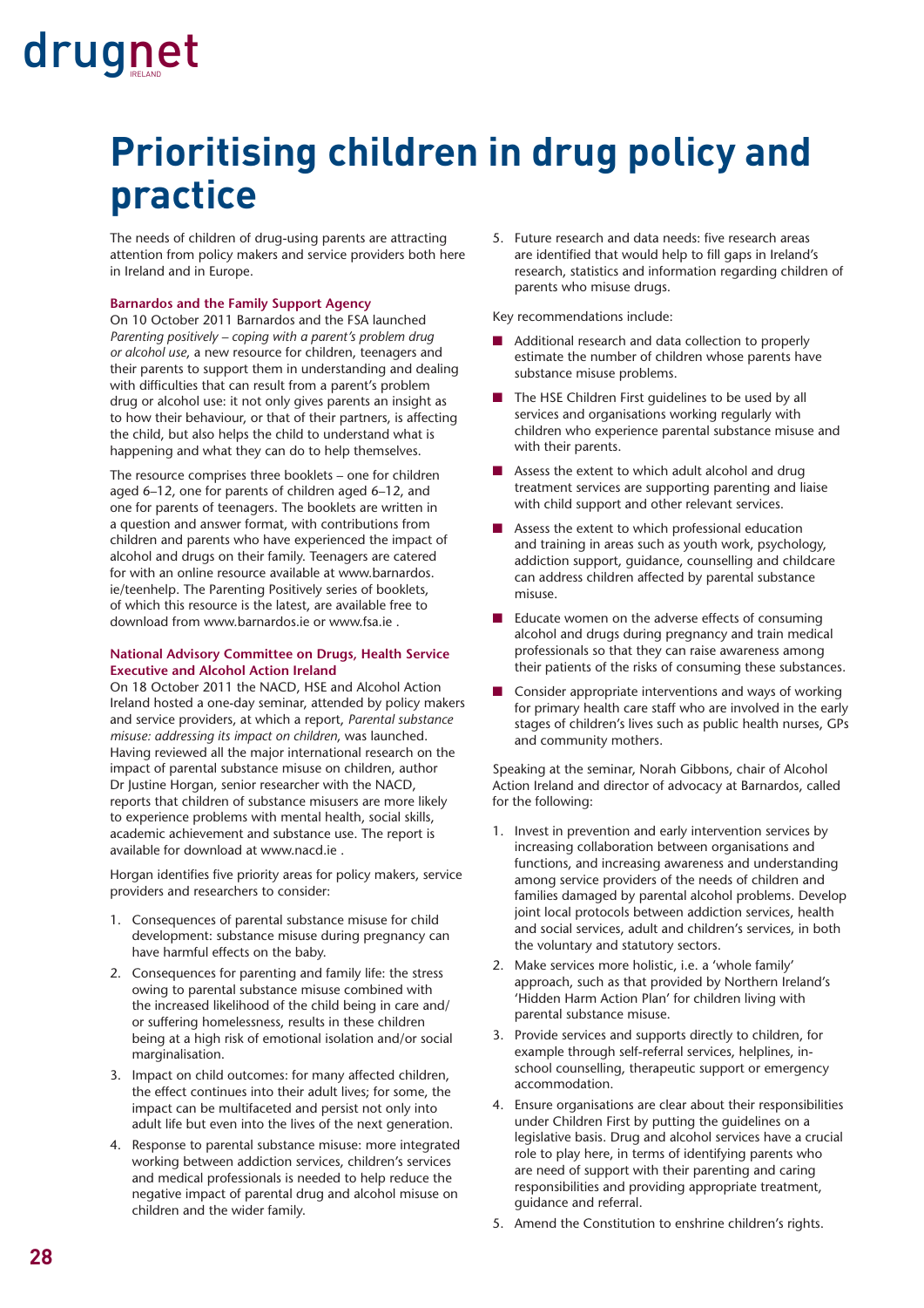# Prioritising children in drug policy and practice

The needs of children of drug-using parents are attracting attention from policy makers and service providers both here in Ireland and in Europe.

### Barnardos and the Family Support Agency

On 10 October 2011 Barnardos and the FSA launched *Parenting positively – coping with a parent's problem drug or alcohol use*, a new resource for children, teenagers and their parents to support them in understanding and dealing with difficulties that can result from a parent's problem drug or alcohol use: it not only gives parents an insight as to how their behaviour, or that of their partners, is affecting the child, but also helps the child to understand what is happening and what they can do to help themselves.

The resource comprises three booklets – one for children aged 6–12, one for parents of children aged 6–12, and one for parents of teenagers. The booklets are written in a question and answer format, with contributions from children and parents who have experienced the impact of alcohol and drugs on their family. Teenagers are catered for with an online resource available at www.barnardos.ie/teenhelp. The Parenting Positively series of booklets, of which this resource is the latest, are available free to download from www.barnardos.ie or www.fsa.ie .

### National Advisory Committee on Drugs, Health Service Executive and Alcohol Action Ireland

On 18 October 2011 the NACD, HSE and Alcohol Action Ireland hosted a one-day seminar, attended by policy makers and service providers, at which a report, *Parental substance misuse: addressing its impact on children*, was launched. Having reviewed all the major international research on the impact of parental substance misuse on children, author Dr Justine Horgan, senior researcher with the NACD, reports that children of substance misusers are more likely to experience problems with mental health, social skills, academic achievement and substance use. The report is available for download at www.nacd.ie .

Horgan identifies five priority areas for policy makers, service providers and researchers to consider:

1. Consequences of parental substance misuse for child development: substance misuse during pregnancy can have harmful effects on the baby.
2. Consequences for parenting and family life: the stress owing to parental substance misuse combined with the increased likelihood of the child being in care and/or suffering homelessness, results in these children being at a high risk of emotional isolation and/or social marginalisation.
3. Impact on child outcomes: for many affected children, the effect continues into their adult lives; for some, the impact can be multifaceted and persist not only into adult life but even into the lives of the next generation.
4. Response to parental substance misuse: more integrated working between addiction services, children's services and medical professionals is needed to help reduce the negative impact of parental drug and alcohol misuse on children and the wider family.
5. Future research and data needs: five research areas are identified that would help to fill gaps in Ireland's research, statistics and information regarding children of parents who misuse drugs.

Key recommendations include:

- Additional research and data collection to properly estimate the number of children whose parents have substance misuse problems.
- The HSE Children First guidelines to be used by all services and organisations working regularly with children who experience parental substance misuse and with their parents.
- Assess the extent to which adult alcohol and drug treatment services are supporting parenting and liaise with child support and other relevant services.
- Assess the extent to which professional education and training in areas such as youth work, psychology, addiction support, guidance, counselling and childcare can address children affected by parental substance misuse.
- Educate women on the adverse effects of consuming alcohol and drugs during pregnancy and train medical professionals so that they can raise awareness among their patients of the risks of consuming these substances.
- Consider appropriate interventions and ways of working for primary health care staff who are involved in the early stages of children's lives such as public health nurses, GPs and community mothers.

Speaking at the seminar, Norah Gibbons, chair of Alcohol Action Ireland and director of advocacy at Barnardos, called for the following:

1. Invest in prevention and early intervention services by increasing collaboration between organisations and functions, and increasing awareness and understanding among service providers of the needs of children and families damaged by parental alcohol problems. Develop joint local protocols between addiction services, health and social services, adult and children's services, in both the voluntary and statutory sectors.
2. Make services more holistic, i.e. a 'whole family' approach, such as that provided by Northern Ireland's 'Hidden Harm Action Plan' for children living with parental substance misuse.
3. Provide services and supports directly to children, for example through self-referral services, helplines, in-school counselling, therapeutic support or emergency accommodation.
4. Ensure organisations are clear about their responsibilities under Children First by putting the guidelines on a legislative basis. Drug and alcohol services have a crucial role to play here, in terms of identifying parents who are need of support with their parenting and caring responsibilities and providing appropriate treatment, guidance and referral.
5. Amend the Constitution to enshrine children's rights.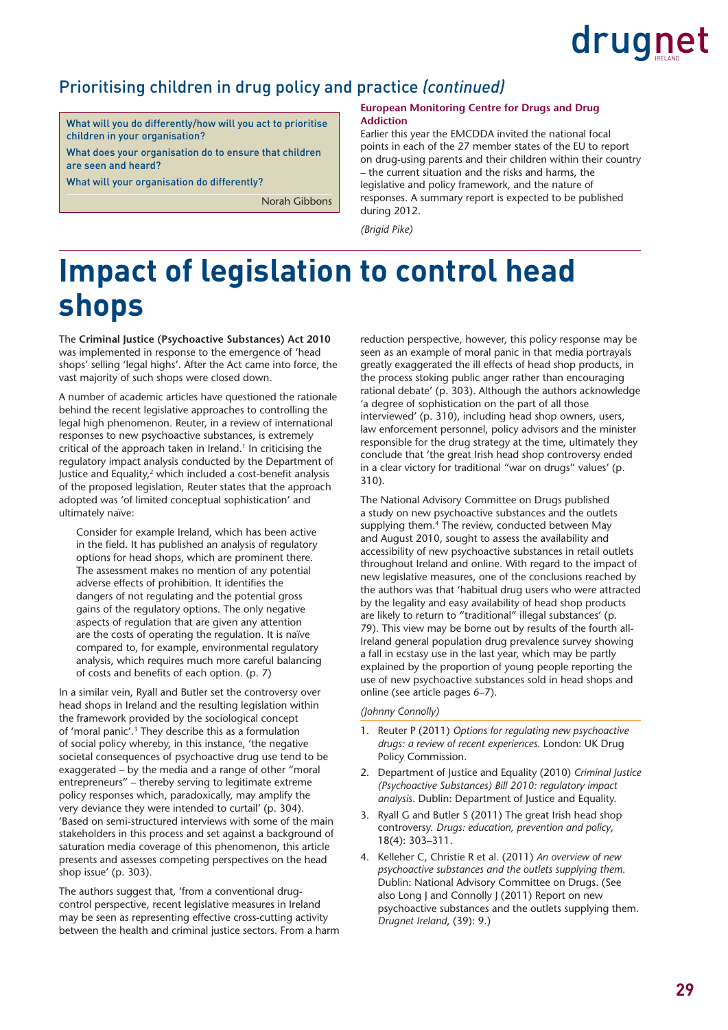## Prioritising children in drug policy and practice *(continued)*

What will you do differently/how will you act to prioritise children in your organisation?

What does your organisation do to ensure that children are seen and heard?

What will your organisation do differently?

Norah Gibbons

**European Monitoring Centre for Drugs and Drug Addiction**

Earlier this year the EMCDDA invited the national focal points in each of the 27 member states of the EU to report on drug-using parents and their children within their country – the current situation and the risks and harms, the legislative and policy framework, and the nature of responses. A summary report is expected to be published during 2012.

*(Brigid Pike)*

# Impact of legislation to control head shops

The **Criminal Justice (Psychoactive Substances) Act 2010** was implemented in response to the emergence of 'head shops' selling 'legal highs'. After the Act came into force, the vast majority of such shops were closed down.

A number of academic articles have questioned the rationale behind the recent legislative approaches to controlling the legal high phenomenon. Reuter, in a review of international responses to new psychoactive substances, is extremely critical of the approach taken in Ireland.[1] In criticising the regulatory impact analysis conducted by the Department of Justice and Equality,[2] which included a cost-benefit analysis of the proposed legislation, Reuter states that the approach adopted was 'of limited conceptual sophistication' and ultimately naïve:

> Consider for example Ireland, which has been active in the field. It has published an analysis of regulatory options for head shops, which are prominent there. The assessment makes no mention of any potential adverse effects of prohibition. It identifies the dangers of not regulating and the potential gross gains of the regulatory options. The only negative aspects of regulation that are given any attention are the costs of operating the regulation. It is naïve compared to, for example, environmental regulatory analysis, which requires much more careful balancing of costs and benefits of each option. (p. 7)

In a similar vein, Ryall and Butler set the controversy over head shops in Ireland and the resulting legislation within the framework provided by the sociological concept of 'moral panic'.[3] They describe this as a formulation of social policy whereby, in this instance, 'the negative societal consequences of psychoactive drug use tend to be exaggerated – by the media and a range of other "moral entrepreneurs" – thereby serving to legitimate extreme policy responses which, paradoxically, may amplify the very deviance they were intended to curtail' (p. 304). 'Based on semi-structured interviews with some of the main stakeholders in this process and set against a background of saturation media coverage of this phenomenon, this article presents and assesses competing perspectives on the head shop issue' (p. 303).

The authors suggest that, 'from a conventional drug-control perspective, recent legislative measures in Ireland may be seen as representing effective cross-cutting activity between the health and criminal justice sectors. From a harm reduction perspective, however, this policy response may be seen as an example of moral panic in that media portrayals greatly exaggerated the ill effects of head shop products, in the process stoking public anger rather than encouraging rational debate' (p. 303). Although the authors acknowledge 'a degree of sophistication on the part of all those interviewed' (p. 310), including head shop owners, users, law enforcement personnel, policy advisors and the minister responsible for the drug strategy at the time, ultimately they conclude that 'the great Irish head shop controversy ended in a clear victory for traditional "war on drugs" values' (p. 310).

The National Advisory Committee on Drugs published a study on new psychoactive substances and the outlets supplying them.[4] The review, conducted between May and August 2010, sought to assess the availability and accessibility of new psychoactive substances in retail outlets throughout Ireland and online. With regard to the impact of new legislative measures, one of the conclusions reached by the authors was that 'habitual drug users who were attracted by the legality and easy availability of head shop products are likely to return to "traditional" illegal substances (p. 79). This view may be borne out by results of the fourth all-Ireland general population drug prevalence survey showing a fall in ecstasy use in the last year, which may be partly explained by the proportion of young people reporting the use of new psychoactive substances sold in head shops and online (see article pages 6–7).

*(Johnny Connolly)*

1. Reuter P (2011) *Options for regulating new psychoactive drugs: a review of recent experiences.* London: UK Drug Policy Commission.
2. Department of Justice and Equality (2010) *Criminal Justice (Psychoactive Substances) Bill 2010: regulatory impact analysis.* Dublin: Department of Justice and Equality.
3. Ryall G and Butler S (2011) The great Irish head shop controversy. *Drugs: education, prevention and policy*, 18(4): 303–311.
4. Kelleher C, Christie R et al. (2011) *An overview of new psychoactive substances and the outlets supplying them.* Dublin: National Advisory Committee on Drugs. (See also Long J and Connolly J (2011) Report on new psychoactive substances and the outlets supplying them. *Drugnet Ireland*, (39): 9.)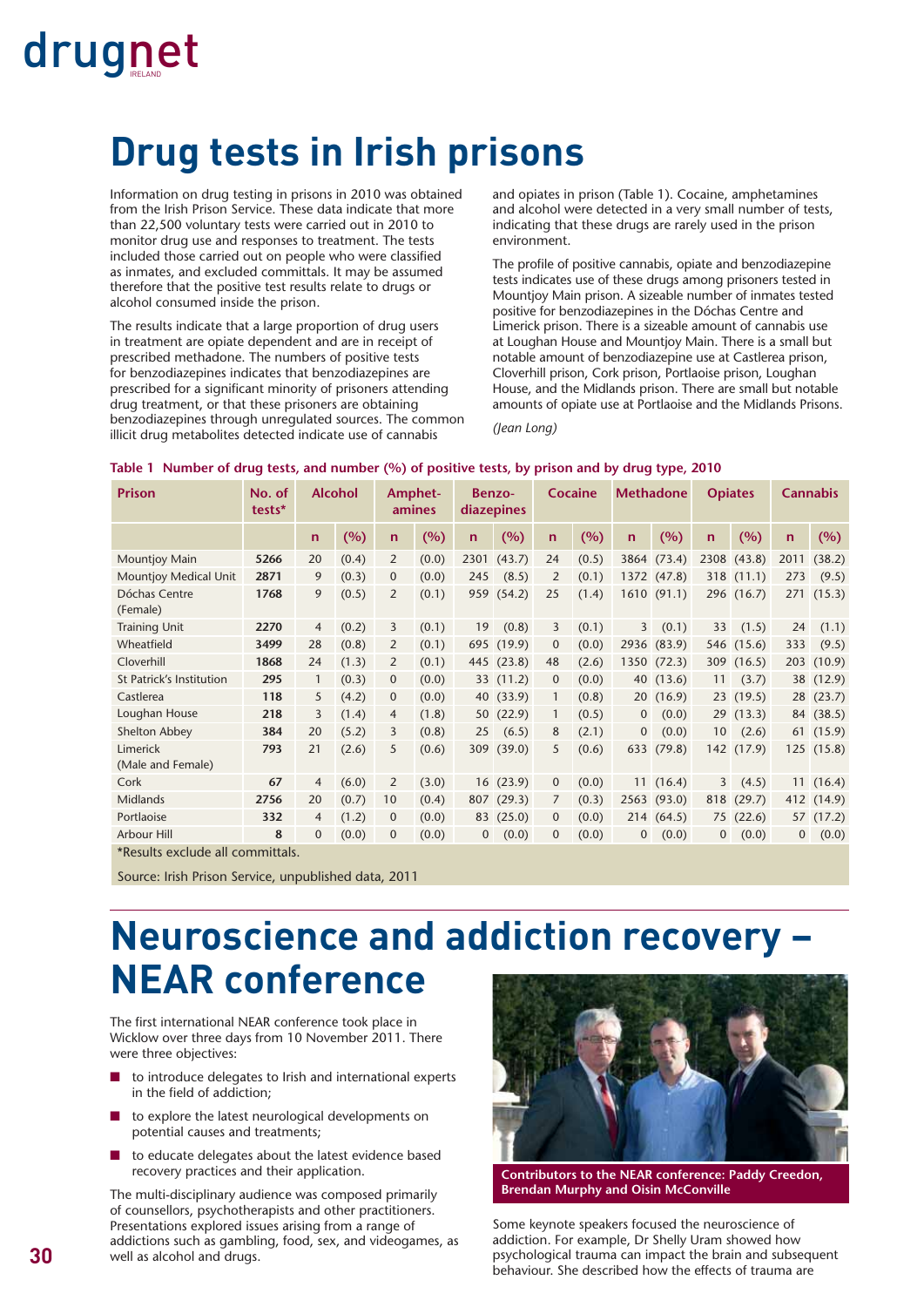# Drug tests in Irish prisons

Information on drug testing in prisons in 2010 was obtained from the Irish Prison Service. These data indicate that more than 22,500 voluntary tests were carried out in 2010 to monitor drug use and responses to treatment. The tests included those carried out on people who were classified as inmates, and excluded committals. It may be assumed therefore that the positive test results relate to drugs or alcohol consumed inside the prison.

The results indicate that a large proportion of drug users in treatment are opiate dependent and are in receipt of prescribed methadone. The numbers of positive tests for benzodiazepines indicates that benzodiazepines are prescribed for a significant minority of prisoners attending drug treatment, or that these prisoners are obtaining benzodiazepines through unregulated sources. The common illicit drug metabolites detected indicate use of cannabis and opiates in prison (Table 1). Cocaine, amphetamines and alcohol were detected in a very small number of tests, indicating that these drugs are rarely used in the prison environment.

The profile of positive cannabis, opiate and benzodiazepine tests indicates use of these drugs among prisoners tested in Mountjoy Main prison. A sizeable number of inmates tested positive for benzodiazepines in the Dóchas Centre and Limerick prison. There is a sizeable amount of cannabis use at Loughan House and Mountjoy Main. There is a small but notable amount of benzodiazepine use at Castlerea prison, Cloverhill prison, Cork prison, Portlaoise prison, Loughan House, and the Midlands prison. There are small but notable amounts of opiate use at Portlaoise and the Midlands Prisons.

*(Jean Long)*

**Table 1 Number of drug tests, and number (%) of positive tests, by prison and by drug type, 2010**

| Prison | No. of tests* | Alcohol | | Amphet-amines | | Benzo-diazepines | | Cocaine | | Methadone | | Opiates | | Cannabis | |
|---|---|---|---|---|---|---|---|---|---|---|---|---|---|---|---|
| | | n | (%) | n | (%) | n | (%) | n | (%) | n | (%) | n | (%) | n | (%) |
| Mountjoy Main | 5266 | 20 | (0.4) | 2 | (0.0) | 2301 | (43.7) | 24 | (0.5) | 3864 | (73.4) | 2308 | (43.8) | 2011 | (38.2) |
| Mountjoy Medical Unit | 2871 | 9 | (0.3) | 0 | (0.0) | 245 | (8.5) | 2 | (0.1) | 1372 | (47.8) | 318 | (11.1) | 273 | (9.5) |
| Dóchas Centre (Female) | 1768 | 9 | (0.5) | 2 | (0.1) | 959 | (54.2) | 25 | (1.4) | 1610 | (91.1) | 296 | (16.7) | 271 | (15.3) |
| Training Unit | 2270 | 4 | (0.2) | 3 | (0.1) | 19 | (0.8) | 3 | (0.1) | 3 | (0.1) | 33 | (1.5) | 24 | (1.1) |
| Wheatfield | 3499 | 28 | (0.8) | 2 | (0.1) | 695 | (19.9) | 0 | (0.0) | 2936 | (83.9) | 546 | (15.6) | 333 | (9.5) |
| Cloverhill | 1868 | 24 | (1.3) | 2 | (0.1) | 445 | (23.8) | 48 | (2.6) | 1350 | (72.3) | 309 | (16.5) | 203 | (10.9) |
| St Patrick's Institution | 295 | 1 | (0.3) | 0 | (0.0) | 33 | (11.2) | 0 | (0.0) | 40 | (13.6) | 11 | (3.7) | 38 | (12.9) |
| Castlerea | 118 | 5 | (4.2) | 0 | (0.0) | 40 | (33.9) | 1 | (0.8) | 20 | (16.9) | 23 | (19.5) | 28 | (23.7) |
| Loughan House | 218 | 3 | (1.4) | 4 | (1.8) | 50 | (22.9) | 1 | (0.5) | 0 | (0.0) | 29 | (13.3) | 84 | (38.5) |
| Shelton Abbey | 384 | 20 | (5.2) | 3 | (0.8) | 25 | (6.5) | 8 | (2.1) | 0 | (0.0) | 10 | (2.6) | 61 | (15.9) |
| Limerick (Male and Female) | 793 | 21 | (2.6) | 5 | (0.6) | 309 | (39.0) | 5 | (0.6) | 633 | (79.8) | 142 | (17.9) | 125 | (15.8) |
| Cork | 67 | 4 | (6.0) | 2 | (3.0) | 16 | (23.9) | 0 | (0.0) | 11 | (16.4) | 3 | (4.5) | 11 | (16.4) |
| Midlands | 2756 | 20 | (0.7) | 10 | (0.4) | 807 | (29.3) | 7 | (0.3) | 2563 | (93.0) | 818 | (29.7) | 412 | (14.9) |
| Portlaoise | 332 | 4 | (1.2) | 0 | (0.0) | 83 | (25.0) | 0 | (0.0) | 214 | (64.5) | 75 | (22.6) | 57 | (17.2) |
| Arbour Hill | 8 | 0 | (0.0) | 0 | (0.0) | 0 | (0.0) | 0 | (0.0) | 0 | (0.0) | 0 | (0.0) | 0 | (0.0) |

*Results exclude all committals.

Source: Irish Prison Service, unpublished data, 2011

# Neuroscience and addiction recovery – NEAR conference

The first international NEAR conference took place in Wicklow over three days from 10 November 2011. There were three objectives:

- to introduce delegates to Irish and international experts in the field of addiction;
- to explore the latest neurological developments on potential causes and treatments;
- to educate delegates about the latest evidence based recovery practices and their application.

The multi-disciplinary audience was composed primarily of counsellors, psychotherapists and other practitioners. Presentations explored issues arising from a range of addictions such as gambling, food, sex, and videogames, as well as alcohol and drugs.

**Contributors to the NEAR conference: Paddy Creedon, Brendan Murphy and Oisin McConville**

Some keynote speakers focused the neuroscience of addiction. For example, Dr Shelly Uram showed how psychological trauma can impact the brain and subsequent behaviour. She described how the effects of trauma are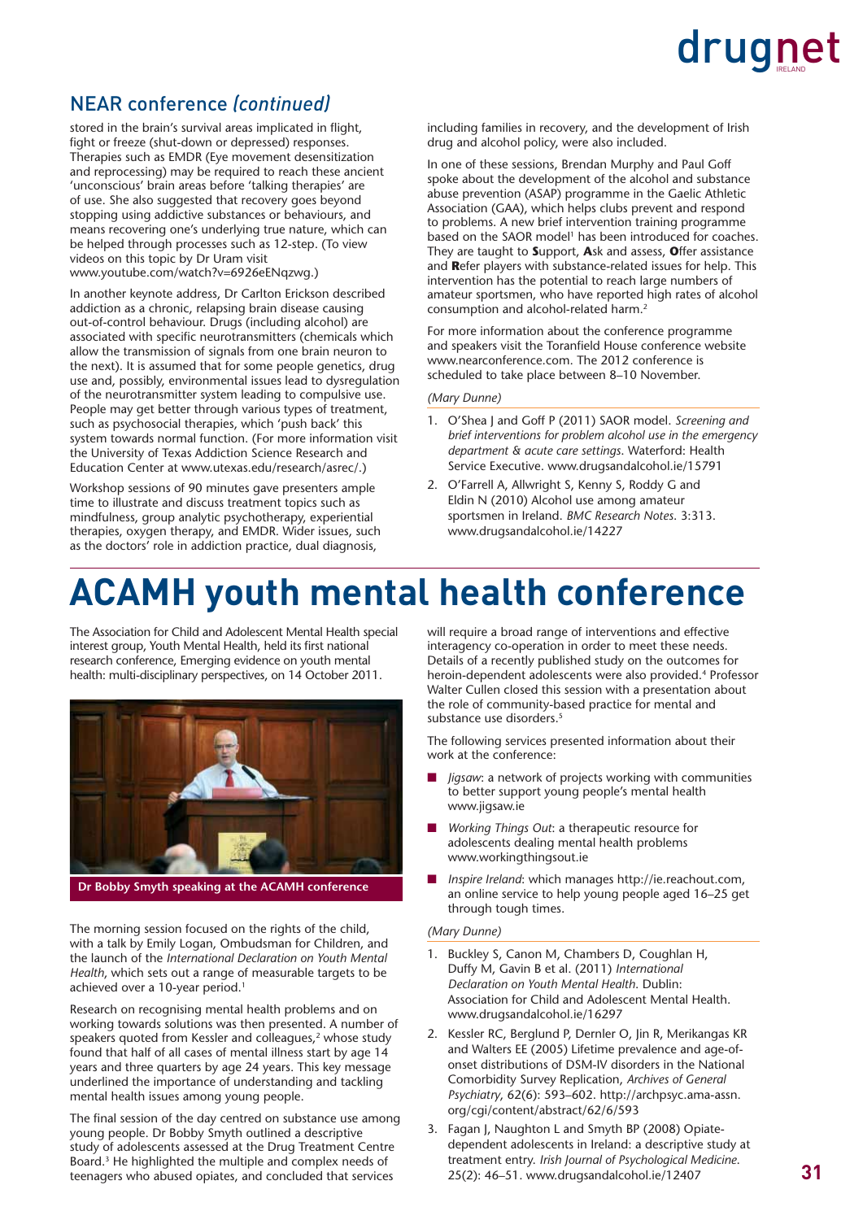## NEAR conference *(continued)*

stored in the brain's survival areas implicated in flight, fight or freeze (shut-down or depressed) responses. Therapies such as EMDR (Eye movement desensitization and reprocessing) may be required to reach these ancient 'unconscious' brain areas before 'talking therapies' are of use. She also suggested that recovery goes beyond stopping using addictive substances or behaviours, and means recovering one's underlying true nature, which can be helped through processes such as 12-step. (To view videos on this topic by Dr Uram visit www.youtube.com/watch?v=6926eENqzwg.)

In another keynote address, Dr Carlton Erickson described addiction as a chronic, relapsing brain disease causing out-of-control behaviour. Drugs (including alcohol) are associated with specific neurotransmitters (chemicals which allow the transmission of signals from one brain neuron to the next). It is assumed that for some people genetics, drug use and, possibly, environmental issues lead to dysregulation of the neurotransmitter system leading to compulsive use. People may get better through various types of treatment, such as psychosocial therapies, which 'push back' this system towards normal function. (For more information visit the University of Texas Addiction Science Research and Education Center at www.utexas.edu/research/asrec/.)

Workshop sessions of 90 minutes gave presenters ample time to illustrate and discuss treatment topics such as mindfulness, group analytic psychotherapy, experiential therapies, oxygen therapy, and EMDR. Wider issues, such as the doctors' role in addiction practice, dual diagnosis, including families in recovery, and the development of Irish drug and alcohol policy, were also included.

In one of these sessions, Brendan Murphy and Paul Goff spoke about the development of the alcohol and substance abuse prevention (ASAP) programme in the Gaelic Athletic Association (GAA), which helps clubs prevent and respond to problems. A new brief intervention training programme based on the SAOR model[1] has been introduced for coaches. They are taught to **S**upport, **A**sk and assess, **O**ffer assistance and **R**efer players with substance-related issues for help. This intervention has the potential to reach large numbers of amateur sportsmen, who have reported high rates of alcohol consumption and alcohol-related harm.[2]

For more information about the conference programme and speakers visit the Toranfield House conference website www.nearconference.com. The 2012 conference is scheduled to take place between 8–10 November.

*(Mary Dunne)*

1. O'Shea J and Goff P (2011) SAOR model. *Screening and brief interventions for problem alcohol use in the emergency department & acute care settings*. Waterford: Health Service Executive. www.drugsandalcohol.ie/15791
2. O'Farrell A, Allwright S, Kenny S, Roddy G and Eldin N (2010) Alcohol use among amateur sportsmen in Ireland. *BMC Research Notes*. 3:313. www.drugsandalcohol.ie/14227

# ACAMH youth mental health conference

The Association for Child and Adolescent Mental Health special interest group, Youth Mental Health, held its first national research conference, Emerging evidence on youth mental health: multi-disciplinary perspectives, on 14 October 2011.

**Dr Bobby Smyth speaking at the ACAMH conference**

The morning session focused on the rights of the child, with a talk by Emily Logan, Ombudsman for Children, and the launch of the *International Declaration on Youth Mental Health*, which sets out a range of measurable targets to be achieved over a 10-year period.[1]

Research on recognising mental health problems and on working towards solutions was then presented. A number of speakers quoted from Kessler and colleagues,[2] whose study found that half of all cases of mental illness start by age 14 years and three quarters by age 24 years. This key message underlined the importance of understanding and tackling mental health issues among young people.

The final session of the day centred on substance use among young people. Dr Bobby Smyth outlined a descriptive study of adolescents assessed at the Drug Treatment Centre Board.[3] He highlighted the multiple and complex needs of teenagers who abused opiates, and concluded that services will require a broad range of interventions and effective interagency co-operation in order to meet these needs. Details of a recently published study on the outcomes for heroin-dependent adolescents were also provided.[4] Professor Walter Cullen closed this session with a presentation about the role of community-based practice for mental and substance use disorders.[5]

The following services presented information about their work at the conference:

- *Jigsaw*: a network of projects working with communities to better support young people's mental health www.jigsaw.ie
- *Working Things Out*: a therapeutic resource for adolescents dealing mental health problems www.workingthingsout.ie
- *Inspire Ireland*: which manages http://ie.reachout.com, an online service to help young people aged 16–25 get through tough times.

*(Mary Dunne)*

1. Buckley S, Canon M, Chambers D, Coughlan H, Duffy M, Gavin B et al. (2011) *International Declaration on Youth Mental Health*. Dublin: Association for Child and Adolescent Mental Health. www.drugsandalcohol.ie/16297
2. Kessler RC, Berglund P, Dernler O, Jin R, Merikangas KR and Walters EE (2005) Lifetime prevalence and age-of-onset distributions of DSM-IV disorders in the National Comorbidity Survey Replication, *Archives of General Psychiatry*, 62(6): 593–602. http://archpsyc.ama-assn.org/cgi/content/abstract/62/6/593
3. Fagan J, Naughton L and Smyth BP (2008) Opiate-dependent adolescents in Ireland: a descriptive study at treatment entry. *Irish Journal of Psychological Medicine*. 25(2): 46–51. www.drugsandalcohol.ie/12407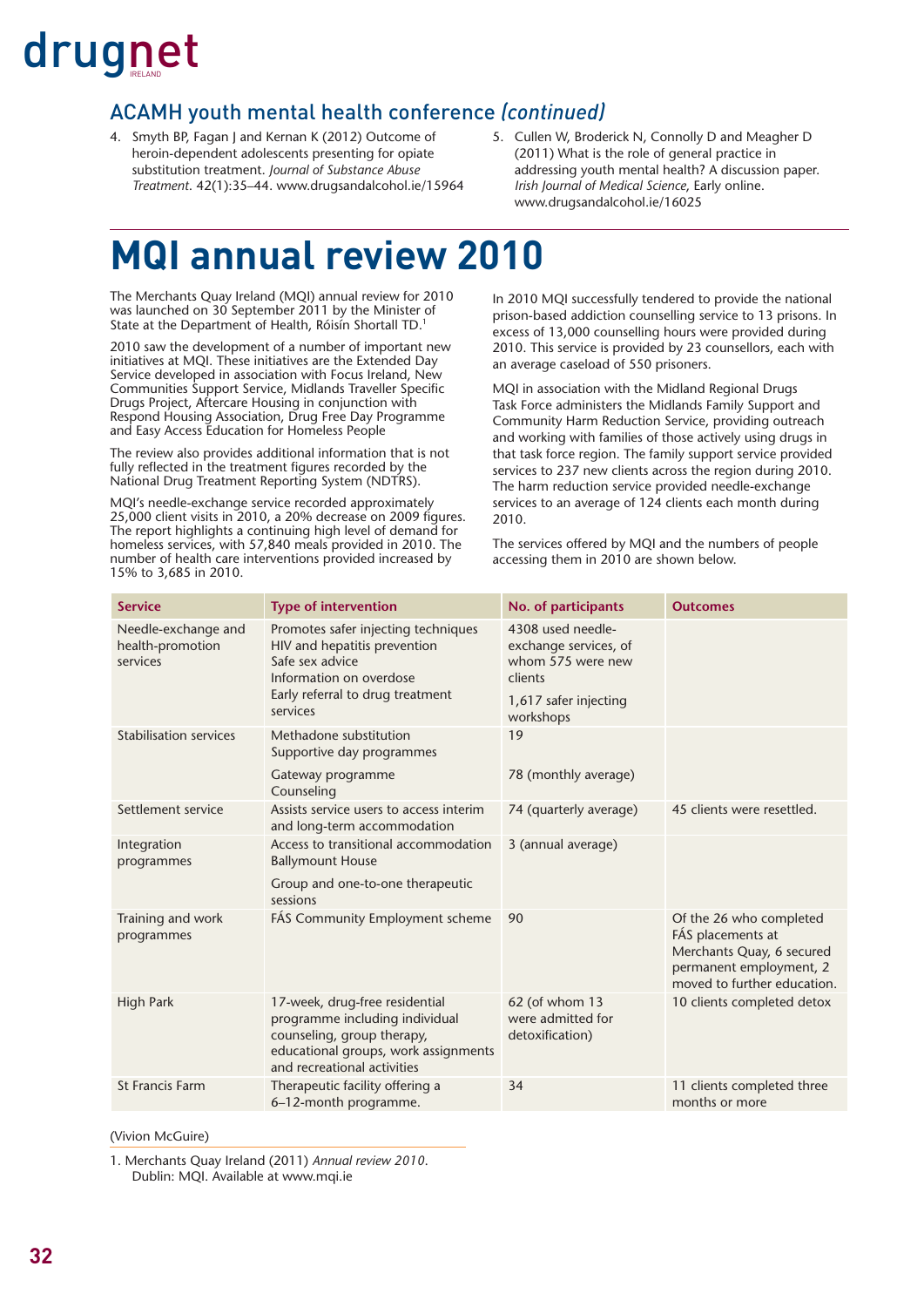## ACAMH youth mental health conference *(continued)*

4. Smyth BP, Fagan J and Kernan K (2012) Outcome of heroin-dependent adolescents presenting for opiate substitution treatment. *Journal of Substance Abuse Treatment*. 42(1):35–44. www.drugsandalcohol.ie/15964
5. Cullen W, Broderick N, Connolly D and Meagher D (2011) What is the role of general practice in addressing youth mental health? A discussion paper. *Irish Journal of Medical Science*, Early online. www.drugsandalcohol.ie/16025

# MQI annual review 2010

The Merchants Quay Ireland (MQI) annual review for 2010 was launched on 30 September 2011 by the Minister of State at the Department of Health, Róisín Shortall TD.[1]

2010 saw the development of a number of important new initiatives at MQI. These initiatives are the Extended Day Service developed in association with Focus Ireland, New Communities Support Service, Midlands Traveller Specific Drugs Project, Aftercare Housing in conjunction with Respond Housing Association, Drug Free Day Programme and Easy Access Education for Homeless People

The review also provides additional information that is not fully reflected in the treatment figures recorded by the National Drug Treatment Reporting System (NDTRS).

MQI's needle-exchange service recorded approximately 25,000 client visits in 2010, a 20% decrease on 2009 figures. The report highlights a continuing high level of demand for homeless services, with 57,840 meals provided in 2010. The number of health care interventions provided increased by 15% to 3,685 in 2010.

In 2010 MQI successfully tendered to provide the national prison-based addiction counselling service to 13 prisons. In excess of 13,000 counselling hours were provided during 2010. This service is provided by 23 counsellors, each with an average caseload of 550 prisoners.

MQI in association with the Midland Regional Drugs Task Force administers the Midlands Family Support and Community Harm Reduction Service, providing outreach and working with families of those actively using drugs in that task force region. The family support service provided services to 237 new clients across the region during 2010. The harm reduction service provided needle-exchange services to an average of 124 clients each month during 2010.

The services offered by MQI and the numbers of people accessing them in 2010 are shown below.

| Service | Type of intervention | No. of participants | Outcomes |
|---|---|---|---|
| Needle-exchange and health-promotion services | Promotes safer injecting techniques<br>HIV and hepatitis prevention<br>Safe sex advice<br>Information on overdose<br>Early referral to drug treatment services | 4308 used needle-exchange services, of whom 575 were new clients<br>1,617 safer injecting workshops | |
| Stabilisation services | Methadone substitution<br>Supportive day programmes<br>Gateway programme<br>Counseling | 19<br><br>78 (monthly average) | |
| Settlement service | Assists service users to access interim and long-term accommodation | 74 (quarterly average) | 45 clients were resettled. |
| Integration programmes | Access to transitional accommodation Ballymount House<br>Group and one-to-one therapeutic sessions | 3 (annual average) | |
| Training and work programmes | FÁS Community Employment scheme | 90 | Of the 26 who completed FÁS placements at Merchants Quay, 6 secured permanent employment, 2 moved to further education. |
| High Park | 17-week, drug-free residential programme including individual counseling, group therapy, educational groups, work assignments and recreational activities | 62 (of whom 13 were admitted for detoxification) | 10 clients completed detox |
| St Francis Farm | Therapeutic facility offering a 6–12-month programme. | 34 | 11 clients completed three months or more |

(Vivion McGuire)

1. Merchants Quay Ireland (2011) *Annual review 2010*. Dublin: MQI. Available at www.mqi.ie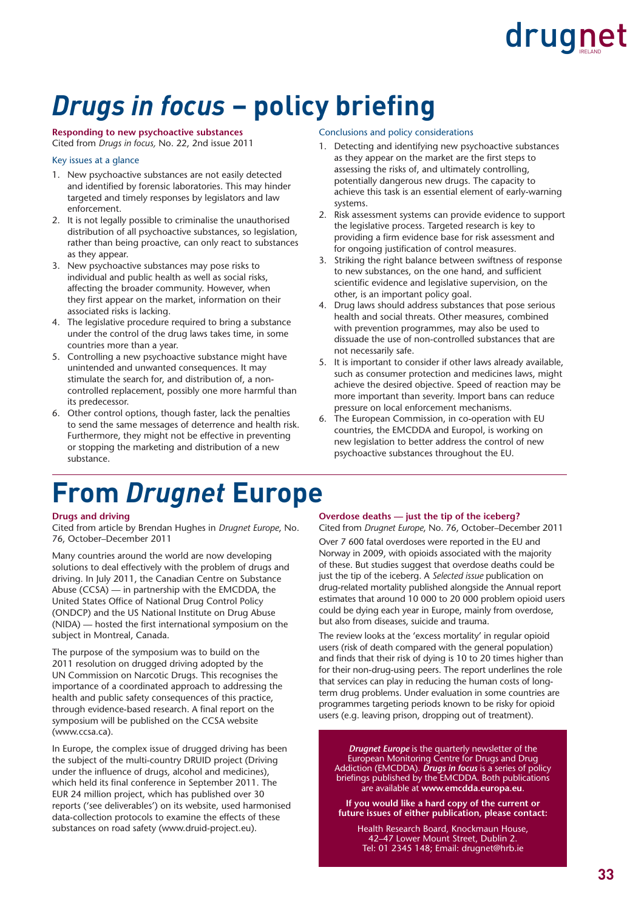# *Drugs in focus* – policy briefing

**Responding to new psychoactive substances**
Cited from *Drugs in focus,* No. 22, 2nd issue 2011

### Key issues at a glance

1. New psychoactive substances are not easily detected and identified by forensic laboratories. This may hinder targeted and timely responses by legislators and law enforcement.
2. It is not legally possible to criminalise the unauthorised distribution of all psychoactive substances, so legislation, rather than being proactive, can only react to substances as they appear.
3. New psychoactive substances may pose risks to individual and public health as well as social risks, affecting the broader community. However, when they first appear on the market, information on their associated risks is lacking.
4. The legislative procedure required to bring a substance under the control of the drug laws takes time, in some countries more than a year.
5. Controlling a new psychoactive substance might have unintended and unwanted consequences. It may stimulate the search for, and distribution of, a non-controlled replacement, possibly one more harmful than its predecessor.
6. Other control options, though faster, lack the penalties to send the same messages of deterrence and health risk. Furthermore, they might not be effective in preventing or stopping the marketing and distribution of a new substance.

### Conclusions and policy considerations

1. Detecting and identifying new psychoactive substances as they appear on the market are the first steps to assessing the risks of, and ultimately controlling, potentially dangerous new drugs. The capacity to achieve this task is an essential element of early-warning systems.
2. Risk assessment systems can provide evidence to support the legislative process. Targeted research is key to providing a firm evidence base for risk assessment and for ongoing justification of control measures.
3. Striking the right balance between swiftness of response to new substances, on the one hand, and sufficient scientific evidence and legislative supervision, on the other, is an important policy goal.
4. Drug laws should address substances that pose serious health and social threats. Other measures, combined with prevention programmes, may also be used to dissuade the use of non-controlled substances that are not necessarily safe.
5. It is important to consider if other laws already available, such as consumer protection and medicines laws, might achieve the desired objective. Speed of reaction may be more important than severity. Import bans can reduce pressure on local enforcement mechanisms.
6. The European Commission, in co-operation with EU countries, the EMCDDA and Europol, is working on new legislation to better address the control of new psychoactive substances throughout the EU.

# From *Drugnet* Europe

**Drugs and driving**
Cited from article by Brendan Hughes in *Drugnet Europe*, No. 76, October–December 2011

Many countries around the world are now developing solutions to deal effectively with the problem of drugs and driving. In July 2011, the Canadian Centre on Substance Abuse (CCSA) — in partnership with the EMCDDA, the United States Office of National Drug Control Policy (ONDCP) and the US National Institute on Drug Abuse (NIDA) — hosted the first international symposium on the subject in Montreal, Canada.

The purpose of the symposium was to build on the 2011 resolution on drugged driving adopted by the UN Commission on Narcotic Drugs. This recognises the importance of a coordinated approach to addressing the health and public safety consequences of this practice, through evidence-based research. A final report on the symposium will be published on the CCSA website (www.ccsa.ca).

In Europe, the complex issue of drugged driving has been the subject of the multi-country DRUID project (Driving under the influence of drugs, alcohol and medicines), which held its final conference in September 2011. The EUR 24 million project, which has published over 30 reports ('see deliverables') on its website, used harmonised data-collection protocols to examine the effects of these substances on road safety (www.druid-project.eu).

**Overdose deaths — just the tip of the iceberg?**
Cited from *Drugnet Europe*, No. 76, October–December 2011

Over 7 600 fatal overdoses were reported in the EU and Norway in 2009, with opioids associated with the majority of these. But studies suggest that overdose deaths could be just the tip of the iceberg. A *Selected issue* publication on drug-related mortality published alongside the Annual report estimates that around 10 000 to 20 000 problem opioid users could be dying each year in Europe, mainly from overdose, but also from diseases, suicide and trauma.

The review looks at the 'excess mortality' in regular opioid users (risk of death compared with the general population) and finds that their risk of dying is 10 to 20 times higher than for their non-drug-using peers. The report underlines the role that services can play in reducing the human costs of long-term drug problems. Under evaluation in some countries are programmes targeting periods known to be risky for opioid users (e.g. leaving prison, dropping out of treatment).

***Drugnet Europe*** is the quarterly newsletter of the European Monitoring Centre for Drugs and Drug Addiction (EMCDDA). ***Drugs in focus*** is a series of policy briefings published by the EMCDDA. Both publications are available at **www.emcdda.europa.eu**.

**If you would like a hard copy of the current or future issues of either publication, please contact:**

Health Research Board, Knockmaun House, 42–47 Lower Mount Street, Dublin 2.
Tel: 01 2345 148; Email: drugnet@hrb.ie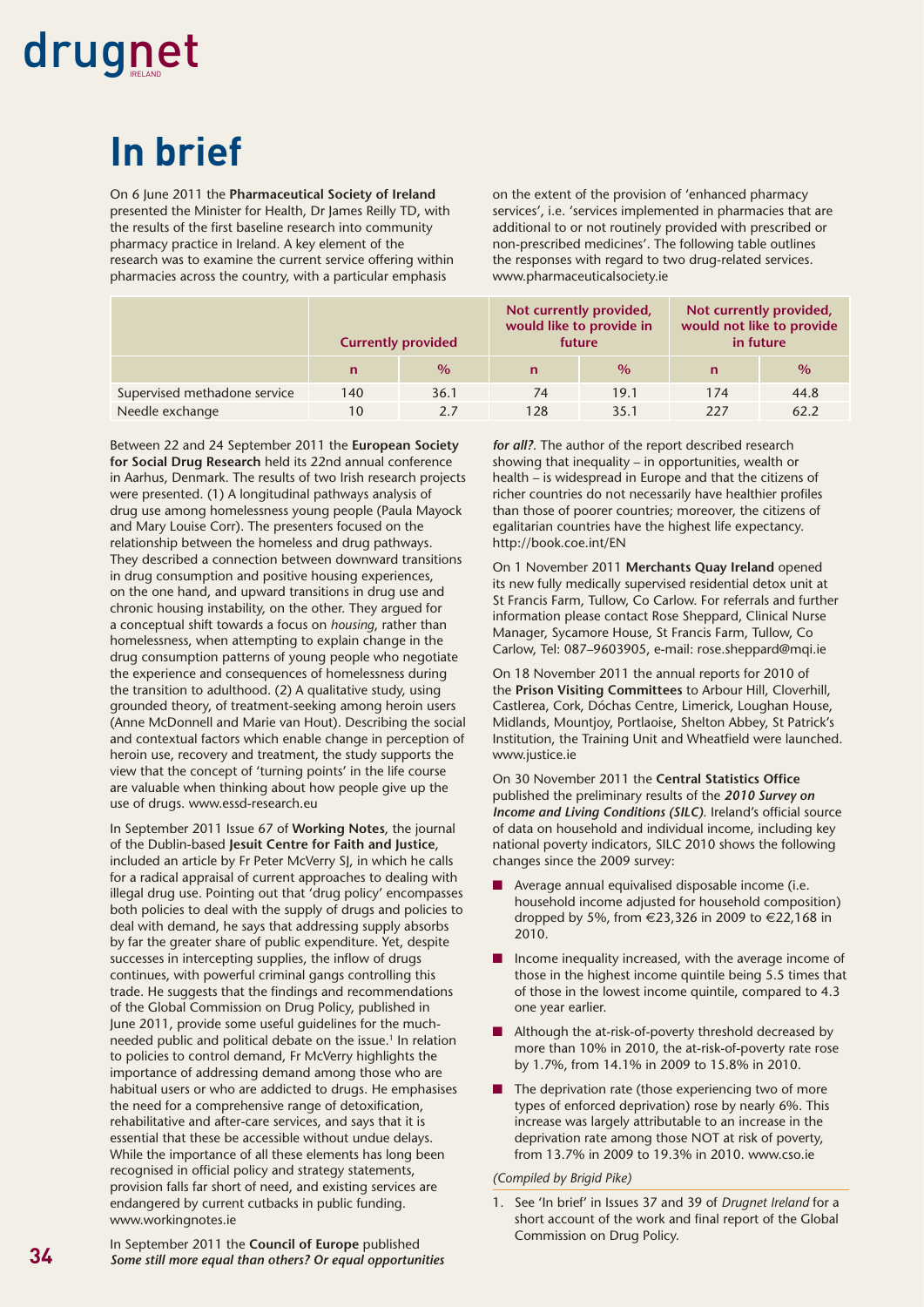# In brief

On 6 June 2011 the **Pharmaceutical Society of Ireland** presented the Minister for Health, Dr James Reilly TD, with the results of the first baseline research into community pharmacy practice in Ireland. A key element of the research was to examine the current service offering within pharmacies across the country, with a particular emphasis on the extent of the provision of 'enhanced pharmacy services', i.e. 'services implemented in pharmacies that are additional to or not routinely provided with prescribed or non-prescribed medicines'. The following table outlines the responses with regard to two drug-related services. www.pharmaceuticalsociety.ie

| | Currently provided | | Not currently provided, would like to provide in future | | Not currently provided, would not like to provide in future | |
|---|---|---|---|---|---|---|
| | n | % | n | % | n | % |
| Supervised methadone service | 140 | 36.1 | 74 | 19.1 | 174 | 44.8 |
| Needle exchange | 10 | 2.7 | 128 | 35.1 | 227 | 62.2 |

Between 22 and 24 September 2011 the **European Society for Social Drug Research** held its 22nd annual conference in Aarhus, Denmark. The results of two Irish research projects were presented. (1) A longitudinal pathways analysis of drug use among homelessness young people (Paula Mayock and Mary Louise Corr). The presenters focused on the relationship between the homeless and drug pathways. They described a connection between downward transitions in drug consumption and positive housing experiences, on the one hand, and upward transitions in drug use and chronic housing instability, on the other. They argued for a conceptual shift towards a focus on *housing*, rather than homelessness, when attempting to explain change in the drug consumption patterns of young people who negotiate the experience and consequences of homelessness during the transition to adulthood. (2) A qualitative study, using grounded theory, of treatment-seeking among heroin users (Anne McDonnell and Marie van Hout). Describing the social and contextual factors which enable change in perception of heroin use, recovery and treatment, the study supports the view that the concept of 'turning points' in the life course are valuable when thinking about how people give up the use of drugs. www.essd-research.eu

In September 2011 Issue 67 of **Working Notes**, the journal of the Dublin-based **Jesuit Centre for Faith and Justice**, included an article by Fr Peter McVerry SJ, in which he calls for a radical appraisal of current approaches to dealing with illegal drug use. Pointing out that 'drug policy' encompasses both policies to deal with the supply of drugs and policies to deal with demand, he says that addressing supply absorbs by far the greater share of public expenditure. Yet, despite successes in intercepting supplies, the inflow of drugs continues, with powerful criminal gangs controlling this trade. He suggests that the findings and recommendations of the Global Commission on Drug Policy, published in June 2011, provide some useful guidelines for the much-needed public and political debate on the issue.[1] In relation to policies to control demand, Fr McVerry highlights the importance of addressing demand among those who are habitual users or who are addicted to drugs. He emphasises the need for a comprehensive range of detoxification, rehabilitative and after-care services, and says that it is essential that these be accessible without undue delays. While the importance of all these elements has long been recognised in official policy and strategy statements, provision falls far short of need, and existing services are endangered by current cutbacks in public funding. www.workingnotes.ie

In September 2011 the **Council of Europe** published ***Some still more equal than others? Or equal opportunities for all?***. The author of the report described research showing that inequality – in opportunities, wealth or health – is widespread in Europe and that the citizens of richer countries do not necessarily have healthier profiles than those of poorer countries; moreover, the citizens of egalitarian countries have the highest life expectancy. http://book.coe.int/EN

On 1 November 2011 **Merchants Quay Ireland** opened its new fully medically supervised residential detox unit at St Francis Farm, Tullow, Co Carlow. For referrals and further information please contact Rose Sheppard, Clinical Nurse Manager, Sycamore House, St Francis Farm, Tullow, Co Carlow, Tel: 087–9603905, e-mail: rose.sheppard@mqi.ie

On 18 November 2011 the annual reports for 2010 of the **Prison Visiting Committees** to Arbour Hill, Cloverhill, Castlerea, Cork, Dóchas Centre, Limerick, Loughan House, Midlands, Mountjoy, Portlaoise, Shelton Abbey, St Patrick's Institution, the Training Unit and Wheatfield were launched. www.justice.ie

On 30 November 2011 the **Central Statistics Office** published the preliminary results of the ***2010 Survey on Income and Living Conditions (SILC)***. Ireland's official source of data on household and individual income, including key national poverty indicators, SILC 2010 shows the following changes since the 2009 survey:

- Average annual equivalised disposable income (i.e. household income adjusted for household composition) dropped by 5%, from €23,326 in 2009 to €22,168 in 2010.
- Income inequality increased, with the average income of those in the highest income quintile being 5.5 times that of those in the lowest income quintile, compared to 4.3 one year earlier.
- Although the at-risk-of-poverty threshold decreased by more than 10% in 2010, the at-risk-of-poverty rate rose by 1.7%, from 14.1% in 2009 to 15.8% in 2010.
- The deprivation rate (those experiencing two of more types of enforced deprivation) rose by nearly 6%. This increase was largely attributable to an increase in the deprivation rate among those NOT at risk of poverty, from 13.7% in 2009 to 19.3% in 2010. www.cso.ie

*(Compiled by Brigid Pike)*

1. See 'In brief' in Issues 37 and 39 of *Drugnet Ireland* for a short account of the work and final report of the Global Commission on Drug Policy.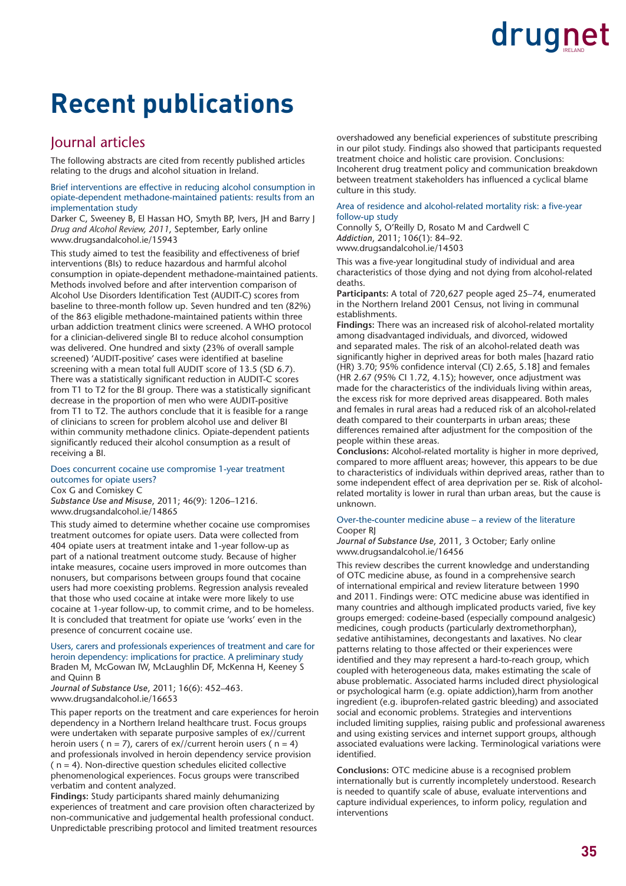# Recent publications

## Journal articles

The following abstracts are cited from recently published articles relating to the drugs and alcohol situation in Ireland.

### Brief interventions are effective in reducing alcohol consumption in opiate-dependent methadone-maintained patients: results from an implementation study

Darker C, Sweeney B, El Hassan HO, Smyth BP, Ivers, JH and Barry J
*Drug and Alcohol Review, 2011*, September, Early online
www.drugsandalcohol.ie/15943

This study aimed to test the feasibility and effectiveness of brief interventions (BIs) to reduce hazardous and harmful alcohol consumption in opiate-dependent methadone-maintained patients. Methods involved before and after intervention comparison of Alcohol Use Disorders Identification Test (AUDIT-C) scores from baseline to three-month follow up. Seven hundred and ten (82%) of the 863 eligible methadone-maintained patients within three urban addiction treatment clinics were screened. A WHO protocol for a clinician-delivered single BI to reduce alcohol consumption was delivered. One hundred and sixty (23% of overall sample screened) 'AUDIT-positive' cases were identified at baseline screening with a mean total full AUDIT score of 13.5 (SD 6.7). There was a statistically significant reduction in AUDIT-C scores from T1 to T2 for the BI group. There was a statistically significant decrease in the proportion of men who were AUDIT-positive from T1 to T2. The authors conclude that it is feasible for a range of clinicians to screen for problem alcohol use and deliver BI within community methadone clinics. Opiate-dependent patients significantly reduced their alcohol consumption as a result of receiving a BI.

### Does concurrent cocaine use compromise 1-year treatment outcomes for opiate users?

Cox G and Comiskey C
*Substance Use and Misuse*, 2011; 46(9): 1206–1216.
www.drugsandalcohol.ie/14865

This study aimed to determine whether cocaine use compromises treatment outcomes for opiate users. Data were collected from 404 opiate users at treatment intake and 1-year follow-up as part of a national treatment outcome study. Because of higher intake measures, cocaine users improved in more outcomes than nonusers, but comparisons between groups found that cocaine users had more coexisting problems. Regression analysis revealed that those who used cocaine at intake were more likely to use cocaine at 1-year follow-up, to commit crime, and to be homeless. It is concluded that treatment for opiate use 'works' even in the presence of concurrent cocaine use.

### Users, carers and professionals experiences of treatment and care for heroin dependency: implications for practice. A preliminary study

Braden M, McGowan IW, McLaughlin DF, McKenna H, Keeney S and Quinn B
*Journal of Substance Use*, 2011; 16(6): 452–463.
www.drugsandalcohol.ie/16653

This paper reports on the treatment and care experiences for heroin dependency in a Northern Ireland healthcare trust. Focus groups were undertaken with separate purposive samples of ex//current heroin users ( n = 7), carers of ex//current heroin users ( n = 4) and professionals involved in heroin dependency service provision ( n = 4). Non-directive question schedules elicited collective phenomenological experiences. Focus groups were transcribed verbatim and content analyzed.

**Findings:** Study participants shared mainly dehumanizing experiences of treatment and care provision often characterized by non-communicative and judgemental health professional conduct. Unpredictable prescribing protocol and limited treatment resources overshadowed any beneficial experiences of substitute prescribing in our pilot study. Findings also showed that participants requested treatment choice and holistic care provision. Conclusions: Incoherent drug treatment policy and communication breakdown between treatment stakeholders has influenced a cyclical blame culture in this study.

### Area of residence and alcohol-related mortality risk: a five-year follow-up study

Connolly S, O'Reilly D, Rosato M and Cardwell C
*Addiction*, 2011; 106(1): 84–92.
www.drugsandalcohol.ie/14503

This was a five-year longitudinal study of individual and area characteristics of those dying and not dying from alcohol-related deaths.

**Participants:** A total of 720,627 people aged 25–74, enumerated in the Northern Ireland 2001 Census, not living in communal establishments.

**Findings:** There was an increased risk of alcohol-related mortality among disadvantaged individuals, and divorced, widowed and separated males. The risk of an alcohol-related death was significantly higher in deprived areas for both males [hazard ratio (HR) 3.70; 95% confidence interval (CI) 2.65, 5.18] and females (HR 2.67 (95% CI 1.72, 4.15); however, once adjustment was made for the characteristics of the individuals living within areas, the excess risk for more deprived areas disappeared. Both males and females in rural areas had a reduced risk of an alcohol-related death compared to their counterparts in urban areas; these differences remained after adjustment for the composition of the people within these areas.

**Conclusions:** Alcohol-related mortality is higher in more deprived, compared to more affluent areas; however, this appears to be due to characteristics of individuals within deprived areas, rather than to some independent effect of area deprivation per se. Risk of alcohol-related mortality is lower in rural than urban areas, but the cause is unknown.

### Over-the-counter medicine abuse – a review of the literature

Cooper RJ
*Journal of Substance Use*, 2011, 3 October; Early online
www.drugsandalcohol.ie/16456

This review describes the current knowledge and understanding of OTC medicine abuse, as found in a comprehensive search of international empirical and review literature between 1990 and 2011. Findings were: OTC medicine abuse was identified in many countries and although implicated products varied, five key groups emerged: codeine-based (especially compound analgesic) medicines, cough products (particularly dextromethorphan), sedative antihistamines, decongestants and laxatives. No clear patterns relating to those affected or their experiences were identified and they may represent a hard-to-reach group, which coupled with heterogeneous data, makes estimating the scale of abuse problematic. Associated harms included direct physiological or psychological harm (e.g. opiate addiction),harm from another ingredient (e.g. ibuprofen-related gastric bleeding) and associated social and economic problems. Strategies and interventions included limiting supplies, raising public and professional awareness and using existing services and internet support groups, although associated evaluations were lacking. Terminological variations were identified.

**Conclusions:** OTC medicine abuse is a recognised problem internationally but is currently incompletely understood. Research is needed to quantify scale of abuse, evaluate interventions and capture individual experiences, to inform policy, regulation and interventions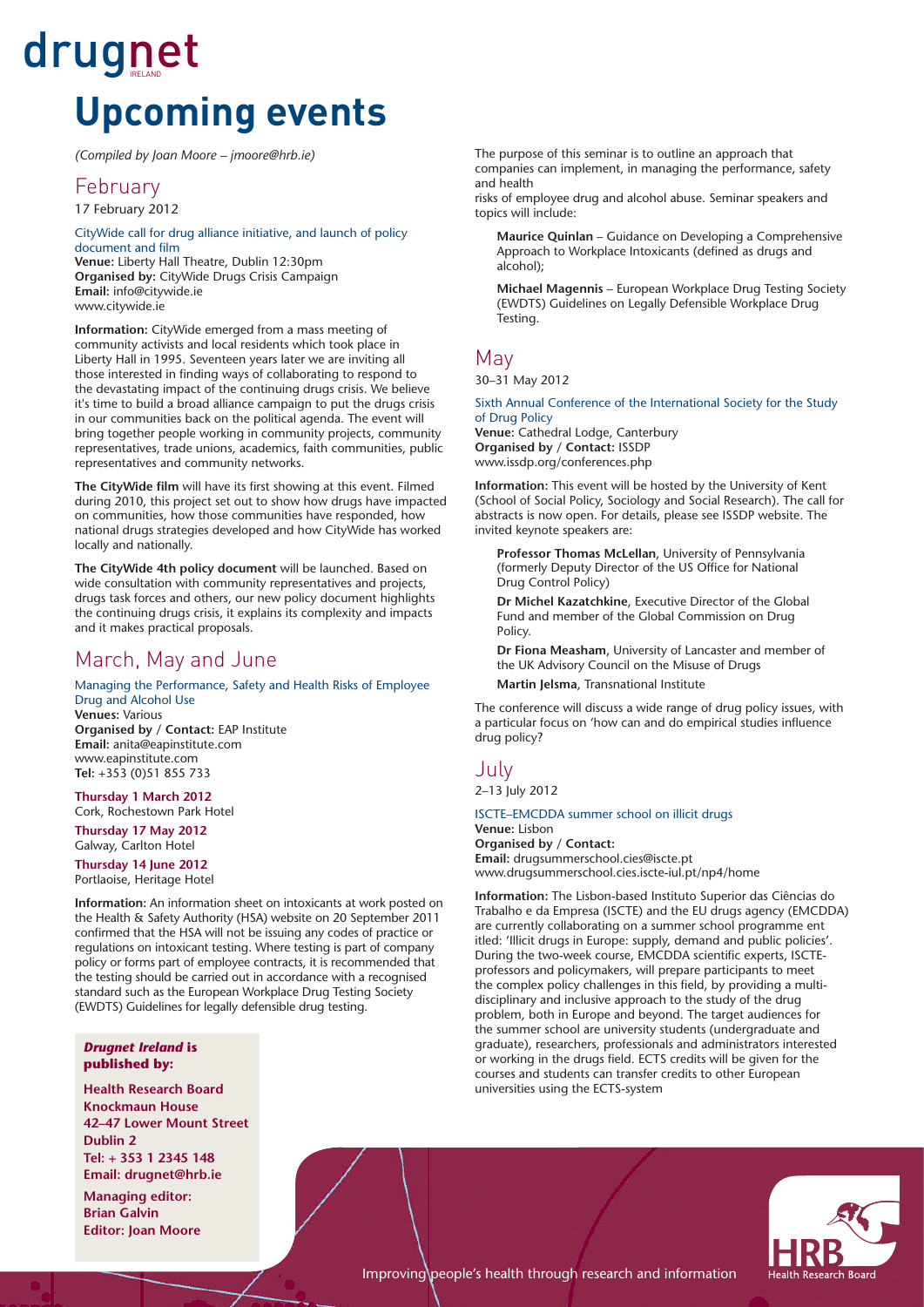# drugnet IRELAND

# Upcoming events

*(Compiled by Joan Moore – jmoore@hrb.ie)*

## February

17 February 2012

CityWide call for drug alliance initiative, and launch of policy document and film

**Venue:** Liberty Hall Theatre, Dublin 12:30pm
**Organised by:** CityWide Drugs Crisis Campaign
**Email:** info@citywide.ie
www.citywide.ie

**Information:** CityWide emerged from a mass meeting of community activists and local residents which took place in Liberty Hall in 1995. Seventeen years later we are inviting all those interested in finding ways of collaborating to respond to the devastating impact of the continuing drugs crisis. We believe it's time to build a broad alliance campaign to put the drugs crisis in our communities back on the political agenda. The event will bring together people working in community projects, community representatives, trade unions, academics, faith communities, public representatives and community networks.

**The CityWide film** will have its first showing at this event. Filmed during 2010, this project set out to show how drugs have impacted on communities, how those communities have responded, how national drugs strategies developed and how CityWide has worked locally and nationally.

**The CityWide 4th policy document** will be launched. Based on wide consultation with community representatives and projects, drugs task forces and others, our new policy document highlights the continuing drugs crisis, it explains its complexity and impacts and it makes practical proposals.

## March, May and June

Managing the Performance, Safety and Health Risks of Employee Drug and Alcohol Use

**Venues:** Various
**Organised by / Contact:** EAP Institute
**Email:** anita@eapinstitute.com
www.eapinstitute.com
**Tel:** +353 (0)51 855 733

**Thursday 1 March 2012**
Cork, Rochestown Park Hotel

**Thursday 17 May 2012**
Galway, Carlton Hotel

**Thursday 14 June 2012**
Portlaoise, Heritage Hotel

**Information:** An information sheet on intoxicants at work posted on the Health & Safety Authority (HSA) website on 20 September 2011 confirmed that the HSA will not be issuing any codes of practice or regulations on intoxicant testing. Where testing is part of company policy or forms part of employee contracts, it is recommended that the testing should be carried out in accordance with a recognised standard such as the European Workplace Drug Testing Society (EWDTS) Guidelines for legally defensible drug testing.

The purpose of this seminar is to outline an approach that companies can implement, in managing the performance, safety and health risks of employee drug and alcohol abuse. Seminar speakers and topics will include:

**Maurice Quinlan** – Guidance on Developing a Comprehensive Approach to Workplace Intoxicants (defined as drugs and alcohol);

**Michael Magennis** – European Workplace Drug Testing Society (EWDTS) Guidelines on Legally Defensible Workplace Drug Testing.

## May

30–31 May 2012

Sixth Annual Conference of the International Society for the Study of Drug Policy

**Venue:** Cathedral Lodge, Canterbury
**Organised by / Contact:** ISSDP
www.issdp.org/conferences.php

**Information:** This event will be hosted by the University of Kent (School of Social Policy, Sociology and Social Research). The call for abstracts is now open. For details, please see ISSDP website. The invited keynote speakers are:

**Professor Thomas McLellan**, University of Pennsylvania (formerly Deputy Director of the US Office for National Drug Control Policy)

**Dr Michel Kazatchkine**, Executive Director of the Global Fund and member of the Global Commission on Drug Policy.

**Dr Fiona Measham**, University of Lancaster and member of the UK Advisory Council on the Misuse of Drugs

**Martin Jelsma**, Transnational Institute

The conference will discuss a wide range of drug policy issues, with a particular focus on 'how can and do empirical studies influence drug policy?

## July

2–13 July 2012

ISCTE–EMCDDA summer school on illicit drugs

**Venue:** Lisbon
**Organised by / Contact:**
**Email:** drugsummerschool.cies@iscte.pt
www.drugsummerschool.cies.iscte-iul.pt/np4/home

**Information:** The Lisbon-based Instituto Superior das Ciências do Trabalho e da Empresa (ISCTE) and the EU drugs agency (EMCDDA) are currently collaborating on a summer school programme ent itled: 'Illicit drugs in Europe: supply, demand and public policies'. During the two-week course, EMCDDA scientific experts, ISCTE-professors and policymakers, will prepare participants to meet the complex policy challenges in this field, by providing a multi-disciplinary and inclusive approach to the study of the drug problem, both in Europe and beyond. The target audiences for the summer school are university students (undergraduate and graduate), researchers, professionals and administrators interested or working in the drugs field. ECTS credits will be given for the courses and students can transfer credits to other European universities using the ECTS-system

***Drugnet Ireland* is published by:**

**Health Research Board**
**Knockmaun House**
**42–47 Lower Mount Street**
**Dublin 2**
**Tel: + 353 1 2345 148**
**Email: drugnet@hrb.ie**

**Managing editor:**
**Brian Galvin**
**Editor: Joan Moore**

Improving people's health through research and information

HRB Health Research Board